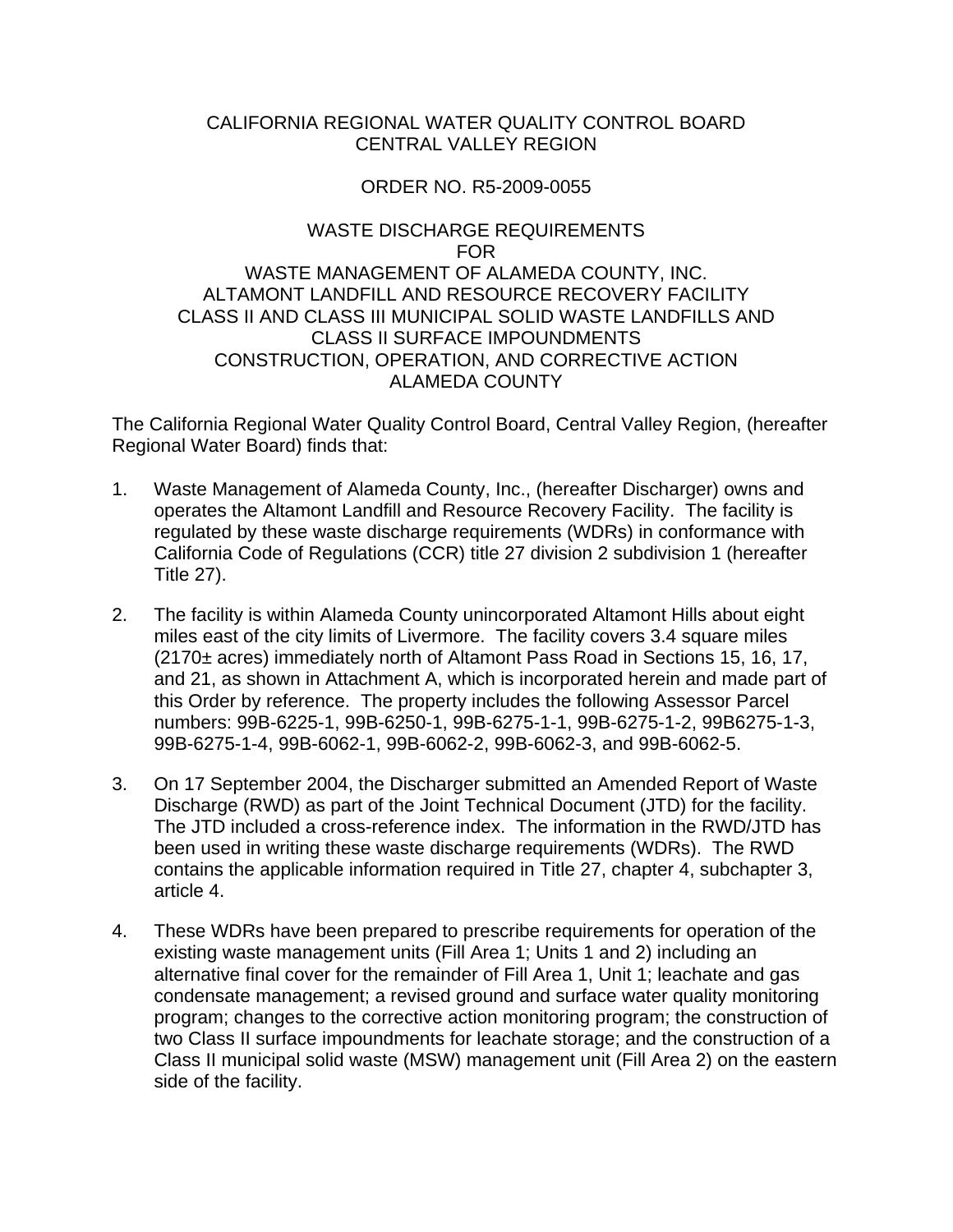CALIFORNIA REGIONAL WATER QUALITY CONTROL BOARD
CENTRAL VALLEY REGION

ORDER NO. R5-2009-0055

WASTE DISCHARGE REQUIREMENTS
FOR
WASTE MANAGEMENT OF ALAMEDA COUNTY, INC.
ALTAMONT LANDFILL AND RESOURCE RECOVERY FACILITY
CLASS II AND CLASS III MUNICIPAL SOLID WASTE LANDFILLS AND
CLASS II SURFACE IMPOUNDMENTS
CONSTRUCTION, OPERATION, AND CORRECTIVE ACTION
ALAMEDA COUNTY

The California Regional Water Quality Control Board, Central Valley Region, (hereafter Regional Water Board) finds that:

1. Waste Management of Alameda County, Inc., (hereafter Discharger) owns and operates the Altamont Landfill and Resource Recovery Facility. The facility is regulated by these waste discharge requirements (WDRs) in conformance with California Code of Regulations (CCR) title 27 division 2 subdivision 1 (hereafter Title 27).

2. The facility is within Alameda County unincorporated Altamont Hills about eight miles east of the city limits of Livermore. The facility covers 3.4 square miles (2170± acres) immediately north of Altamont Pass Road in Sections 15, 16, 17, and 21, as shown in Attachment A, which is incorporated herein and made part of this Order by reference. The property includes the following Assessor Parcel numbers: 99B-6225-1, 99B-6250-1, 99B-6275-1-1, 99B-6275-1-2, 99B6275-1-3, 99B-6275-1-4, 99B-6062-1, 99B-6062-2, 99B-6062-3, and 99B-6062-5.

3. On 17 September 2004, the Discharger submitted an Amended Report of Waste Discharge (RWD) as part of the Joint Technical Document (JTD) for the facility. The JTD included a cross-reference index. The information in the RWD/JTD has been used in writing these waste discharge requirements (WDRs). The RWD contains the applicable information required in Title 27, chapter 4, subchapter 3, article 4.

4. These WDRs have been prepared to prescribe requirements for operation of the existing waste management units (Fill Area 1; Units 1 and 2) including an alternative final cover for the remainder of Fill Area 1, Unit 1; leachate and gas condensate management; a revised ground and surface water quality monitoring program; changes to the corrective action monitoring program; the construction of two Class II surface impoundments for leachate storage; and the construction of a Class II municipal solid waste (MSW) management unit (Fill Area 2) on the eastern side of the facility.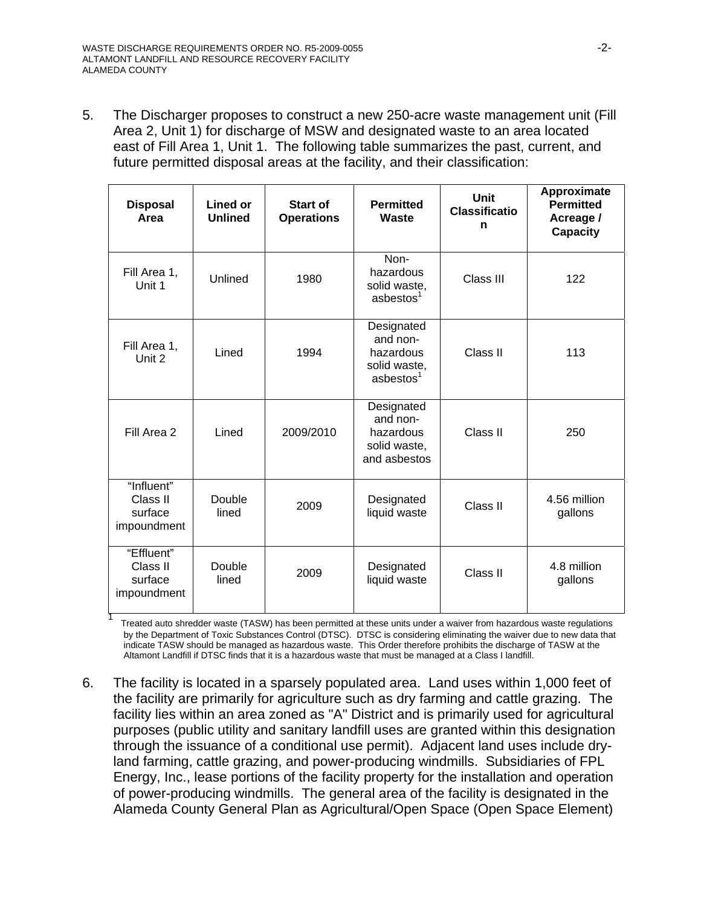5. The Discharger proposes to construct a new 250-acre waste management unit (Fill Area 2, Unit 1) for discharge of MSW and designated waste to an area located east of Fill Area 1, Unit 1. The following table summarizes the past, current, and future permitted disposal areas at the facility, and their classification:

| Disposal Area | Lined or Unlined | Start of Operations | Permitted Waste | Unit Classification | Approximate Permitted Acreage / Capacity |
|---|---|---|---|---|---|
| Fill Area 1, Unit 1 | Unlined | 1980 | Non-hazardous solid waste, asbestos[1] | Class III | 122 |
| Fill Area 1, Unit 2 | Lined | 1994 | Designated and non-hazardous solid waste, asbestos[1] | Class II | 113 |
| Fill Area 2 | Lined | 2009/2010 | Designated and non-hazardous solid waste, and asbestos | Class II | 250 |
| "Influent" Class II surface impoundment | Double lined | 2009 | Designated liquid waste | Class II | 4.56 million gallons |
| "Effluent" Class II surface impoundment | Double lined | 2009 | Designated liquid waste | Class II | 4.8 million gallons |

[1] Treated auto shredder waste (TASW) has been permitted at these units under a waiver from hazardous waste regulations by the Department of Toxic Substances Control (DTSC). DTSC is considering eliminating the waiver due to new data that indicate TASW should be managed as hazardous waste. This Order therefore prohibits the discharge of TASW at the Altamont Landfill if DTSC finds that it is a hazardous waste that must be managed at a Class I landfill.

6. The facility is located in a sparsely populated area. Land uses within 1,000 feet of the facility are primarily for agriculture such as dry farming and cattle grazing. The facility lies within an area zoned as "A" District and is primarily used for agricultural purposes (public utility and sanitary landfill uses are granted within this designation through the issuance of a conditional use permit). Adjacent land uses include dry-land farming, cattle grazing, and power-producing windmills. Subsidiaries of FPL Energy, Inc., lease portions of the facility property for the installation and operation of power-producing windmills. The general area of the facility is designated in the Alameda County General Plan as Agricultural/Open Space (Open Space Element)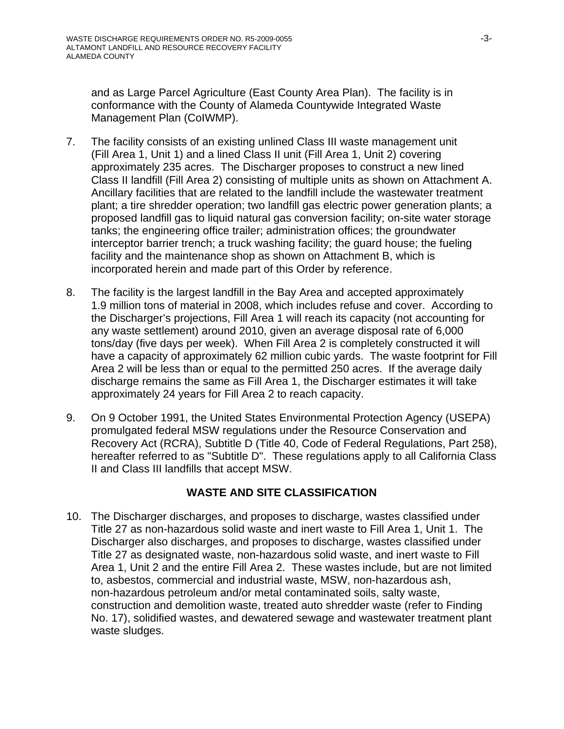and as Large Parcel Agriculture (East County Area Plan). The facility is in conformance with the County of Alameda Countywide Integrated Waste Management Plan (CoIWMP).

7. The facility consists of an existing unlined Class III waste management unit (Fill Area 1, Unit 1) and a lined Class II unit (Fill Area 1, Unit 2) covering approximately 235 acres. The Discharger proposes to construct a new lined Class II landfill (Fill Area 2) consisting of multiple units as shown on Attachment A. Ancillary facilities that are related to the landfill include the wastewater treatment plant; a tire shredder operation; two landfill gas electric power generation plants; a proposed landfill gas to liquid natural gas conversion facility; on-site water storage tanks; the engineering office trailer; administration offices; the groundwater interceptor barrier trench; a truck washing facility; the guard house; the fueling facility and the maintenance shop as shown on Attachment B, which is incorporated herein and made part of this Order by reference.

8. The facility is the largest landfill in the Bay Area and accepted approximately 1.9 million tons of material in 2008, which includes refuse and cover. According to the Discharger's projections, Fill Area 1 will reach its capacity (not accounting for any waste settlement) around 2010, given an average disposal rate of 6,000 tons/day (five days per week). When Fill Area 2 is completely constructed it will have a capacity of approximately 62 million cubic yards. The waste footprint for Fill Area 2 will be less than or equal to the permitted 250 acres. If the average daily discharge remains the same as Fill Area 1, the Discharger estimates it will take approximately 24 years for Fill Area 2 to reach capacity.

9. On 9 October 1991, the United States Environmental Protection Agency (USEPA) promulgated federal MSW regulations under the Resource Conservation and Recovery Act (RCRA), Subtitle D (Title 40, Code of Federal Regulations, Part 258), hereafter referred to as "Subtitle D". These regulations apply to all California Class II and Class III landfills that accept MSW.

## WASTE AND SITE CLASSIFICATION

10. The Discharger discharges, and proposes to discharge, wastes classified under Title 27 as non-hazardous solid waste and inert waste to Fill Area 1, Unit 1. The Discharger also discharges, and proposes to discharge, wastes classified under Title 27 as designated waste, non-hazardous solid waste, and inert waste to Fill Area 1, Unit 2 and the entire Fill Area 2. These wastes include, but are not limited to, asbestos, commercial and industrial waste, MSW, non-hazardous ash, non-hazardous petroleum and/or metal contaminated soils, salty waste, construction and demolition waste, treated auto shredder waste (refer to Finding No. 17), solidified wastes, and dewatered sewage and wastewater treatment plant waste sludges.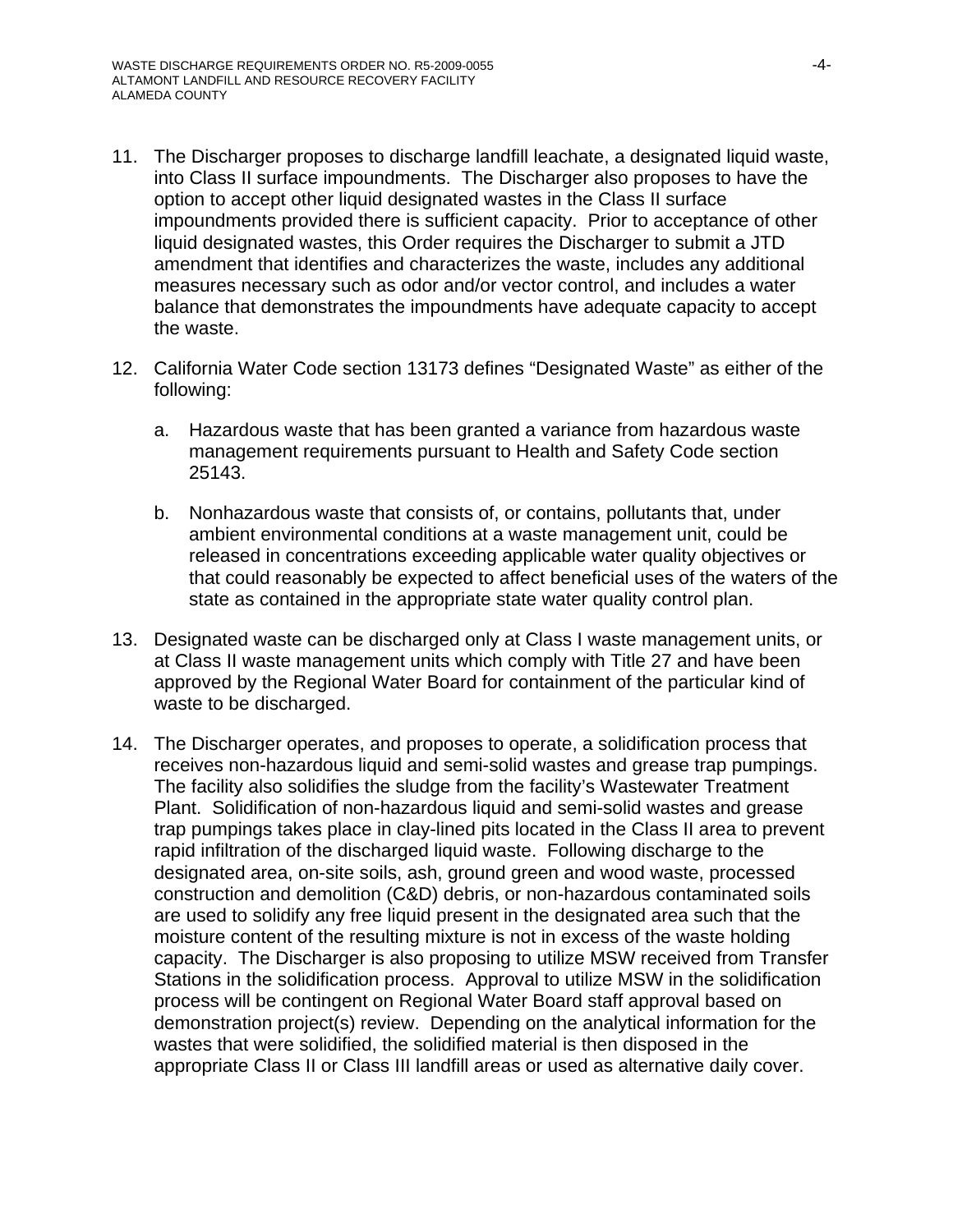11. The Discharger proposes to discharge landfill leachate, a designated liquid waste, into Class II surface impoundments. The Discharger also proposes to have the option to accept other liquid designated wastes in the Class II surface impoundments provided there is sufficient capacity. Prior to acceptance of other liquid designated wastes, this Order requires the Discharger to submit a JTD amendment that identifies and characterizes the waste, includes any additional measures necessary such as odor and/or vector control, and includes a water balance that demonstrates the impoundments have adequate capacity to accept the waste.

12. California Water Code section 13173 defines "Designated Waste" as either of the following:

    a. Hazardous waste that has been granted a variance from hazardous waste management requirements pursuant to Health and Safety Code section 25143.

    b. Nonhazardous waste that consists of, or contains, pollutants that, under ambient environmental conditions at a waste management unit, could be released in concentrations exceeding applicable water quality objectives or that could reasonably be expected to affect beneficial uses of the waters of the state as contained in the appropriate state water quality control plan.

13. Designated waste can be discharged only at Class I waste management units, or at Class II waste management units which comply with Title 27 and have been approved by the Regional Water Board for containment of the particular kind of waste to be discharged.

14. The Discharger operates, and proposes to operate, a solidification process that receives non-hazardous liquid and semi-solid wastes and grease trap pumpings. The facility also solidifies the sludge from the facility's Wastewater Treatment Plant. Solidification of non-hazardous liquid and semi-solid wastes and grease trap pumpings takes place in clay-lined pits located in the Class II area to prevent rapid infiltration of the discharged liquid waste. Following discharge to the designated area, on-site soils, ash, ground green and wood waste, processed construction and demolition (C&D) debris, or non-hazardous contaminated soils are used to solidify any free liquid present in the designated area such that the moisture content of the resulting mixture is not in excess of the waste holding capacity. The Discharger is also proposing to utilize MSW received from Transfer Stations in the solidification process. Approval to utilize MSW in the solidification process will be contingent on Regional Water Board staff approval based on demonstration project(s) review. Depending on the analytical information for the wastes that were solidified, the solidified material is then disposed in the appropriate Class II or Class III landfill areas or used as alternative daily cover.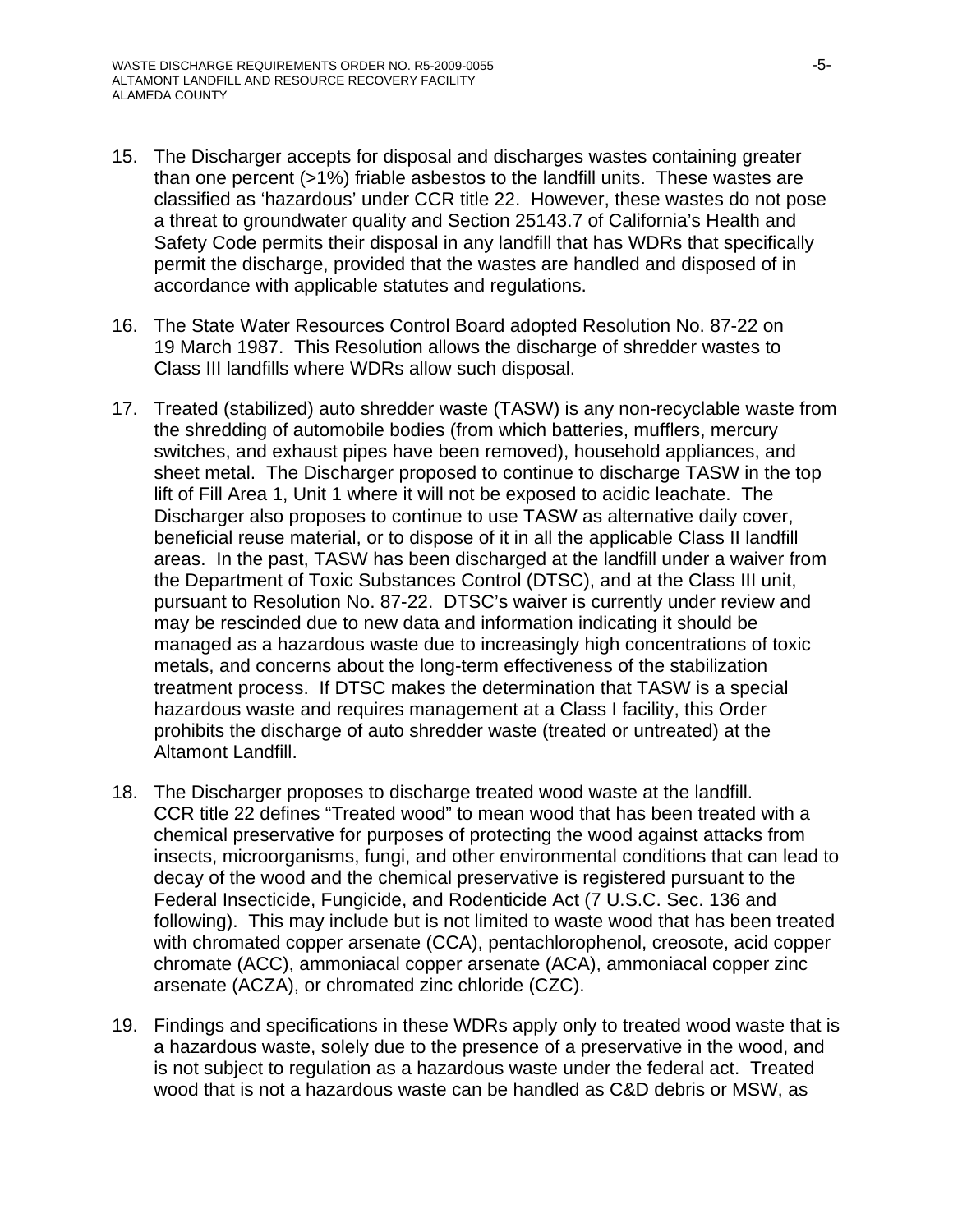15. The Discharger accepts for disposal and discharges wastes containing greater than one percent (>1%) friable asbestos to the landfill units. These wastes are classified as 'hazardous' under CCR title 22. However, these wastes do not pose a threat to groundwater quality and Section 25143.7 of California's Health and Safety Code permits their disposal in any landfill that has WDRs that specifically permit the discharge, provided that the wastes are handled and disposed of in accordance with applicable statutes and regulations.

16. The State Water Resources Control Board adopted Resolution No. 87-22 on 19 March 1987. This Resolution allows the discharge of shredder wastes to Class III landfills where WDRs allow such disposal.

17. Treated (stabilized) auto shredder waste (TASW) is any non-recyclable waste from the shredding of automobile bodies (from which batteries, mufflers, mercury switches, and exhaust pipes have been removed), household appliances, and sheet metal. The Discharger proposed to continue to discharge TASW in the top lift of Fill Area 1, Unit 1 where it will not be exposed to acidic leachate. The Discharger also proposes to continue to use TASW as alternative daily cover, beneficial reuse material, or to dispose of it in all the applicable Class II landfill areas. In the past, TASW has been discharged at the landfill under a waiver from the Department of Toxic Substances Control (DTSC), and at the Class III unit, pursuant to Resolution No. 87-22. DTSC's waiver is currently under review and may be rescinded due to new data and information indicating it should be managed as a hazardous waste due to increasingly high concentrations of toxic metals, and concerns about the long-term effectiveness of the stabilization treatment process. If DTSC makes the determination that TASW is a special hazardous waste and requires management at a Class I facility, this Order prohibits the discharge of auto shredder waste (treated or untreated) at the Altamont Landfill.

18. The Discharger proposes to discharge treated wood waste at the landfill. CCR title 22 defines "Treated wood" to mean wood that has been treated with a chemical preservative for purposes of protecting the wood against attacks from insects, microorganisms, fungi, and other environmental conditions that can lead to decay of the wood and the chemical preservative is registered pursuant to the Federal Insecticide, Fungicide, and Rodenticide Act (7 U.S.C. Sec. 136 and following). This may include but is not limited to waste wood that has been treated with chromated copper arsenate (CCA), pentachlorophenol, creosote, acid copper chromate (ACC), ammoniacal copper arsenate (ACA), ammoniacal copper zinc arsenate (ACZA), or chromated zinc chloride (CZC).

19. Findings and specifications in these WDRs apply only to treated wood waste that is a hazardous waste, solely due to the presence of a preservative in the wood, and is not subject to regulation as a hazardous waste under the federal act. Treated wood that is not a hazardous waste can be handled as C&D debris or MSW, as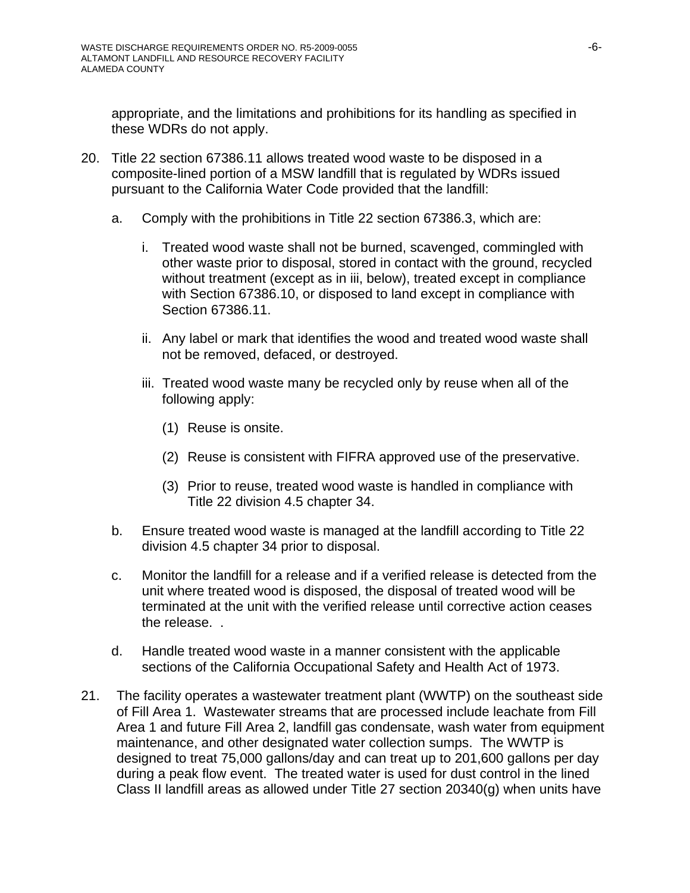appropriate, and the limitations and prohibitions for its handling as specified in these WDRs do not apply.

20. Title 22 section 67386.11 allows treated wood waste to be disposed in a composite-lined portion of a MSW landfill that is regulated by WDRs issued pursuant to the California Water Code provided that the landfill:

    a. Comply with the prohibitions in Title 22 section 67386.3, which are:

        i. Treated wood waste shall not be burned, scavenged, commingled with other waste prior to disposal, stored in contact with the ground, recycled without treatment (except as in iii, below), treated except in compliance with Section 67386.10, or disposed to land except in compliance with Section 67386.11.

        ii. Any label or mark that identifies the wood and treated wood waste shall not be removed, defaced, or destroyed.

        iii. Treated wood waste many be recycled only by reuse when all of the following apply:

            (1) Reuse is onsite.

            (2) Reuse is consistent with FIFRA approved use of the preservative.

            (3) Prior to reuse, treated wood waste is handled in compliance with Title 22 division 4.5 chapter 34.

    b. Ensure treated wood waste is managed at the landfill according to Title 22 division 4.5 chapter 34 prior to disposal.

    c. Monitor the landfill for a release and if a verified release is detected from the unit where treated wood is disposed, the disposal of treated wood will be terminated at the unit with the verified release until corrective action ceases the release. .

    d. Handle treated wood waste in a manner consistent with the applicable sections of the California Occupational Safety and Health Act of 1973.

21. The facility operates a wastewater treatment plant (WWTP) on the southeast side of Fill Area 1. Wastewater streams that are processed include leachate from Fill Area 1 and future Fill Area 2, landfill gas condensate, wash water from equipment maintenance, and other designated water collection sumps. The WWTP is designed to treat 75,000 gallons/day and can treat up to 201,600 gallons per day during a peak flow event. The treated water is used for dust control in the lined Class II landfill areas as allowed under Title 27 section 20340(g) when units have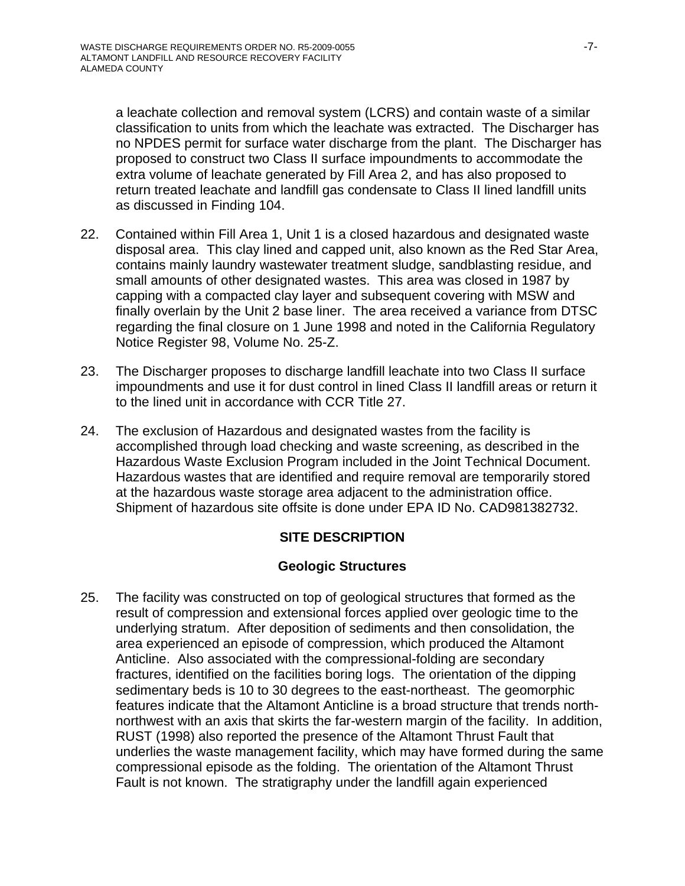a leachate collection and removal system (LCRS) and contain waste of a similar classification to units from which the leachate was extracted. The Discharger has no NPDES permit for surface water discharge from the plant. The Discharger has proposed to construct two Class II surface impoundments to accommodate the extra volume of leachate generated by Fill Area 2, and has also proposed to return treated leachate and landfill gas condensate to Class II lined landfill units as discussed in Finding 104.

22. Contained within Fill Area 1, Unit 1 is a closed hazardous and designated waste disposal area. This clay lined and capped unit, also known as the Red Star Area, contains mainly laundry wastewater treatment sludge, sandblasting residue, and small amounts of other designated wastes. This area was closed in 1987 by capping with a compacted clay layer and subsequent covering with MSW and finally overlain by the Unit 2 base liner. The area received a variance from DTSC regarding the final closure on 1 June 1998 and noted in the California Regulatory Notice Register 98, Volume No. 25-Z.

23. The Discharger proposes to discharge landfill leachate into two Class II surface impoundments and use it for dust control in lined Class II landfill areas or return it to the lined unit in accordance with CCR Title 27.

24. The exclusion of Hazardous and designated wastes from the facility is accomplished through load checking and waste screening, as described in the Hazardous Waste Exclusion Program included in the Joint Technical Document. Hazardous wastes that are identified and require removal are temporarily stored at the hazardous waste storage area adjacent to the administration office. Shipment of hazardous site offsite is done under EPA ID No. CAD981382732.

## SITE DESCRIPTION

### Geologic Structures

25. The facility was constructed on top of geological structures that formed as the result of compression and extensional forces applied over geologic time to the underlying stratum. After deposition of sediments and then consolidation, the area experienced an episode of compression, which produced the Altamont Anticline. Also associated with the compressional-folding are secondary fractures, identified on the facilities boring logs. The orientation of the dipping sedimentary beds is 10 to 30 degrees to the east-northeast. The geomorphic features indicate that the Altamont Anticline is a broad structure that trends north-northwest with an axis that skirts the far-western margin of the facility. In addition, RUST (1998) also reported the presence of the Altamont Thrust Fault that underlies the waste management facility, which may have formed during the same compressional episode as the folding. The orientation of the Altamont Thrust Fault is not known. The stratigraphy under the landfill again experienced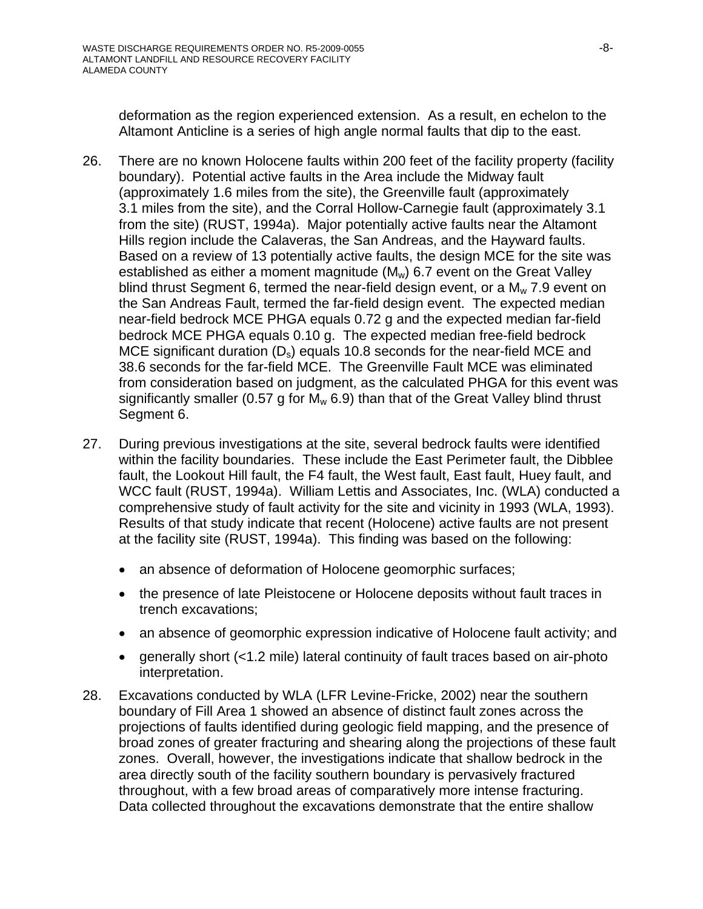deformation as the region experienced extension. As a result, en echelon to the Altamont Anticline is a series of high angle normal faults that dip to the east.

26. There are no known Holocene faults within 200 feet of the facility property (facility boundary). Potential active faults in the Area include the Midway fault (approximately 1.6 miles from the site), the Greenville fault (approximately 3.1 miles from the site), and the Corral Hollow-Carnegie fault (approximately 3.1 from the site) (RUST, 1994a). Major potentially active faults near the Altamont Hills region include the Calaveras, the San Andreas, and the Hayward faults. Based on a review of 13 potentially active faults, the design MCE for the site was established as either a moment magnitude ($M_w$) 6.7 event on the Great Valley blind thrust Segment 6, termed the near-field design event, or a $M_w$ 7.9 event on the San Andreas Fault, termed the far-field design event. The expected median near-field bedrock MCE PHGA equals 0.72 g and the expected median far-field bedrock MCE PHGA equals 0.10 g. The expected median free-field bedrock MCE significant duration ($D_s$) equals 10.8 seconds for the near-field MCE and 38.6 seconds for the far-field MCE. The Greenville Fault MCE was eliminated from consideration based on judgment, as the calculated PHGA for this event was significantly smaller (0.57 g for $M_w$ 6.9) than that of the Great Valley blind thrust Segment 6.

27. During previous investigations at the site, several bedrock faults were identified within the facility boundaries. These include the East Perimeter fault, the Dibblee fault, the Lookout Hill fault, the F4 fault, the West fault, East fault, Huey fault, and WCC fault (RUST, 1994a). William Lettis and Associates, Inc. (WLA) conducted a comprehensive study of fault activity for the site and vicinity in 1993 (WLA, 1993). Results of that study indicate that recent (Holocene) active faults are not present at the facility site (RUST, 1994a). This finding was based on the following:

   - an absence of deformation of Holocene geomorphic surfaces;
   - the presence of late Pleistocene or Holocene deposits without fault traces in trench excavations;
   - an absence of geomorphic expression indicative of Holocene fault activity; and
   - generally short (<1.2 mile) lateral continuity of fault traces based on air-photo interpretation.

28. Excavations conducted by WLA (LFR Levine-Fricke, 2002) near the southern boundary of Fill Area 1 showed an absence of distinct fault zones across the projections of faults identified during geologic field mapping, and the presence of broad zones of greater fracturing and shearing along the projections of these fault zones. Overall, however, the investigations indicate that shallow bedrock in the area directly south of the facility southern boundary is pervasively fractured throughout, with a few broad areas of comparatively more intense fracturing. Data collected throughout the excavations demonstrate that the entire shallow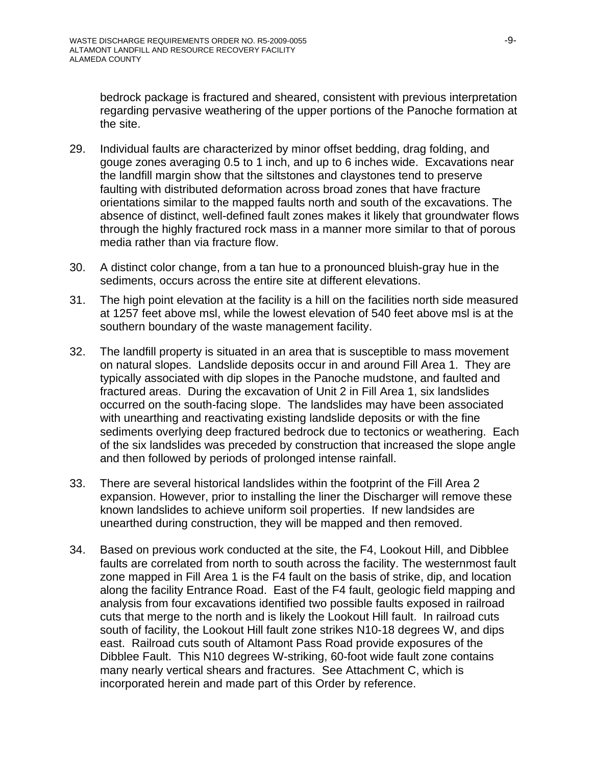bedrock package is fractured and sheared, consistent with previous interpretation regarding pervasive weathering of the upper portions of the Panoche formation at the site.

29. Individual faults are characterized by minor offset bedding, drag folding, and gouge zones averaging 0.5 to 1 inch, and up to 6 inches wide. Excavations near the landfill margin show that the siltstones and claystones tend to preserve faulting with distributed deformation across broad zones that have fracture orientations similar to the mapped faults north and south of the excavations. The absence of distinct, well-defined fault zones makes it likely that groundwater flows through the highly fractured rock mass in a manner more similar to that of porous media rather than via fracture flow.

30. A distinct color change, from a tan hue to a pronounced bluish-gray hue in the sediments, occurs across the entire site at different elevations.

31. The high point elevation at the facility is a hill on the facilities north side measured at 1257 feet above msl, while the lowest elevation of 540 feet above msl is at the southern boundary of the waste management facility.

32. The landfill property is situated in an area that is susceptible to mass movement on natural slopes. Landslide deposits occur in and around Fill Area 1. They are typically associated with dip slopes in the Panoche mudstone, and faulted and fractured areas. During the excavation of Unit 2 in Fill Area 1, six landslides occurred on the south-facing slope. The landslides may have been associated with unearthing and reactivating existing landslide deposits or with the fine sediments overlying deep fractured bedrock due to tectonics or weathering. Each of the six landslides was preceded by construction that increased the slope angle and then followed by periods of prolonged intense rainfall.

33. There are several historical landslides within the footprint of the Fill Area 2 expansion. However, prior to installing the liner the Discharger will remove these known landslides to achieve uniform soil properties. If new landsides are unearthed during construction, they will be mapped and then removed.

34. Based on previous work conducted at the site, the F4, Lookout Hill, and Dibblee faults are correlated from north to south across the facility. The westernmost fault zone mapped in Fill Area 1 is the F4 fault on the basis of strike, dip, and location along the facility Entrance Road. East of the F4 fault, geologic field mapping and analysis from four excavations identified two possible faults exposed in railroad cuts that merge to the north and is likely the Lookout Hill fault. In railroad cuts south of facility, the Lookout Hill fault zone strikes N10-18 degrees W, and dips east. Railroad cuts south of Altamont Pass Road provide exposures of the Dibblee Fault. This N10 degrees W-striking, 60-foot wide fault zone contains many nearly vertical shears and fractures. See Attachment C, which is incorporated herein and made part of this Order by reference.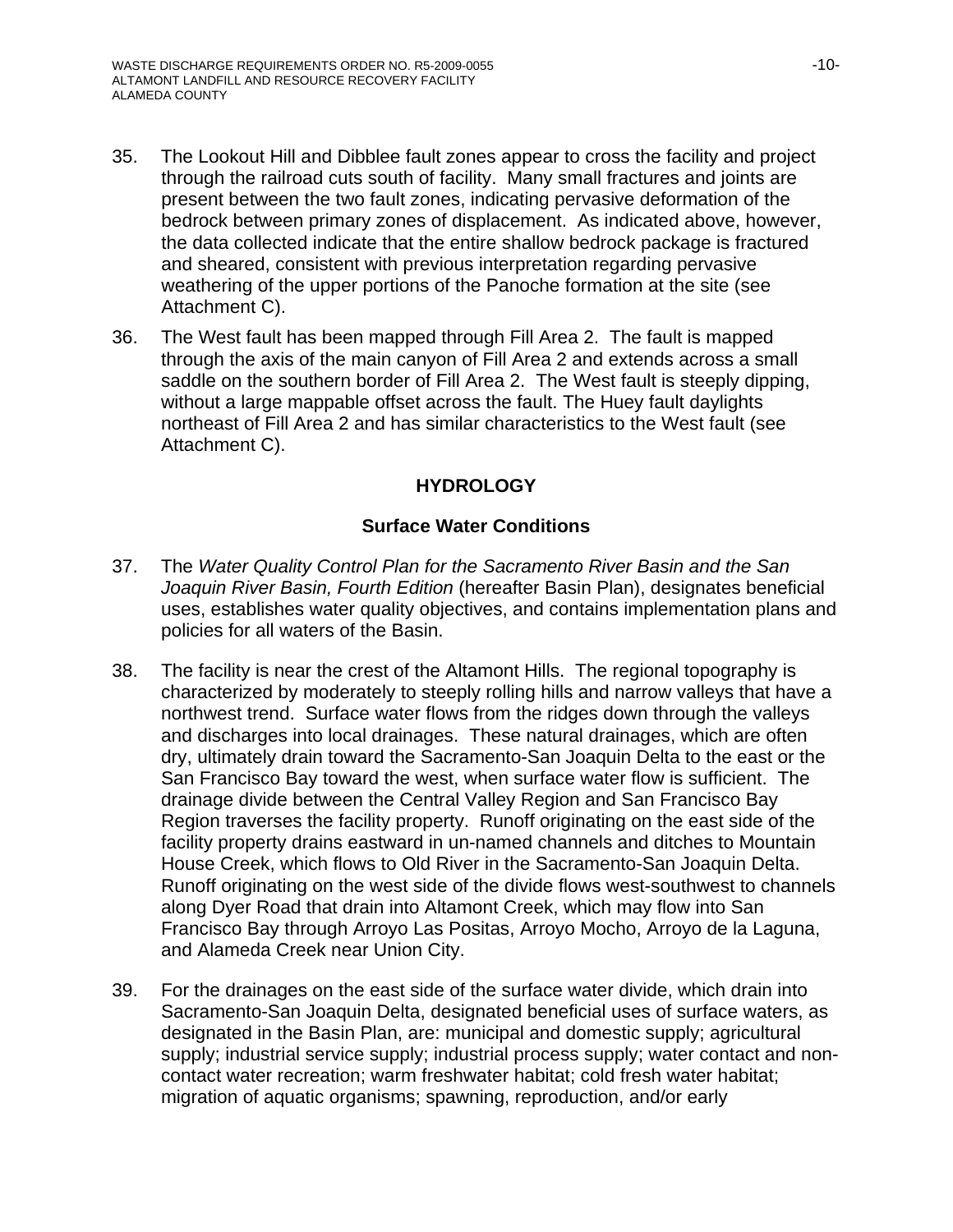35. The Lookout Hill and Dibblee fault zones appear to cross the facility and project through the railroad cuts south of facility. Many small fractures and joints are present between the two fault zones, indicating pervasive deformation of the bedrock between primary zones of displacement. As indicated above, however, the data collected indicate that the entire shallow bedrock package is fractured and sheared, consistent with previous interpretation regarding pervasive weathering of the upper portions of the Panoche formation at the site (see Attachment C).

36. The West fault has been mapped through Fill Area 2. The fault is mapped through the axis of the main canyon of Fill Area 2 and extends across a small saddle on the southern border of Fill Area 2. The West fault is steeply dipping, without a large mappable offset across the fault. The Huey fault daylights northeast of Fill Area 2 and has similar characteristics to the West fault (see Attachment C).

## HYDROLOGY

### Surface Water Conditions

37. The *Water Quality Control Plan for the Sacramento River Basin and the San Joaquin River Basin, Fourth Edition* (hereafter Basin Plan), designates beneficial uses, establishes water quality objectives, and contains implementation plans and policies for all waters of the Basin.

38. The facility is near the crest of the Altamont Hills. The regional topography is characterized by moderately to steeply rolling hills and narrow valleys that have a northwest trend. Surface water flows from the ridges down through the valleys and discharges into local drainages. These natural drainages, which are often dry, ultimately drain toward the Sacramento-San Joaquin Delta to the east or the San Francisco Bay toward the west, when surface water flow is sufficient. The drainage divide between the Central Valley Region and San Francisco Bay Region traverses the facility property. Runoff originating on the east side of the facility property drains eastward in un-named channels and ditches to Mountain House Creek, which flows to Old River in the Sacramento-San Joaquin Delta. Runoff originating on the west side of the divide flows west-southwest to channels along Dyer Road that drain into Altamont Creek, which may flow into San Francisco Bay through Arroyo Las Positas, Arroyo Mocho, Arroyo de la Laguna, and Alameda Creek near Union City.

39. For the drainages on the east side of the surface water divide, which drain into Sacramento-San Joaquin Delta, designated beneficial uses of surface waters, as designated in the Basin Plan, are: municipal and domestic supply; agricultural supply; industrial service supply; industrial process supply; water contact and non-contact water recreation; warm freshwater habitat; cold fresh water habitat; migration of aquatic organisms; spawning, reproduction, and/or early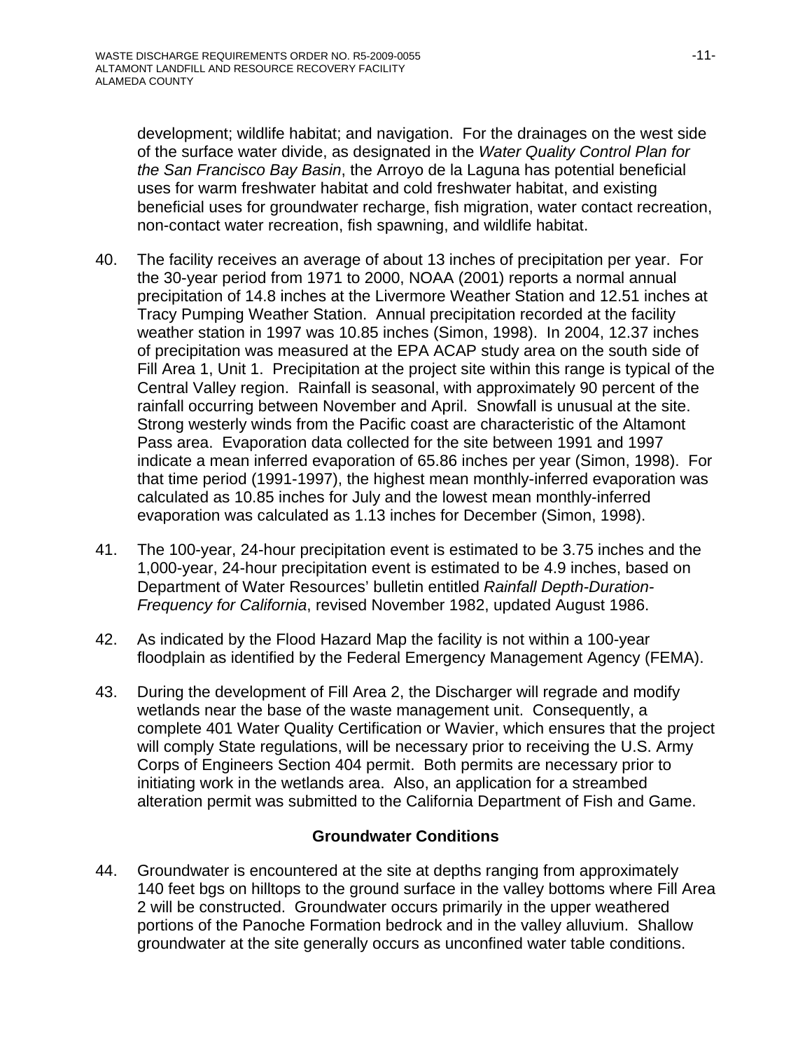development; wildlife habitat; and navigation. For the drainages on the west side of the surface water divide, as designated in the *Water Quality Control Plan for the San Francisco Bay Basin*, the Arroyo de la Laguna has potential beneficial uses for warm freshwater habitat and cold freshwater habitat, and existing beneficial uses for groundwater recharge, fish migration, water contact recreation, non-contact water recreation, fish spawning, and wildlife habitat.

40. The facility receives an average of about 13 inches of precipitation per year. For the 30-year period from 1971 to 2000, NOAA (2001) reports a normal annual precipitation of 14.8 inches at the Livermore Weather Station and 12.51 inches at Tracy Pumping Weather Station. Annual precipitation recorded at the facility weather station in 1997 was 10.85 inches (Simon, 1998). In 2004, 12.37 inches of precipitation was measured at the EPA ACAP study area on the south side of Fill Area 1, Unit 1. Precipitation at the project site within this range is typical of the Central Valley region. Rainfall is seasonal, with approximately 90 percent of the rainfall occurring between November and April. Snowfall is unusual at the site. Strong westerly winds from the Pacific coast are characteristic of the Altamont Pass area. Evaporation data collected for the site between 1991 and 1997 indicate a mean inferred evaporation of 65.86 inches per year (Simon, 1998). For that time period (1991-1997), the highest mean monthly-inferred evaporation was calculated as 10.85 inches for July and the lowest mean monthly-inferred evaporation was calculated as 1.13 inches for December (Simon, 1998).

41. The 100-year, 24-hour precipitation event is estimated to be 3.75 inches and the 1,000-year, 24-hour precipitation event is estimated to be 4.9 inches, based on Department of Water Resources' bulletin entitled *Rainfall Depth-Duration-Frequency for California*, revised November 1982, updated August 1986.

42. As indicated by the Flood Hazard Map the facility is not within a 100-year floodplain as identified by the Federal Emergency Management Agency (FEMA).

43. During the development of Fill Area 2, the Discharger will regrade and modify wetlands near the base of the waste management unit. Consequently, a complete 401 Water Quality Certification or Wavier, which ensures that the project will comply State regulations, will be necessary prior to receiving the U.S. Army Corps of Engineers Section 404 permit. Both permits are necessary prior to initiating work in the wetlands area. Also, an application for a streambed alteration permit was submitted to the California Department of Fish and Game.

## Groundwater Conditions

44. Groundwater is encountered at the site at depths ranging from approximately 140 feet bgs on hilltops to the ground surface in the valley bottoms where Fill Area 2 will be constructed. Groundwater occurs primarily in the upper weathered portions of the Panoche Formation bedrock and in the valley alluvium. Shallow groundwater at the site generally occurs as unconfined water table conditions.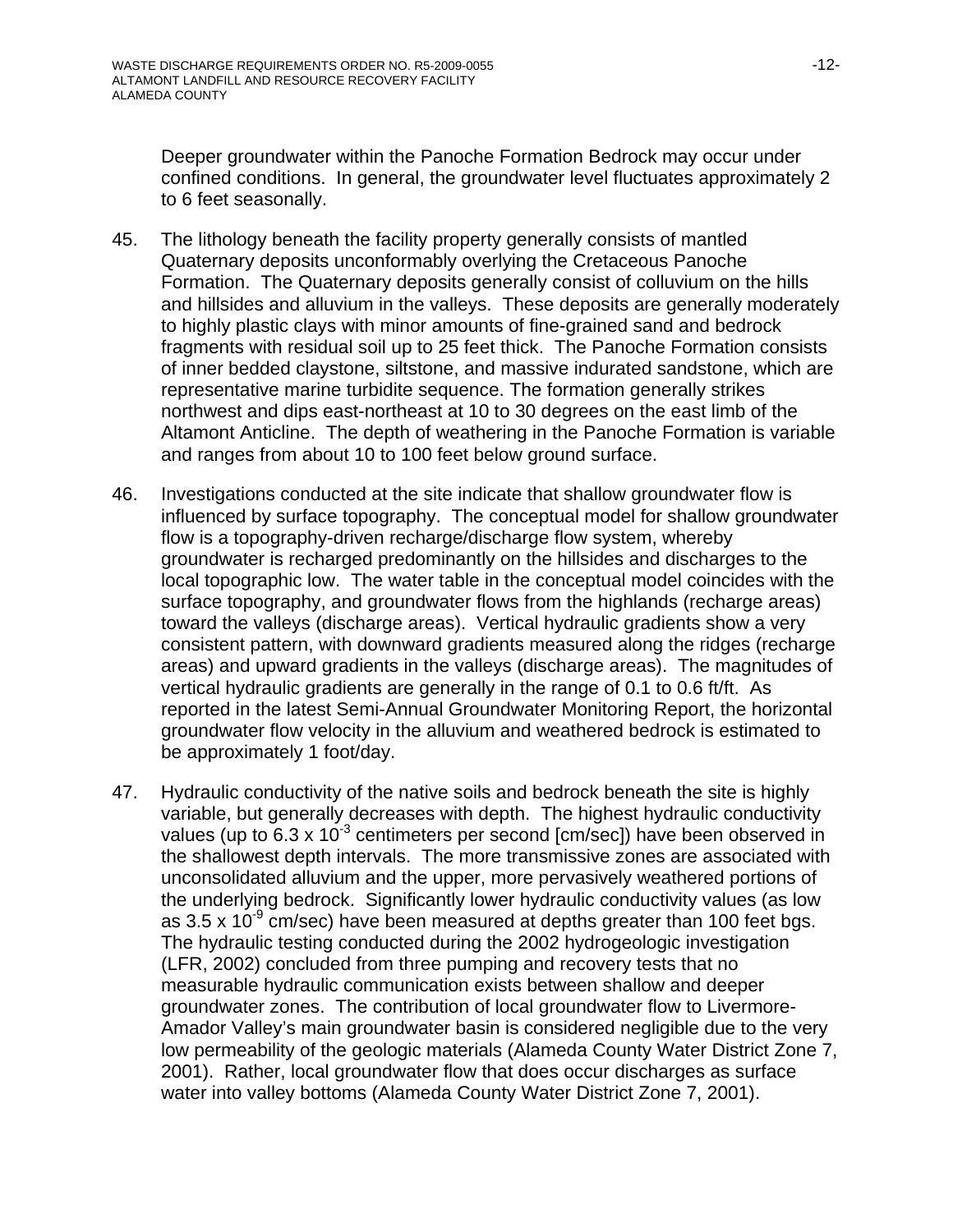Deeper groundwater within the Panoche Formation Bedrock may occur under confined conditions. In general, the groundwater level fluctuates approximately 2 to 6 feet seasonally.

45. The lithology beneath the facility property generally consists of mantled Quaternary deposits unconformably overlying the Cretaceous Panoche Formation. The Quaternary deposits generally consist of colluvium on the hills and hillsides and alluvium in the valleys. These deposits are generally moderately to highly plastic clays with minor amounts of fine-grained sand and bedrock fragments with residual soil up to 25 feet thick. The Panoche Formation consists of inner bedded claystone, siltstone, and massive indurated sandstone, which are representative marine turbidite sequence. The formation generally strikes northwest and dips east-northeast at 10 to 30 degrees on the east limb of the Altamont Anticline. The depth of weathering in the Panoche Formation is variable and ranges from about 10 to 100 feet below ground surface.

46. Investigations conducted at the site indicate that shallow groundwater flow is influenced by surface topography. The conceptual model for shallow groundwater flow is a topography-driven recharge/discharge flow system, whereby groundwater is recharged predominantly on the hillsides and discharges to the local topographic low. The water table in the conceptual model coincides with the surface topography, and groundwater flows from the highlands (recharge areas) toward the valleys (discharge areas). Vertical hydraulic gradients show a very consistent pattern, with downward gradients measured along the ridges (recharge areas) and upward gradients in the valleys (discharge areas). The magnitudes of vertical hydraulic gradients are generally in the range of 0.1 to 0.6 ft/ft. As reported in the latest Semi-Annual Groundwater Monitoring Report, the horizontal groundwater flow velocity in the alluvium and weathered bedrock is estimated to be approximately 1 foot/day.

47. Hydraulic conductivity of the native soils and bedrock beneath the site is highly variable, but generally decreases with depth. The highest hydraulic conductivity values (up to $6.3 \times 10^{-3}$ centimeters per second [cm/sec]) have been observed in the shallowest depth intervals. The more transmissive zones are associated with unconsolidated alluvium and the upper, more pervasively weathered portions of the underlying bedrock. Significantly lower hydraulic conductivity values (as low as $3.5 \times 10^{-9}$ cm/sec) have been measured at depths greater than 100 feet bgs. The hydraulic testing conducted during the 2002 hydrogeologic investigation (LFR, 2002) concluded from three pumping and recovery tests that no measurable hydraulic communication exists between shallow and deeper groundwater zones. The contribution of local groundwater flow to Livermore-Amador Valley's main groundwater basin is considered negligible due to the very low permeability of the geologic materials (Alameda County Water District Zone 7, 2001). Rather, local groundwater flow that does occur discharges as surface water into valley bottoms (Alameda County Water District Zone 7, 2001).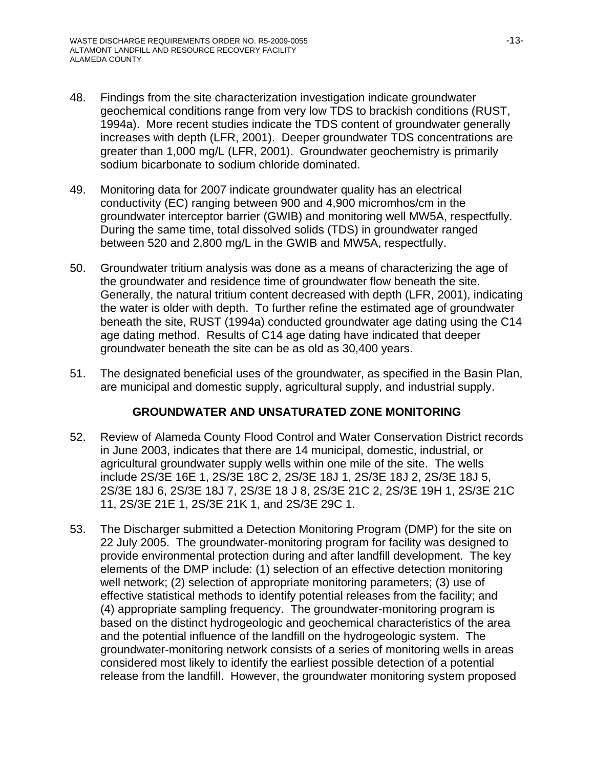48. Findings from the site characterization investigation indicate groundwater geochemical conditions range from very low TDS to brackish conditions (RUST, 1994a). More recent studies indicate the TDS content of groundwater generally increases with depth (LFR, 2001). Deeper groundwater TDS concentrations are greater than 1,000 mg/L (LFR, 2001). Groundwater geochemistry is primarily sodium bicarbonate to sodium chloride dominated.

49. Monitoring data for 2007 indicate groundwater quality has an electrical conductivity (EC) ranging between 900 and 4,900 micromhos/cm in the groundwater interceptor barrier (GWIB) and monitoring well MW5A, respectfully. During the same time, total dissolved solids (TDS) in groundwater ranged between 520 and 2,800 mg/L in the GWIB and MW5A, respectfully.

50. Groundwater tritium analysis was done as a means of characterizing the age of the groundwater and residence time of groundwater flow beneath the site. Generally, the natural tritium content decreased with depth (LFR, 2001), indicating the water is older with depth. To further refine the estimated age of groundwater beneath the site, RUST (1994a) conducted groundwater age dating using the C14 age dating method. Results of C14 age dating have indicated that deeper groundwater beneath the site can be as old as 30,400 years.

51. The designated beneficial uses of the groundwater, as specified in the Basin Plan, are municipal and domestic supply, agricultural supply, and industrial supply.

## GROUNDWATER AND UNSATURATED ZONE MONITORING

52. Review of Alameda County Flood Control and Water Conservation District records in June 2003, indicates that there are 14 municipal, domestic, industrial, or agricultural groundwater supply wells within one mile of the site. The wells include 2S/3E 16E 1, 2S/3E 18C 2, 2S/3E 18J 1, 2S/3E 18J 2, 2S/3E 18J 5, 2S/3E 18J 6, 2S/3E 18J 7, 2S/3E 18 J 8, 2S/3E 21C 2, 2S/3E 19H 1, 2S/3E 21C 11, 2S/3E 21E 1, 2S/3E 21K 1, and 2S/3E 29C 1.

53. The Discharger submitted a Detection Monitoring Program (DMP) for the site on 22 July 2005. The groundwater-monitoring program for facility was designed to provide environmental protection during and after landfill development. The key elements of the DMP include: (1) selection of an effective detection monitoring well network; (2) selection of appropriate monitoring parameters; (3) use of effective statistical methods to identify potential releases from the facility; and (4) appropriate sampling frequency. The groundwater-monitoring program is based on the distinct hydrogeologic and geochemical characteristics of the area and the potential influence of the landfill on the hydrogeologic system. The groundwater-monitoring network consists of a series of monitoring wells in areas considered most likely to identify the earliest possible detection of a potential release from the landfill. However, the groundwater monitoring system proposed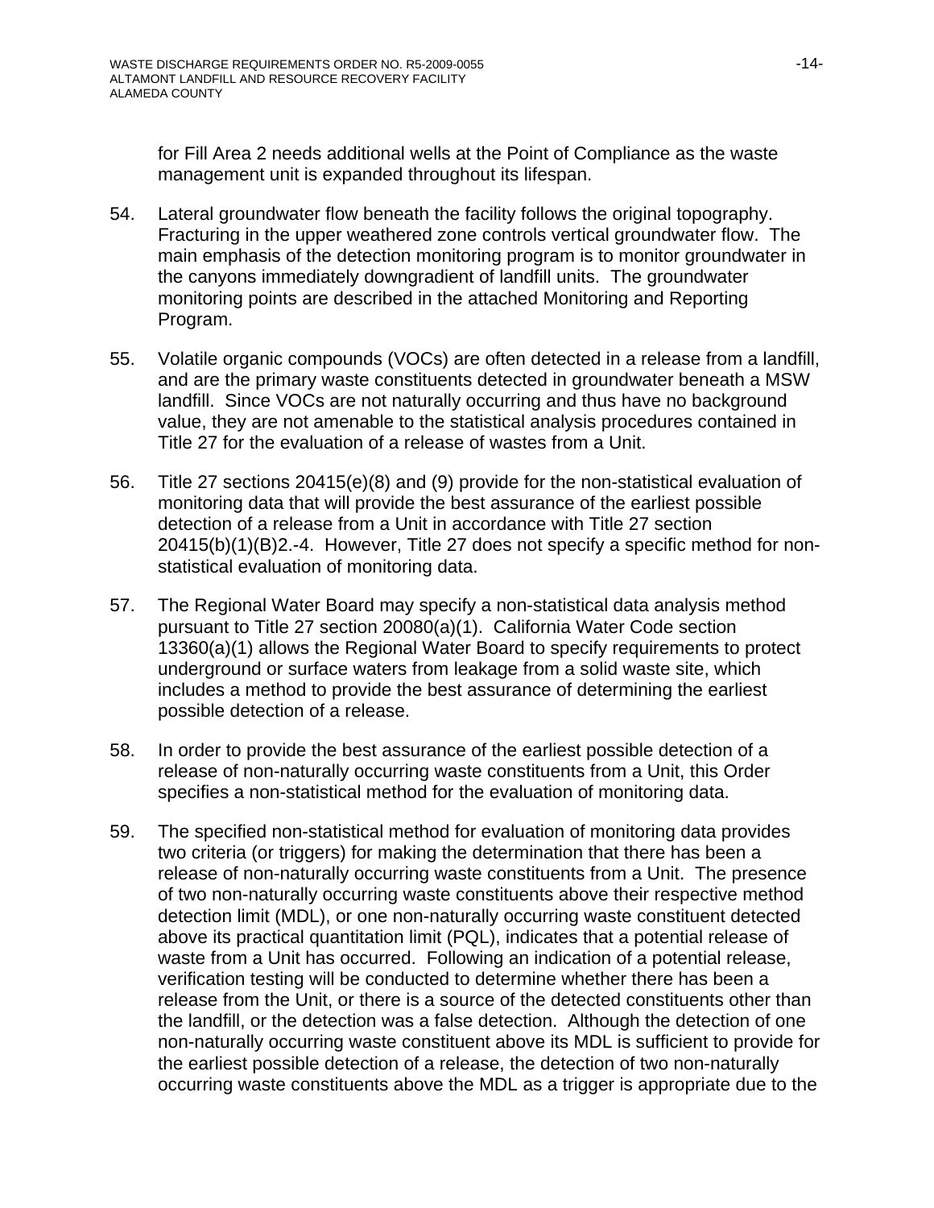for Fill Area 2 needs additional wells at the Point of Compliance as the waste management unit is expanded throughout its lifespan.

54. Lateral groundwater flow beneath the facility follows the original topography. Fracturing in the upper weathered zone controls vertical groundwater flow. The main emphasis of the detection monitoring program is to monitor groundwater in the canyons immediately downgradient of landfill units. The groundwater monitoring points are described in the attached Monitoring and Reporting Program.

55. Volatile organic compounds (VOCs) are often detected in a release from a landfill, and are the primary waste constituents detected in groundwater beneath a MSW landfill. Since VOCs are not naturally occurring and thus have no background value, they are not amenable to the statistical analysis procedures contained in Title 27 for the evaluation of a release of wastes from a Unit.

56. Title 27 sections 20415(e)(8) and (9) provide for the non-statistical evaluation of monitoring data that will provide the best assurance of the earliest possible detection of a release from a Unit in accordance with Title 27 section 20415(b)(1)(B)2.-4. However, Title 27 does not specify a specific method for non-statistical evaluation of monitoring data.

57. The Regional Water Board may specify a non-statistical data analysis method pursuant to Title 27 section 20080(a)(1). California Water Code section 13360(a)(1) allows the Regional Water Board to specify requirements to protect underground or surface waters from leakage from a solid waste site, which includes a method to provide the best assurance of determining the earliest possible detection of a release.

58. In order to provide the best assurance of the earliest possible detection of a release of non-naturally occurring waste constituents from a Unit, this Order specifies a non-statistical method for the evaluation of monitoring data.

59. The specified non-statistical method for evaluation of monitoring data provides two criteria (or triggers) for making the determination that there has been a release of non-naturally occurring waste constituents from a Unit. The presence of two non-naturally occurring waste constituents above their respective method detection limit (MDL), or one non-naturally occurring waste constituent detected above its practical quantitation limit (PQL), indicates that a potential release of waste from a Unit has occurred. Following an indication of a potential release, verification testing will be conducted to determine whether there has been a release from the Unit, or there is a source of the detected constituents other than the landfill, or the detection was a false detection. Although the detection of one non-naturally occurring waste constituent above its MDL is sufficient to provide for the earliest possible detection of a release, the detection of two non-naturally occurring waste constituents above the MDL as a trigger is appropriate due to the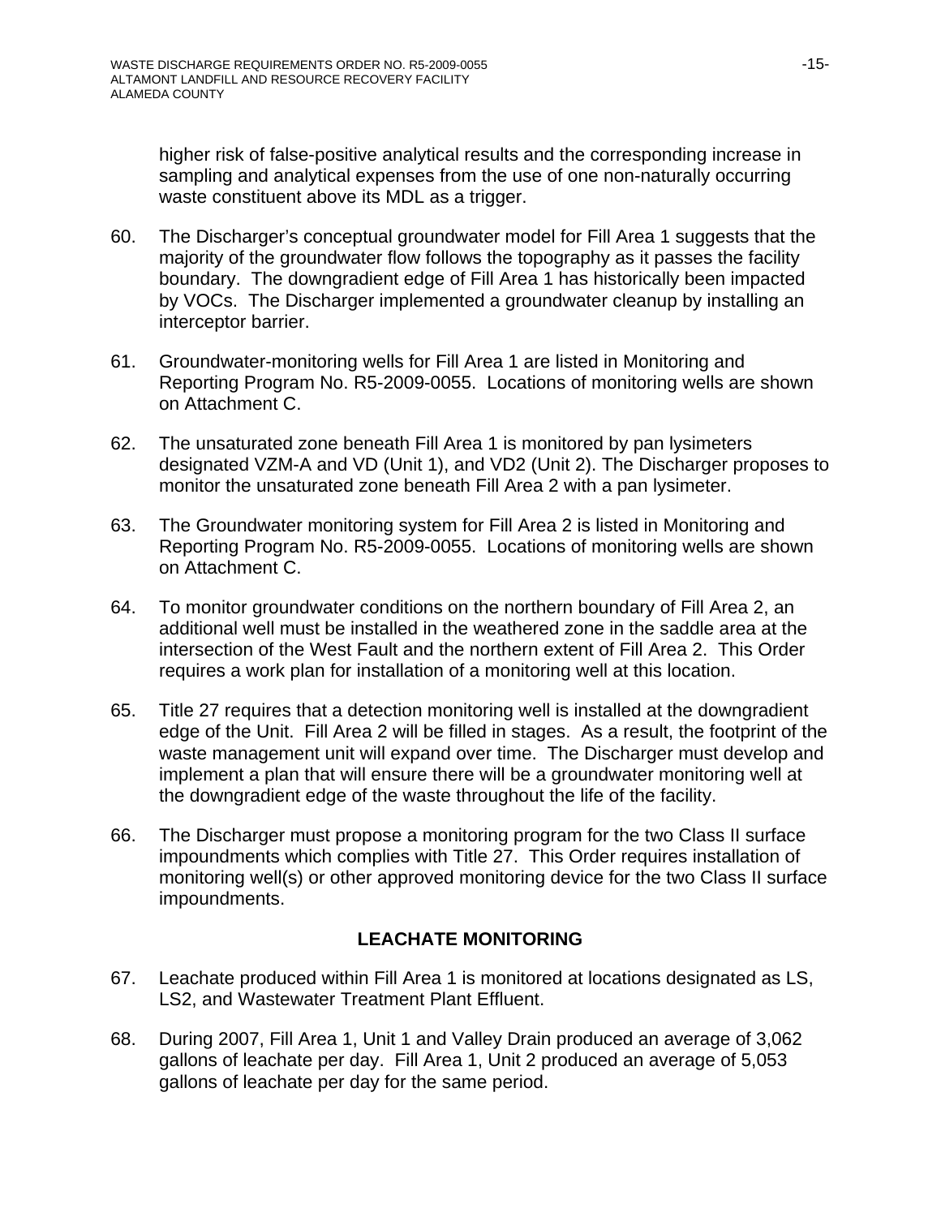higher risk of false-positive analytical results and the corresponding increase in sampling and analytical expenses from the use of one non-naturally occurring waste constituent above its MDL as a trigger.

60. The Discharger's conceptual groundwater model for Fill Area 1 suggests that the majority of the groundwater flow follows the topography as it passes the facility boundary. The downgradient edge of Fill Area 1 has historically been impacted by VOCs. The Discharger implemented a groundwater cleanup by installing an interceptor barrier.

61. Groundwater-monitoring wells for Fill Area 1 are listed in Monitoring and Reporting Program No. R5-2009-0055. Locations of monitoring wells are shown on Attachment C.

62. The unsaturated zone beneath Fill Area 1 is monitored by pan lysimeters designated VZM-A and VD (Unit 1), and VD2 (Unit 2). The Discharger proposes to monitor the unsaturated zone beneath Fill Area 2 with a pan lysimeter.

63. The Groundwater monitoring system for Fill Area 2 is listed in Monitoring and Reporting Program No. R5-2009-0055. Locations of monitoring wells are shown on Attachment C.

64. To monitor groundwater conditions on the northern boundary of Fill Area 2, an additional well must be installed in the weathered zone in the saddle area at the intersection of the West Fault and the northern extent of Fill Area 2. This Order requires a work plan for installation of a monitoring well at this location.

65. Title 27 requires that a detection monitoring well is installed at the downgradient edge of the Unit. Fill Area 2 will be filled in stages. As a result, the footprint of the waste management unit will expand over time. The Discharger must develop and implement a plan that will ensure there will be a groundwater monitoring well at the downgradient edge of the waste throughout the life of the facility.

66. The Discharger must propose a monitoring program for the two Class II surface impoundments which complies with Title 27. This Order requires installation of monitoring well(s) or other approved monitoring device for the two Class II surface impoundments.

## LEACHATE MONITORING

67. Leachate produced within Fill Area 1 is monitored at locations designated as LS, LS2, and Wastewater Treatment Plant Effluent.

68. During 2007, Fill Area 1, Unit 1 and Valley Drain produced an average of 3,062 gallons of leachate per day. Fill Area 1, Unit 2 produced an average of 5,053 gallons of leachate per day for the same period.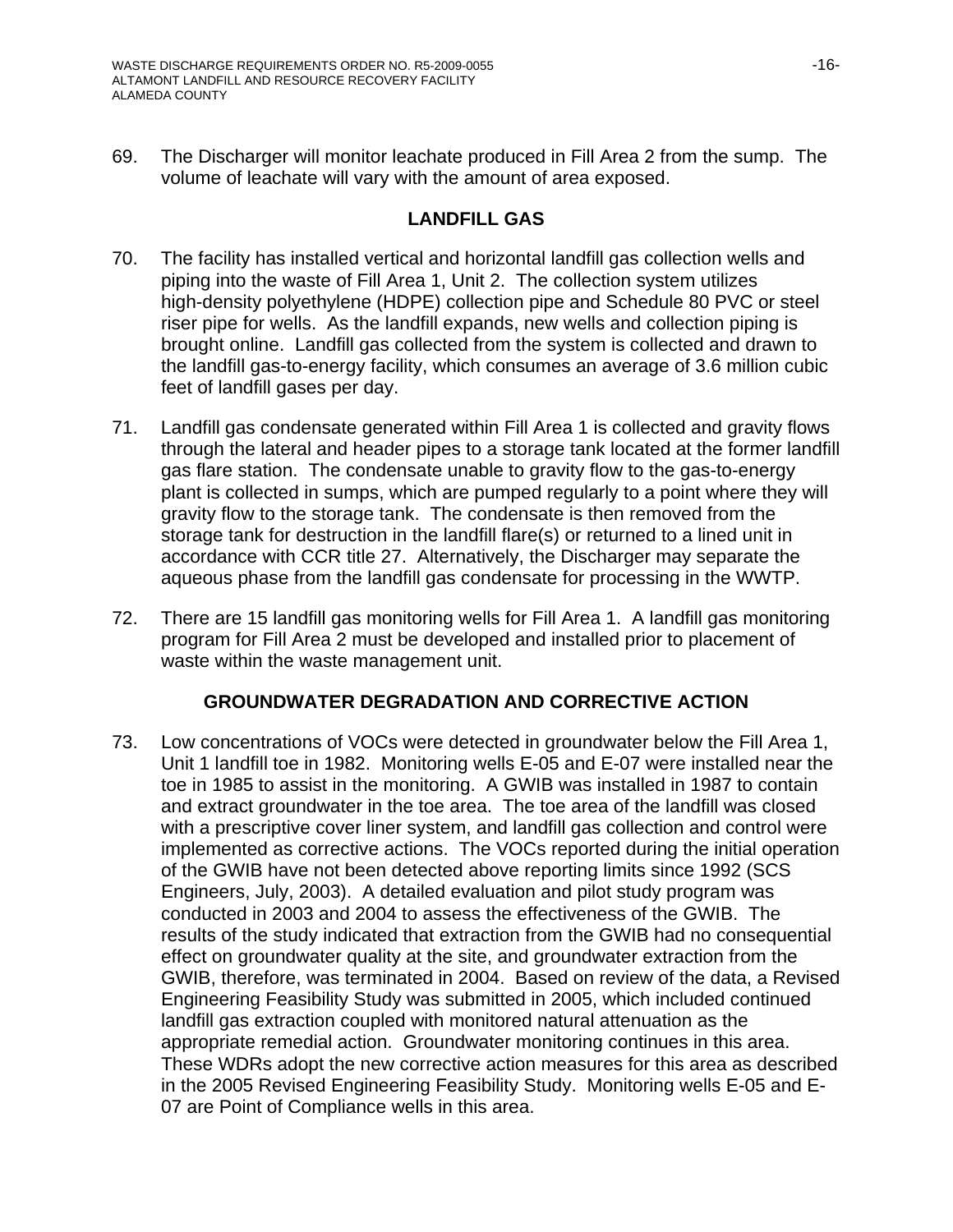69. The Discharger will monitor leachate produced in Fill Area 2 from the sump. The volume of leachate will vary with the amount of area exposed.

## LANDFILL GAS

70. The facility has installed vertical and horizontal landfill gas collection wells and piping into the waste of Fill Area 1, Unit 2. The collection system utilizes high-density polyethylene (HDPE) collection pipe and Schedule 80 PVC or steel riser pipe for wells. As the landfill expands, new wells and collection piping is brought online. Landfill gas collected from the system is collected and drawn to the landfill gas-to-energy facility, which consumes an average of 3.6 million cubic feet of landfill gases per day.

71. Landfill gas condensate generated within Fill Area 1 is collected and gravity flows through the lateral and header pipes to a storage tank located at the former landfill gas flare station. The condensate unable to gravity flow to the gas-to-energy plant is collected in sumps, which are pumped regularly to a point where they will gravity flow to the storage tank. The condensate is then removed from the storage tank for destruction in the landfill flare(s) or returned to a lined unit in accordance with CCR title 27. Alternatively, the Discharger may separate the aqueous phase from the landfill gas condensate for processing in the WWTP.

72. There are 15 landfill gas monitoring wells for Fill Area 1. A landfill gas monitoring program for Fill Area 2 must be developed and installed prior to placement of waste within the waste management unit.

## GROUNDWATER DEGRADATION AND CORRECTIVE ACTION

73. Low concentrations of VOCs were detected in groundwater below the Fill Area 1, Unit 1 landfill toe in 1982. Monitoring wells E-05 and E-07 were installed near the toe in 1985 to assist in the monitoring. A GWIB was installed in 1987 to contain and extract groundwater in the toe area. The toe area of the landfill was closed with a prescriptive cover liner system, and landfill gas collection and control were implemented as corrective actions. The VOCs reported during the initial operation of the GWIB have not been detected above reporting limits since 1992 (SCS Engineers, July, 2003). A detailed evaluation and pilot study program was conducted in 2003 and 2004 to assess the effectiveness of the GWIB. The results of the study indicated that extraction from the GWIB had no consequential effect on groundwater quality at the site, and groundwater extraction from the GWIB, therefore, was terminated in 2004. Based on review of the data, a Revised Engineering Feasibility Study was submitted in 2005, which included continued landfill gas extraction coupled with monitored natural attenuation as the appropriate remedial action. Groundwater monitoring continues in this area. These WDRs adopt the new corrective action measures for this area as described in the 2005 Revised Engineering Feasibility Study. Monitoring wells E-05 and E-07 are Point of Compliance wells in this area.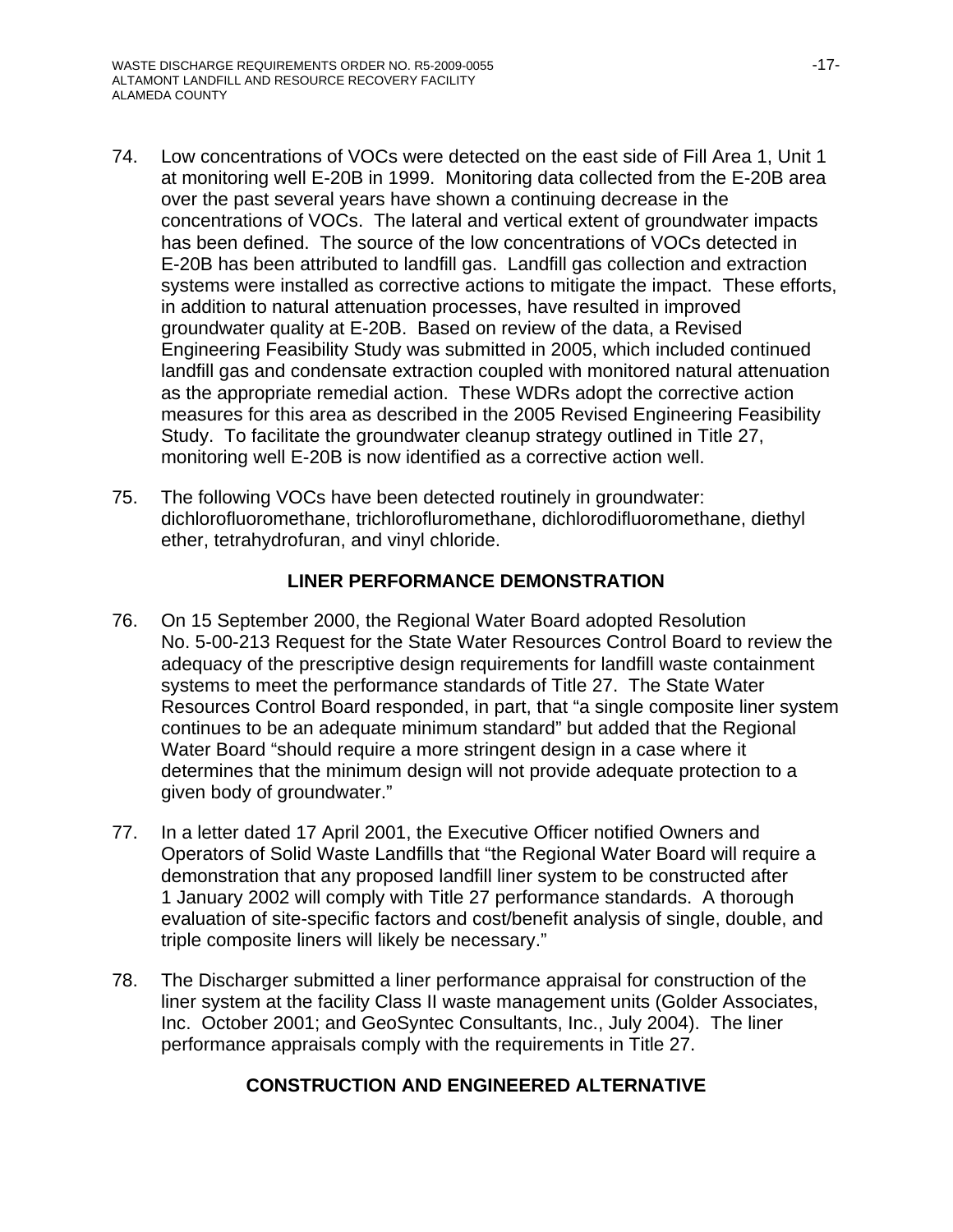74. Low concentrations of VOCs were detected on the east side of Fill Area 1, Unit 1 at monitoring well E-20B in 1999. Monitoring data collected from the E-20B area over the past several years have shown a continuing decrease in the concentrations of VOCs. The lateral and vertical extent of groundwater impacts has been defined. The source of the low concentrations of VOCs detected in E-20B has been attributed to landfill gas. Landfill gas collection and extraction systems were installed as corrective actions to mitigate the impact. These efforts, in addition to natural attenuation processes, have resulted in improved groundwater quality at E-20B. Based on review of the data, a Revised Engineering Feasibility Study was submitted in 2005, which included continued landfill gas and condensate extraction coupled with monitored natural attenuation as the appropriate remedial action. These WDRs adopt the corrective action measures for this area as described in the 2005 Revised Engineering Feasibility Study. To facilitate the groundwater cleanup strategy outlined in Title 27, monitoring well E-20B is now identified as a corrective action well.

75. The following VOCs have been detected routinely in groundwater: dichlorofluoromethane, trichlorofluromethane, dichlorodifluoromethane, diethyl ether, tetrahydrofuran, and vinyl chloride.

## LINER PERFORMANCE DEMONSTRATION

76. On 15 September 2000, the Regional Water Board adopted Resolution No. 5-00-213 Request for the State Water Resources Control Board to review the adequacy of the prescriptive design requirements for landfill waste containment systems to meet the performance standards of Title 27. The State Water Resources Control Board responded, in part, that "a single composite liner system continues to be an adequate minimum standard" but added that the Regional Water Board "should require a more stringent design in a case where it determines that the minimum design will not provide adequate protection to a given body of groundwater."

77. In a letter dated 17 April 2001, the Executive Officer notified Owners and Operators of Solid Waste Landfills that "the Regional Water Board will require a demonstration that any proposed landfill liner system to be constructed after 1 January 2002 will comply with Title 27 performance standards. A thorough evaluation of site-specific factors and cost/benefit analysis of single, double, and triple composite liners will likely be necessary."

78. The Discharger submitted a liner performance appraisal for construction of the liner system at the facility Class II waste management units (Golder Associates, Inc. October 2001; and GeoSyntec Consultants, Inc., July 2004). The liner performance appraisals comply with the requirements in Title 27.

## CONSTRUCTION AND ENGINEERED ALTERNATIVE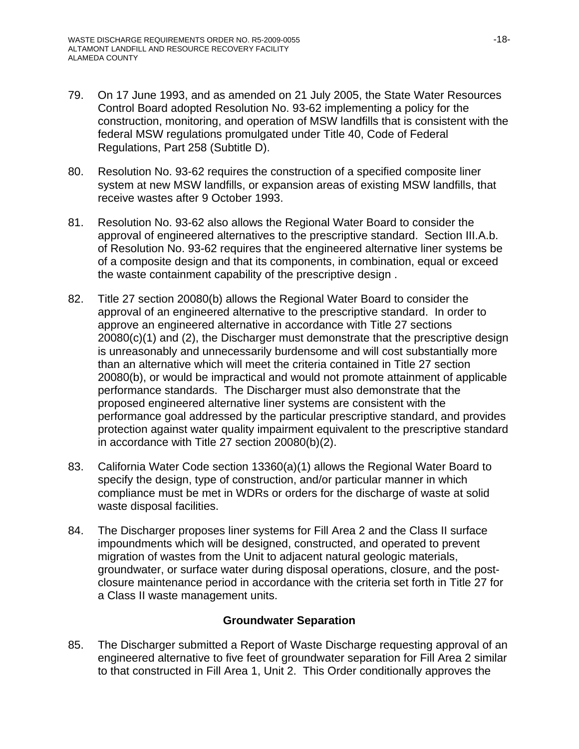79. On 17 June 1993, and as amended on 21 July 2005, the State Water Resources Control Board adopted Resolution No. 93-62 implementing a policy for the construction, monitoring, and operation of MSW landfills that is consistent with the federal MSW regulations promulgated under Title 40, Code of Federal Regulations, Part 258 (Subtitle D).

80. Resolution No. 93-62 requires the construction of a specified composite liner system at new MSW landfills, or expansion areas of existing MSW landfills, that receive wastes after 9 October 1993.

81. Resolution No. 93-62 also allows the Regional Water Board to consider the approval of engineered alternatives to the prescriptive standard. Section III.A.b. of Resolution No. 93-62 requires that the engineered alternative liner systems be of a composite design and that its components, in combination, equal or exceed the waste containment capability of the prescriptive design .

82. Title 27 section 20080(b) allows the Regional Water Board to consider the approval of an engineered alternative to the prescriptive standard. In order to approve an engineered alternative in accordance with Title 27 sections 20080(c)(1) and (2), the Discharger must demonstrate that the prescriptive design is unreasonably and unnecessarily burdensome and will cost substantially more than an alternative which will meet the criteria contained in Title 27 section 20080(b), or would be impractical and would not promote attainment of applicable performance standards. The Discharger must also demonstrate that the proposed engineered alternative liner systems are consistent with the performance goal addressed by the particular prescriptive standard, and provides protection against water quality impairment equivalent to the prescriptive standard in accordance with Title 27 section 20080(b)(2).

83. California Water Code section 13360(a)(1) allows the Regional Water Board to specify the design, type of construction, and/or particular manner in which compliance must be met in WDRs or orders for the discharge of waste at solid waste disposal facilities.

84. The Discharger proposes liner systems for Fill Area 2 and the Class II surface impoundments which will be designed, constructed, and operated to prevent migration of wastes from the Unit to adjacent natural geologic materials, groundwater, or surface water during disposal operations, closure, and the post-closure maintenance period in accordance with the criteria set forth in Title 27 for a Class II waste management units.

### Groundwater Separation

85. The Discharger submitted a Report of Waste Discharge requesting approval of an engineered alternative to five feet of groundwater separation for Fill Area 2 similar to that constructed in Fill Area 1, Unit 2. This Order conditionally approves the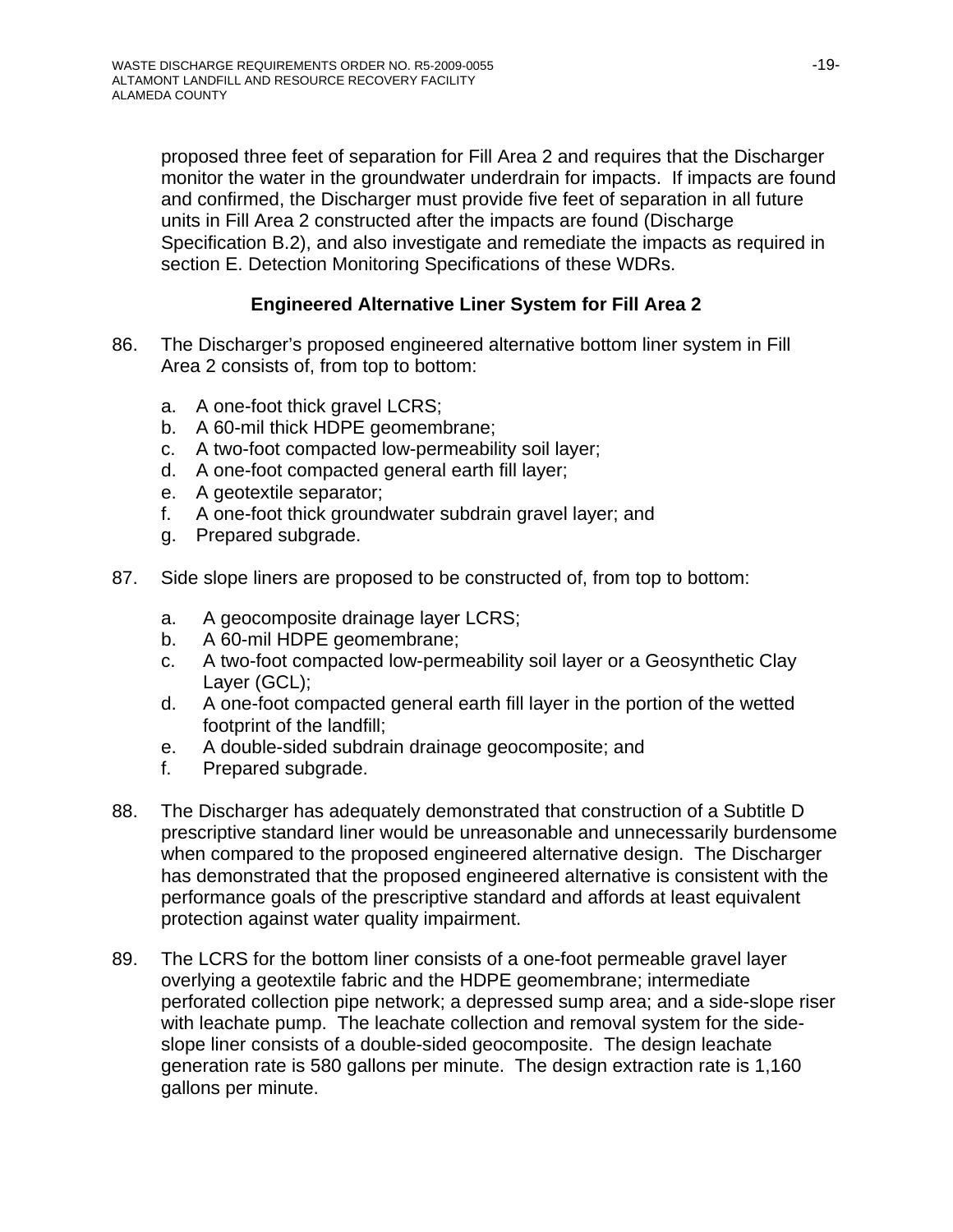proposed three feet of separation for Fill Area 2 and requires that the Discharger monitor the water in the groundwater underdrain for impacts. If impacts are found and confirmed, the Discharger must provide five feet of separation in all future units in Fill Area 2 constructed after the impacts are found (Discharge Specification B.2), and also investigate and remediate the impacts as required in section E. Detection Monitoring Specifications of these WDRs.

### Engineered Alternative Liner System for Fill Area 2

86. The Discharger's proposed engineered alternative bottom liner system in Fill Area 2 consists of, from top to bottom:

    a. A one-foot thick gravel LCRS;
    b. A 60-mil thick HDPE geomembrane;
    c. A two-foot compacted low-permeability soil layer;
    d. A one-foot compacted general earth fill layer;
    e. A geotextile separator;
    f. A one-foot thick groundwater subdrain gravel layer; and
    g. Prepared subgrade.

87. Side slope liners are proposed to be constructed of, from top to bottom:

    a. A geocomposite drainage layer LCRS;
    b. A 60-mil HDPE geomembrane;
    c. A two-foot compacted low-permeability soil layer or a Geosynthetic Clay Layer (GCL);
    d. A one-foot compacted general earth fill layer in the portion of the wetted footprint of the landfill;
    e. A double-sided subdrain drainage geocomposite; and
    f. Prepared subgrade.

88. The Discharger has adequately demonstrated that construction of a Subtitle D prescriptive standard liner would be unreasonable and unnecessarily burdensome when compared to the proposed engineered alternative design. The Discharger has demonstrated that the proposed engineered alternative is consistent with the performance goals of the prescriptive standard and affords at least equivalent protection against water quality impairment.

89. The LCRS for the bottom liner consists of a one-foot permeable gravel layer overlying a geotextile fabric and the HDPE geomembrane; intermediate perforated collection pipe network; a depressed sump area; and a side-slope riser with leachate pump. The leachate collection and removal system for the side-slope liner consists of a double-sided geocomposite. The design leachate generation rate is 580 gallons per minute. The design extraction rate is 1,160 gallons per minute.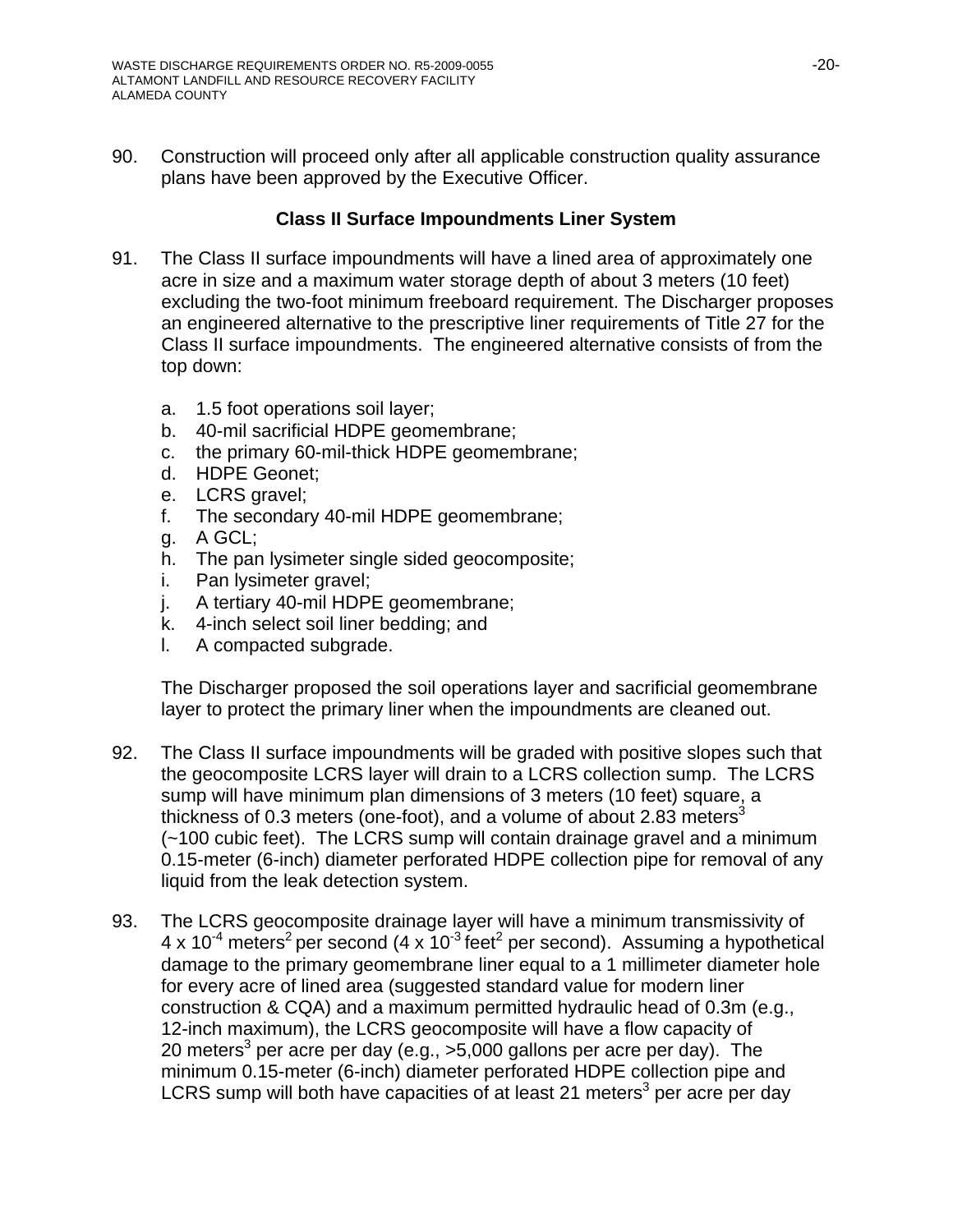90. Construction will proceed only after all applicable construction quality assurance plans have been approved by the Executive Officer.

### Class II Surface Impoundments Liner System

91. The Class II surface impoundments will have a lined area of approximately one acre in size and a maximum water storage depth of about 3 meters (10 feet) excluding the two-foot minimum freeboard requirement. The Discharger proposes an engineered alternative to the prescriptive liner requirements of Title 27 for the Class II surface impoundments. The engineered alternative consists of from the top down:

    a. 1.5 foot operations soil layer;
    b. 40-mil sacrificial HDPE geomembrane;
    c. the primary 60-mil-thick HDPE geomembrane;
    d. HDPE Geonet;
    e. LCRS gravel;
    f. The secondary 40-mil HDPE geomembrane;
    g. A GCL;
    h. The pan lysimeter single sided geocomposite;
    i. Pan lysimeter gravel;
    j. A tertiary 40-mil HDPE geomembrane;
    k. 4-inch select soil liner bedding; and
    l. A compacted subgrade.

    The Discharger proposed the soil operations layer and sacrificial geomembrane layer to protect the primary liner when the impoundments are cleaned out.

92. The Class II surface impoundments will be graded with positive slopes such that the geocomposite LCRS layer will drain to a LCRS collection sump. The LCRS sump will have minimum plan dimensions of 3 meters (10 feet) square, a thickness of 0.3 meters (one-foot), and a volume of about 2.83 $\text{meters}^3$ (~100 cubic feet). The LCRS sump will contain drainage gravel and a minimum 0.15-meter (6-inch) diameter perforated HDPE collection pipe for removal of any liquid from the leak detection system.

93. The LCRS geocomposite drainage layer will have a minimum transmissivity of $4 \times 10^{-4}$ $\text{meters}^2$ per second ($4 \times 10^{-3}$ $\text{feet}^2$ per second). Assuming a hypothetical damage to the primary geomembrane liner equal to a 1 millimeter diameter hole for every acre of lined area (suggested standard value for modern liner construction & CQA) and a maximum permitted hydraulic head of 0.3m (e.g., 12-inch maximum), the LCRS geocomposite will have a flow capacity of 20 $\text{meters}^3$ per acre per day (e.g., >5,000 gallons per acre per day). The minimum 0.15-meter (6-inch) diameter perforated HDPE collection pipe and LCRS sump will both have capacities of at least 21 $\text{meters}^3$ per acre per day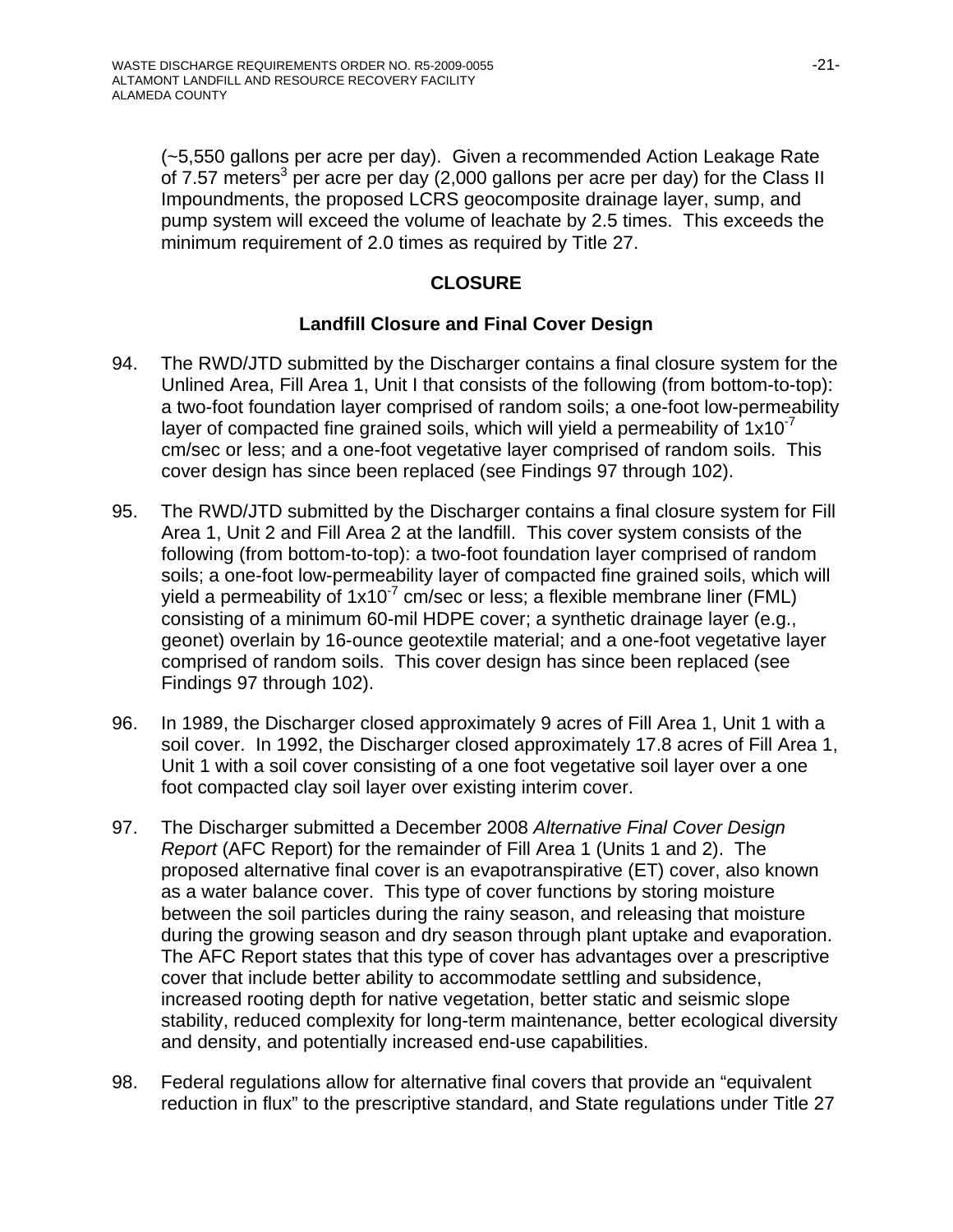(~5,550 gallons per acre per day). Given a recommended Action Leakage Rate of 7.57 meters$^3$ per acre per day (2,000 gallons per acre per day) for the Class II Impoundments, the proposed LCRS geocomposite drainage layer, sump, and pump system will exceed the volume of leachate by 2.5 times. This exceeds the minimum requirement of 2.0 times as required by Title 27.

## CLOSURE

### Landfill Closure and Final Cover Design

94. The RWD/JTD submitted by the Discharger contains a final closure system for the Unlined Area, Fill Area 1, Unit I that consists of the following (from bottom-to-top): a two-foot foundation layer comprised of random soils; a one-foot low-permeability layer of compacted fine grained soils, which will yield a permeability of $1x10^{-7}$ cm/sec or less; and a one-foot vegetative layer comprised of random soils. This cover design has since been replaced (see Findings 97 through 102).

95. The RWD/JTD submitted by the Discharger contains a final closure system for Fill Area 1, Unit 2 and Fill Area 2 at the landfill. This cover system consists of the following (from bottom-to-top): a two-foot foundation layer comprised of random soils; a one-foot low-permeability layer of compacted fine grained soils, which will yield a permeability of $1x10^{-7}$ cm/sec or less; a flexible membrane liner (FML) consisting of a minimum 60-mil HDPE cover; a synthetic drainage layer (e.g., geonet) overlain by 16-ounce geotextile material; and a one-foot vegetative layer comprised of random soils. This cover design has since been replaced (see Findings 97 through 102).

96. In 1989, the Discharger closed approximately 9 acres of Fill Area 1, Unit 1 with a soil cover. In 1992, the Discharger closed approximately 17.8 acres of Fill Area 1, Unit 1 with a soil cover consisting of a one foot vegetative soil layer over a one foot compacted clay soil layer over existing interim cover.

97. The Discharger submitted a December 2008 *Alternative Final Cover Design Report* (AFC Report) for the remainder of Fill Area 1 (Units 1 and 2). The proposed alternative final cover is an evapotranspirative (ET) cover, also known as a water balance cover. This type of cover functions by storing moisture between the soil particles during the rainy season, and releasing that moisture during the growing season and dry season through plant uptake and evaporation. The AFC Report states that this type of cover has advantages over a prescriptive cover that include better ability to accommodate settling and subsidence, increased rooting depth for native vegetation, better static and seismic slope stability, reduced complexity for long-term maintenance, better ecological diversity and density, and potentially increased end-use capabilities.

98. Federal regulations allow for alternative final covers that provide an "equivalent reduction in flux" to the prescriptive standard, and State regulations under Title 27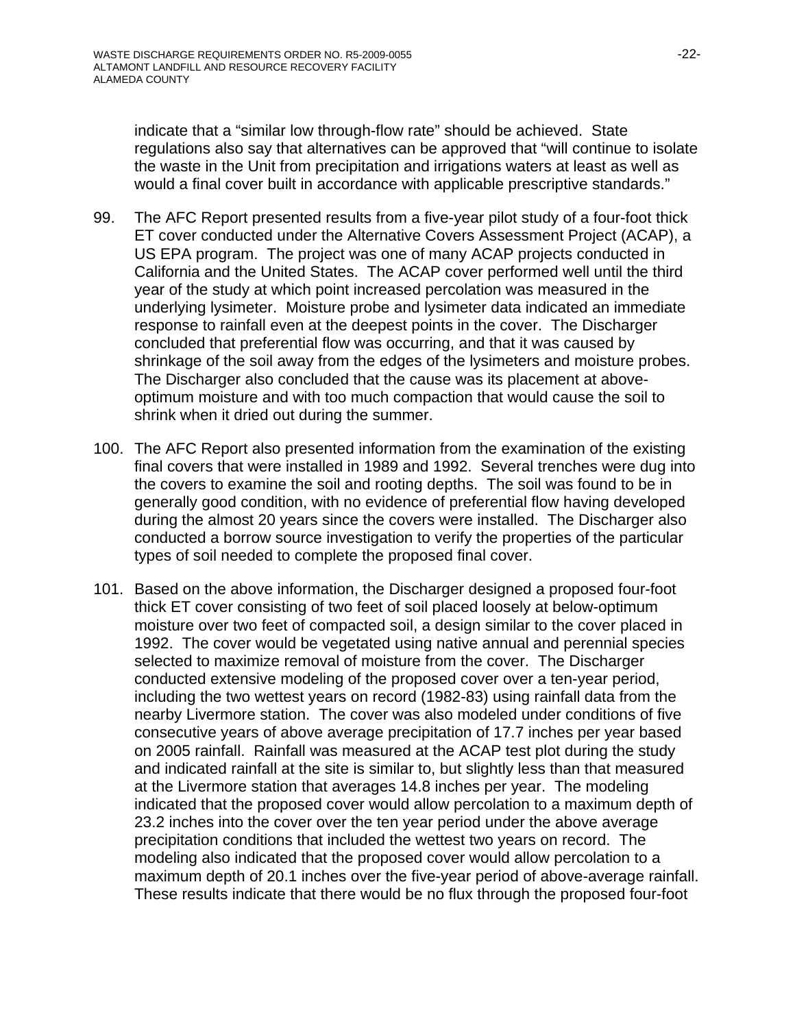indicate that a "similar low through-flow rate" should be achieved. State regulations also say that alternatives can be approved that "will continue to isolate the waste in the Unit from precipitation and irrigations waters at least as well as would a final cover built in accordance with applicable prescriptive standards."

99. The AFC Report presented results from a five-year pilot study of a four-foot thick ET cover conducted under the Alternative Covers Assessment Project (ACAP), a US EPA program. The project was one of many ACAP projects conducted in California and the United States. The ACAP cover performed well until the third year of the study at which point increased percolation was measured in the underlying lysimeter. Moisture probe and lysimeter data indicated an immediate response to rainfall even at the deepest points in the cover. The Discharger concluded that preferential flow was occurring, and that it was caused by shrinkage of the soil away from the edges of the lysimeters and moisture probes. The Discharger also concluded that the cause was its placement at above-optimum moisture and with too much compaction that would cause the soil to shrink when it dried out during the summer.

100. The AFC Report also presented information from the examination of the existing final covers that were installed in 1989 and 1992. Several trenches were dug into the covers to examine the soil and rooting depths. The soil was found to be in generally good condition, with no evidence of preferential flow having developed during the almost 20 years since the covers were installed. The Discharger also conducted a borrow source investigation to verify the properties of the particular types of soil needed to complete the proposed final cover.

101. Based on the above information, the Discharger designed a proposed four-foot thick ET cover consisting of two feet of soil placed loosely at below-optimum moisture over two feet of compacted soil, a design similar to the cover placed in 1992. The cover would be vegetated using native annual and perennial species selected to maximize removal of moisture from the cover. The Discharger conducted extensive modeling of the proposed cover over a ten-year period, including the two wettest years on record (1982-83) using rainfall data from the nearby Livermore station. The cover was also modeled under conditions of five consecutive years of above average precipitation of 17.7 inches per year based on 2005 rainfall. Rainfall was measured at the ACAP test plot during the study and indicated rainfall at the site is similar to, but slightly less than that measured at the Livermore station that averages 14.8 inches per year. The modeling indicated that the proposed cover would allow percolation to a maximum depth of 23.2 inches into the cover over the ten year period under the above average precipitation conditions that included the wettest two years on record. The modeling also indicated that the proposed cover would allow percolation to a maximum depth of 20.1 inches over the five-year period of above-average rainfall. These results indicate that there would be no flux through the proposed four-foot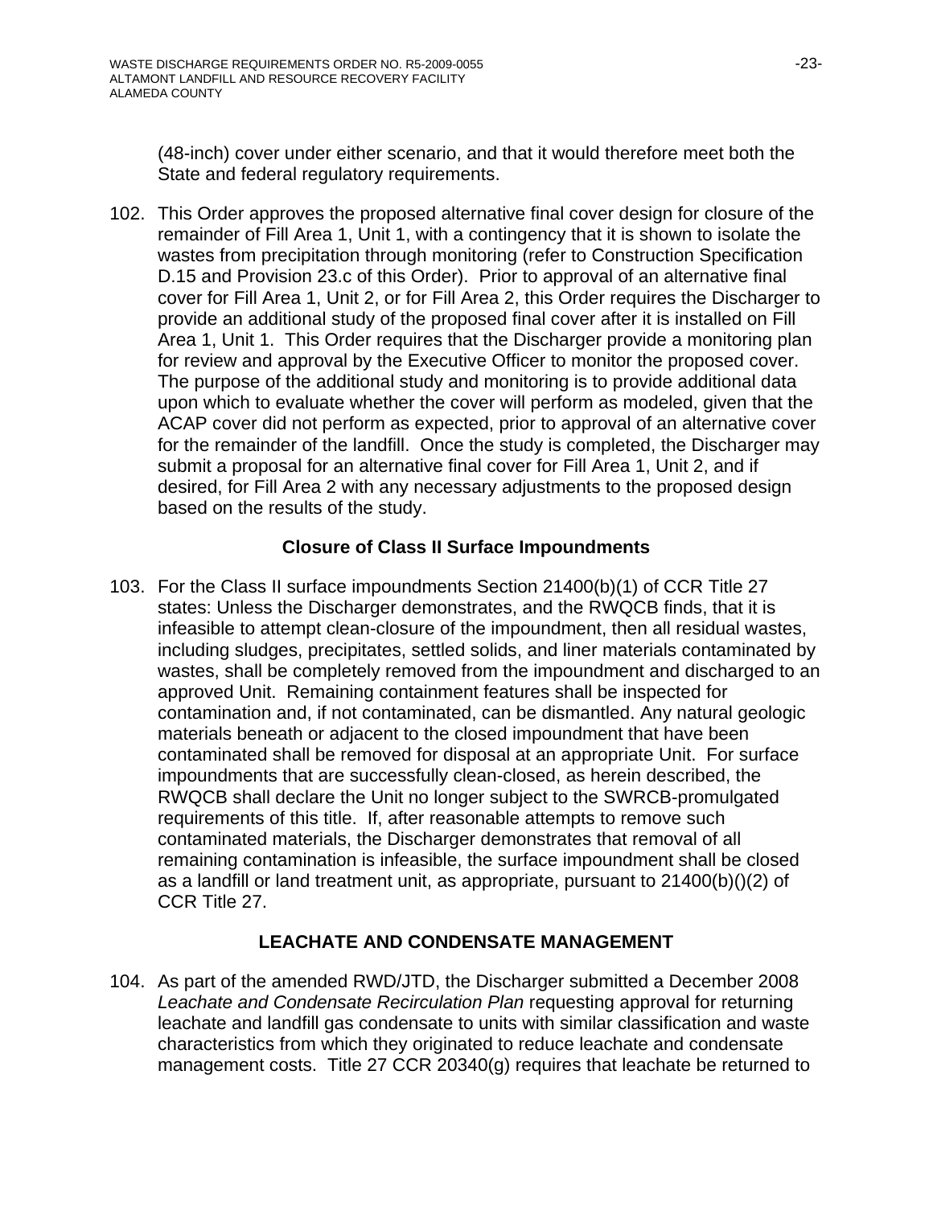(48-inch) cover under either scenario, and that it would therefore meet both the State and federal regulatory requirements.

102. This Order approves the proposed alternative final cover design for closure of the remainder of Fill Area 1, Unit 1, with a contingency that it is shown to isolate the wastes from precipitation through monitoring (refer to Construction Specification D.15 and Provision 23.c of this Order). Prior to approval of an alternative final cover for Fill Area 1, Unit 2, or for Fill Area 2, this Order requires the Discharger to provide an additional study of the proposed final cover after it is installed on Fill Area 1, Unit 1. This Order requires that the Discharger provide a monitoring plan for review and approval by the Executive Officer to monitor the proposed cover. The purpose of the additional study and monitoring is to provide additional data upon which to evaluate whether the cover will perform as modeled, given that the ACAP cover did not perform as expected, prior to approval of an alternative cover for the remainder of the landfill. Once the study is completed, the Discharger may submit a proposal for an alternative final cover for Fill Area 1, Unit 2, and if desired, for Fill Area 2 with any necessary adjustments to the proposed design based on the results of the study.

### Closure of Class II Surface Impoundments

103. For the Class II surface impoundments Section 21400(b)(1) of CCR Title 27 states: Unless the Discharger demonstrates, and the RWQCB finds, that it is infeasible to attempt clean-closure of the impoundment, then all residual wastes, including sludges, precipitates, settled solids, and liner materials contaminated by wastes, shall be completely removed from the impoundment and discharged to an approved Unit. Remaining containment features shall be inspected for contamination and, if not contaminated, can be dismantled. Any natural geologic materials beneath or adjacent to the closed impoundment that have been contaminated shall be removed for disposal at an appropriate Unit. For surface impoundments that are successfully clean-closed, as herein described, the RWQCB shall declare the Unit no longer subject to the SWRCB-promulgated requirements of this title. If, after reasonable attempts to remove such contaminated materials, the Discharger demonstrates that removal of all remaining contamination is infeasible, the surface impoundment shall be closed as a landfill or land treatment unit, as appropriate, pursuant to 21400(b)()(2) of CCR Title 27.

## LEACHATE AND CONDENSATE MANAGEMENT

104. As part of the amended RWD/JTD, the Discharger submitted a December 2008 *Leachate and Condensate Recirculation Plan* requesting approval for returning leachate and landfill gas condensate to units with similar classification and waste characteristics from which they originated to reduce leachate and condensate management costs. Title 27 CCR 20340(g) requires that leachate be returned to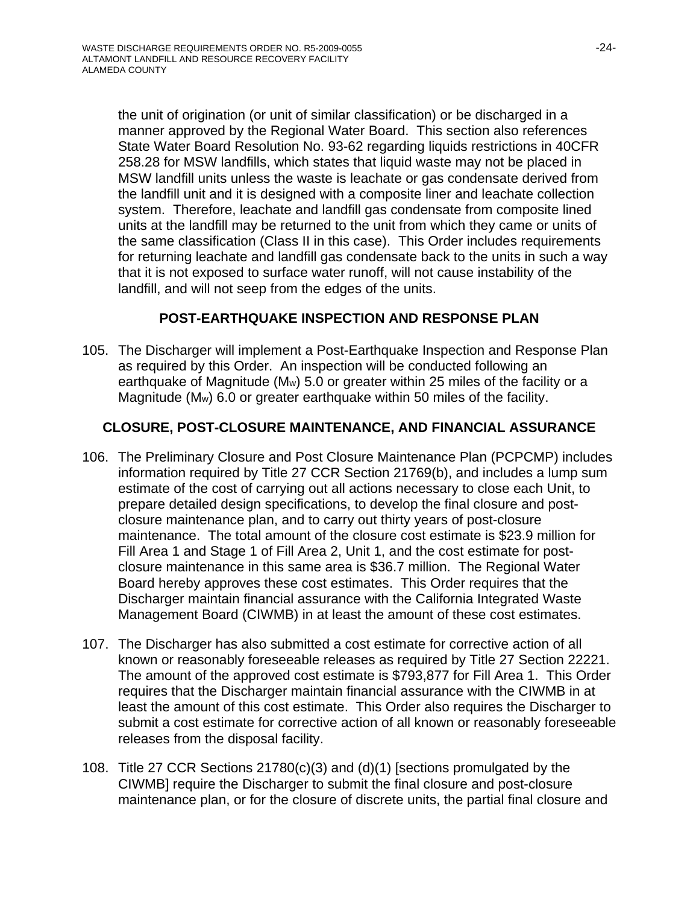the unit of origination (or unit of similar classification) or be discharged in a manner approved by the Regional Water Board. This section also references State Water Board Resolution No. 93-62 regarding liquids restrictions in 40CFR 258.28 for MSW landfills, which states that liquid waste may not be placed in MSW landfill units unless the waste is leachate or gas condensate derived from the landfill unit and it is designed with a composite liner and leachate collection system. Therefore, leachate and landfill gas condensate from composite lined units at the landfill may be returned to the unit from which they came or units of the same classification (Class II in this case). This Order includes requirements for returning leachate and landfill gas condensate back to the units in such a way that it is not exposed to surface water runoff, will not cause instability of the landfill, and will not seep from the edges of the units.

## POST-EARTHQUAKE INSPECTION AND RESPONSE PLAN

105. The Discharger will implement a Post-Earthquake Inspection and Response Plan as required by this Order. An inspection will be conducted following an earthquake of Magnitude ($M_w$) 5.0 or greater within 25 miles of the facility or a Magnitude ($M_w$) 6.0 or greater earthquake within 50 miles of the facility.

## CLOSURE, POST-CLOSURE MAINTENANCE, AND FINANCIAL ASSURANCE

106. The Preliminary Closure and Post Closure Maintenance Plan (PCPCMP) includes information required by Title 27 CCR Section 21769(b), and includes a lump sum estimate of the cost of carrying out all actions necessary to close each Unit, to prepare detailed design specifications, to develop the final closure and post-closure maintenance plan, and to carry out thirty years of post-closure maintenance. The total amount of the closure cost estimate is $23.9 million for Fill Area 1 and Stage 1 of Fill Area 2, Unit 1, and the cost estimate for post-closure maintenance in this same area is $36.7 million. The Regional Water Board hereby approves these cost estimates. This Order requires that the Discharger maintain financial assurance with the California Integrated Waste Management Board (CIWMB) in at least the amount of these cost estimates.

107. The Discharger has also submitted a cost estimate for corrective action of all known or reasonably foreseeable releases as required by Title 27 Section 22221. The amount of the approved cost estimate is $793,877 for Fill Area 1. This Order requires that the Discharger maintain financial assurance with the CIWMB in at least the amount of this cost estimate. This Order also requires the Discharger to submit a cost estimate for corrective action of all known or reasonably foreseeable releases from the disposal facility.

108. Title 27 CCR Sections 21780(c)(3) and (d)(1) [sections promulgated by the CIWMB] require the Discharger to submit the final closure and post-closure maintenance plan, or for the closure of discrete units, the partial final closure and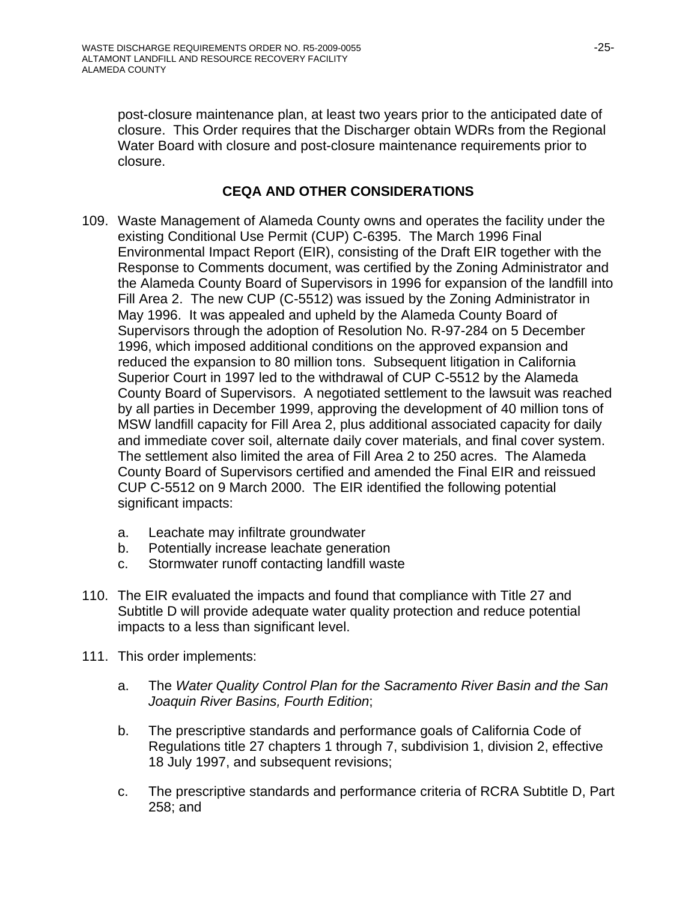post-closure maintenance plan, at least two years prior to the anticipated date of closure. This Order requires that the Discharger obtain WDRs from the Regional Water Board with closure and post-closure maintenance requirements prior to closure.

## CEQA AND OTHER CONSIDERATIONS

109. Waste Management of Alameda County owns and operates the facility under the existing Conditional Use Permit (CUP) C-6395. The March 1996 Final Environmental Impact Report (EIR), consisting of the Draft EIR together with the Response to Comments document, was certified by the Zoning Administrator and the Alameda County Board of Supervisors in 1996 for expansion of the landfill into Fill Area 2. The new CUP (C-5512) was issued by the Zoning Administrator in May 1996. It was appealed and upheld by the Alameda County Board of Supervisors through the adoption of Resolution No. R-97-284 on 5 December 1996, which imposed additional conditions on the approved expansion and reduced the expansion to 80 million tons. Subsequent litigation in California Superior Court in 1997 led to the withdrawal of CUP C-5512 by the Alameda County Board of Supervisors. A negotiated settlement to the lawsuit was reached by all parties in December 1999, approving the development of 40 million tons of MSW landfill capacity for Fill Area 2, plus additional associated capacity for daily and immediate cover soil, alternate daily cover materials, and final cover system. The settlement also limited the area of Fill Area 2 to 250 acres. The Alameda County Board of Supervisors certified and amended the Final EIR and reissued CUP C-5512 on 9 March 2000. The EIR identified the following potential significant impacts:

    a. Leachate may infiltrate groundwater
    b. Potentially increase leachate generation
    c. Stormwater runoff contacting landfill waste

110. The EIR evaluated the impacts and found that compliance with Title 27 and Subtitle D will provide adequate water quality protection and reduce potential impacts to a less than significant level.

111. This order implements:

    a. The *Water Quality Control Plan for the Sacramento River Basin and the San Joaquin River Basins, Fourth Edition*;

    b. The prescriptive standards and performance goals of California Code of Regulations title 27 chapters 1 through 7, subdivision 1, division 2, effective 18 July 1997, and subsequent revisions;

    c. The prescriptive standards and performance criteria of RCRA Subtitle D, Part 258; and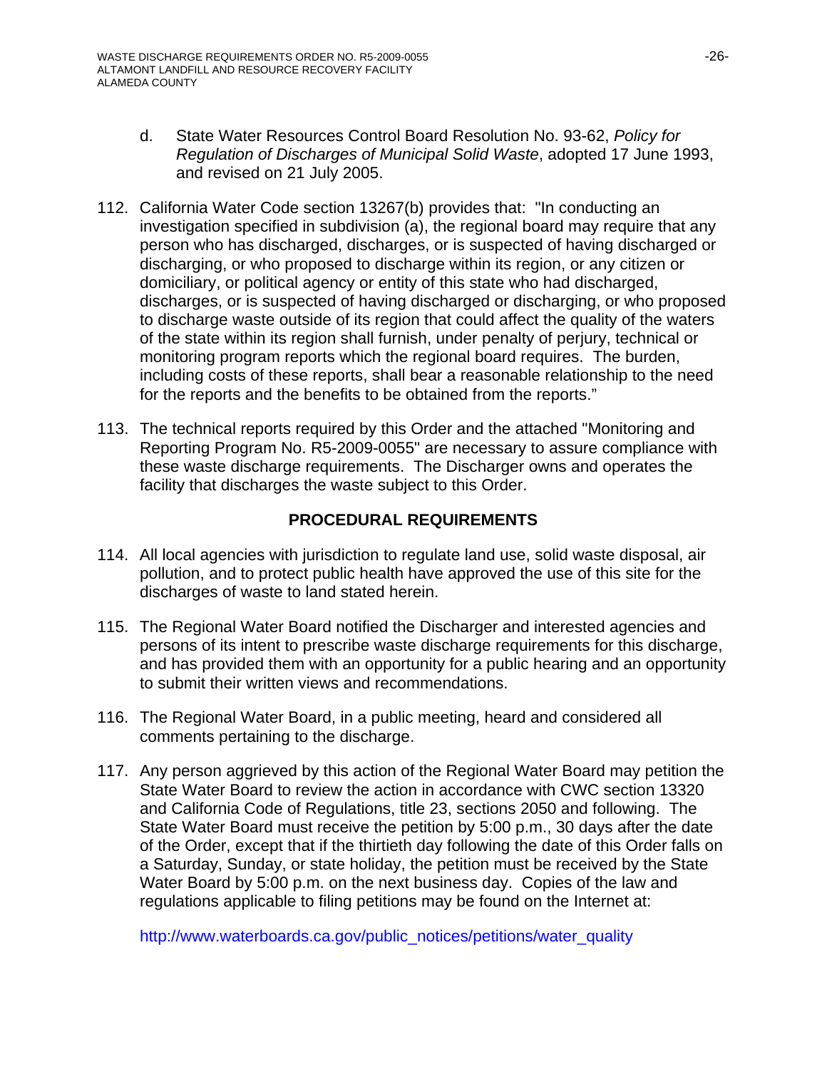d. State Water Resources Control Board Resolution No. 93-62, *Policy for Regulation of Discharges of Municipal Solid Waste*, adopted 17 June 1993, and revised on 21 July 2005.

112. California Water Code section 13267(b) provides that: "In conducting an investigation specified in subdivision (a), the regional board may require that any person who has discharged, discharges, or is suspected of having discharged or discharging, or who proposed to discharge within its region, or any citizen or domiciliary, or political agency or entity of this state who had discharged, discharges, or is suspected of having discharged or discharging, or who proposed to discharge waste outside of its region that could affect the quality of the waters of the state within its region shall furnish, under penalty of perjury, technical or monitoring program reports which the regional board requires. The burden, including costs of these reports, shall bear a reasonable relationship to the need for the reports and the benefits to be obtained from the reports."

113. The technical reports required by this Order and the attached "Monitoring and Reporting Program No. R5-2009-0055" are necessary to assure compliance with these waste discharge requirements. The Discharger owns and operates the facility that discharges the waste subject to this Order.

## PROCEDURAL REQUIREMENTS

114. All local agencies with jurisdiction to regulate land use, solid waste disposal, air pollution, and to protect public health have approved the use of this site for the discharges of waste to land stated herein.

115. The Regional Water Board notified the Discharger and interested agencies and persons of its intent to prescribe waste discharge requirements for this discharge, and has provided them with an opportunity for a public hearing and an opportunity to submit their written views and recommendations.

116. The Regional Water Board, in a public meeting, heard and considered all comments pertaining to the discharge.

117. Any person aggrieved by this action of the Regional Water Board may petition the State Water Board to review the action in accordance with CWC section 13320 and California Code of Regulations, title 23, sections 2050 and following. The State Water Board must receive the petition by 5:00 p.m., 30 days after the date of the Order, except that if the thirtieth day following the date of this Order falls on a Saturday, Sunday, or state holiday, the petition must be received by the State Water Board by 5:00 p.m. on the next business day. Copies of the law and regulations applicable to filing petitions may be found on the Internet at:

http://www.waterboards.ca.gov/public_notices/petitions/water_quality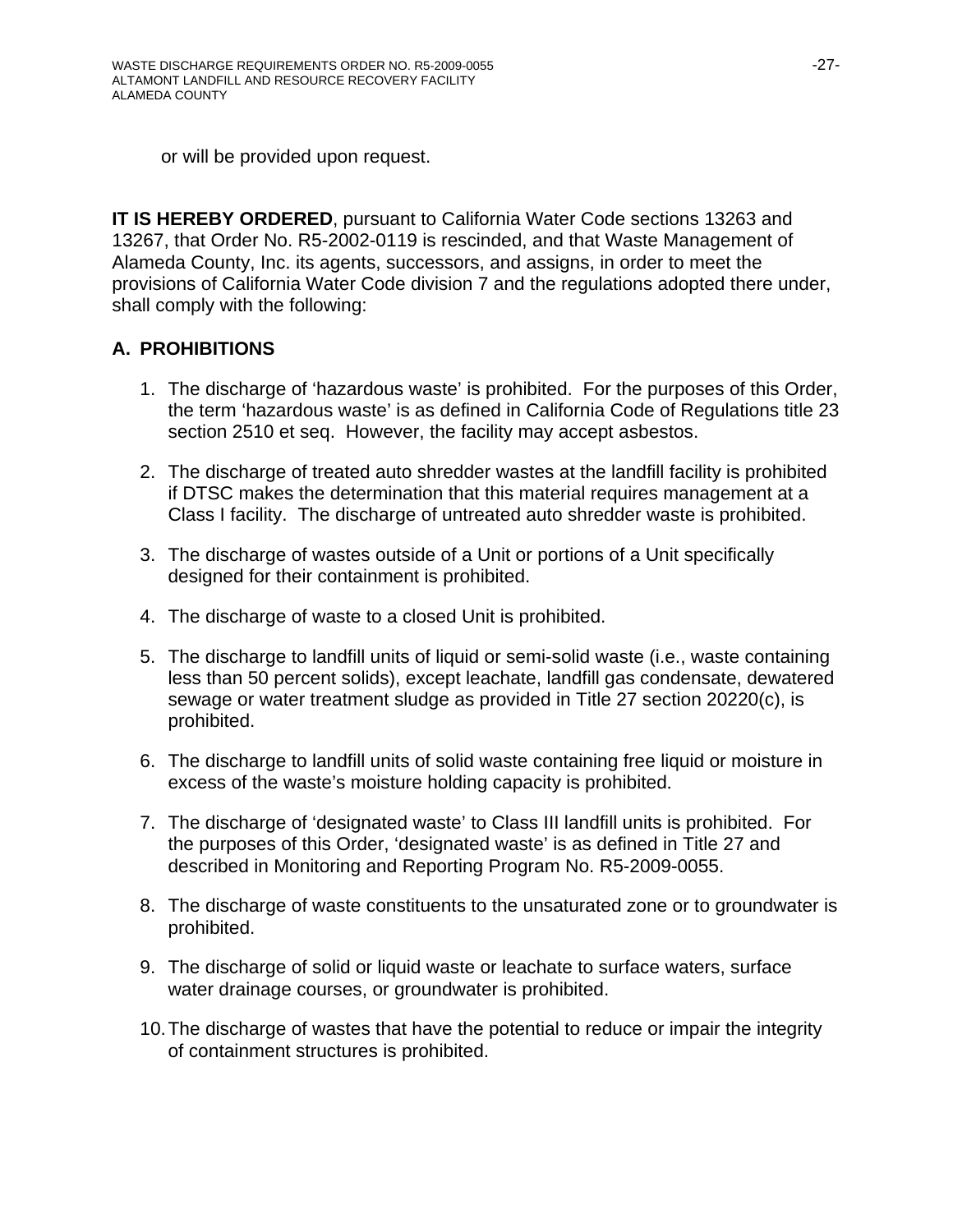or will be provided upon request.

**IT IS HEREBY ORDERED**, pursuant to California Water Code sections 13263 and 13267, that Order No. R5-2002-0119 is rescinded, and that Waste Management of Alameda County, Inc. its agents, successors, and assigns, in order to meet the provisions of California Water Code division 7 and the regulations adopted there under, shall comply with the following:

## A. PROHIBITIONS

1. The discharge of 'hazardous waste' is prohibited. For the purposes of this Order, the term 'hazardous waste' is as defined in California Code of Regulations title 23 section 2510 et seq. However, the facility may accept asbestos.

2. The discharge of treated auto shredder wastes at the landfill facility is prohibited if DTSC makes the determination that this material requires management at a Class I facility. The discharge of untreated auto shredder waste is prohibited.

3. The discharge of wastes outside of a Unit or portions of a Unit specifically designed for their containment is prohibited.

4. The discharge of waste to a closed Unit is prohibited.

5. The discharge to landfill units of liquid or semi-solid waste (i.e., waste containing less than 50 percent solids), except leachate, landfill gas condensate, dewatered sewage or water treatment sludge as provided in Title 27 section 20220(c), is prohibited.

6. The discharge to landfill units of solid waste containing free liquid or moisture in excess of the waste's moisture holding capacity is prohibited.

7. The discharge of 'designated waste' to Class III landfill units is prohibited. For the purposes of this Order, 'designated waste' is as defined in Title 27 and described in Monitoring and Reporting Program No. R5-2009-0055.

8. The discharge of waste constituents to the unsaturated zone or to groundwater is prohibited.

9. The discharge of solid or liquid waste or leachate to surface waters, surface water drainage courses, or groundwater is prohibited.

10. The discharge of wastes that have the potential to reduce or impair the integrity of containment structures is prohibited.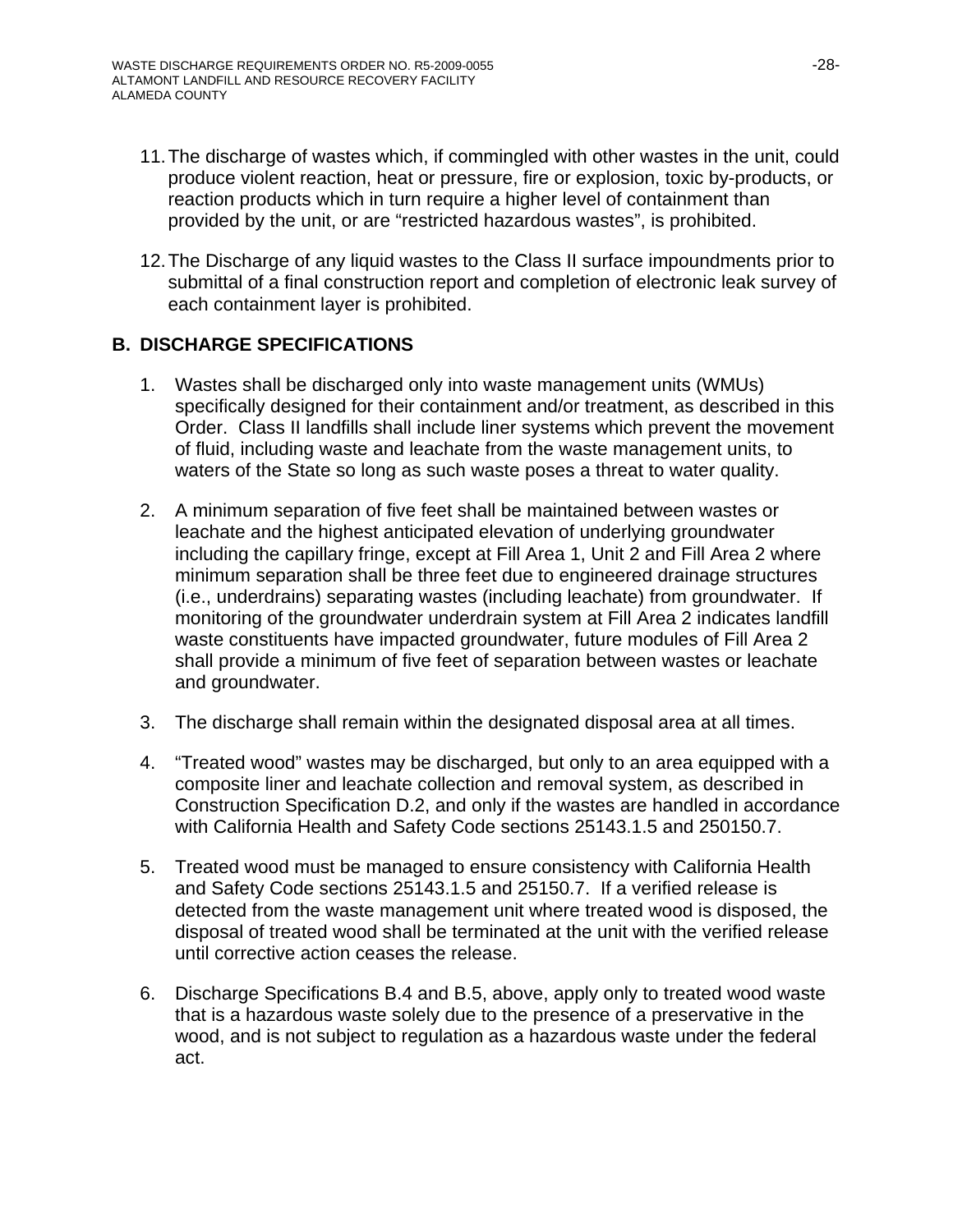11. The discharge of wastes which, if commingled with other wastes in the unit, could produce violent reaction, heat or pressure, fire or explosion, toxic by-products, or reaction products which in turn require a higher level of containment than provided by the unit, or are "restricted hazardous wastes", is prohibited.

12. The Discharge of any liquid wastes to the Class II surface impoundments prior to submittal of a final construction report and completion of electronic leak survey of each containment layer is prohibited.

## B. DISCHARGE SPECIFICATIONS

1. Wastes shall be discharged only into waste management units (WMUs) specifically designed for their containment and/or treatment, as described in this Order. Class II landfills shall include liner systems which prevent the movement of fluid, including waste and leachate from the waste management units, to waters of the State so long as such waste poses a threat to water quality.

2. A minimum separation of five feet shall be maintained between wastes or leachate and the highest anticipated elevation of underlying groundwater including the capillary fringe, except at Fill Area 1, Unit 2 and Fill Area 2 where minimum separation shall be three feet due to engineered drainage structures (i.e., underdrains) separating wastes (including leachate) from groundwater. If monitoring of the groundwater underdrain system at Fill Area 2 indicates landfill waste constituents have impacted groundwater, future modules of Fill Area 2 shall provide a minimum of five feet of separation between wastes or leachate and groundwater.

3. The discharge shall remain within the designated disposal area at all times.

4. "Treated wood" wastes may be discharged, but only to an area equipped with a composite liner and leachate collection and removal system, as described in Construction Specification D.2, and only if the wastes are handled in accordance with California Health and Safety Code sections 25143.1.5 and 250150.7.

5. Treated wood must be managed to ensure consistency with California Health and Safety Code sections 25143.1.5 and 25150.7. If a verified release is detected from the waste management unit where treated wood is disposed, the disposal of treated wood shall be terminated at the unit with the verified release until corrective action ceases the release.

6. Discharge Specifications B.4 and B.5, above, apply only to treated wood waste that is a hazardous waste solely due to the presence of a preservative in the wood, and is not subject to regulation as a hazardous waste under the federal act.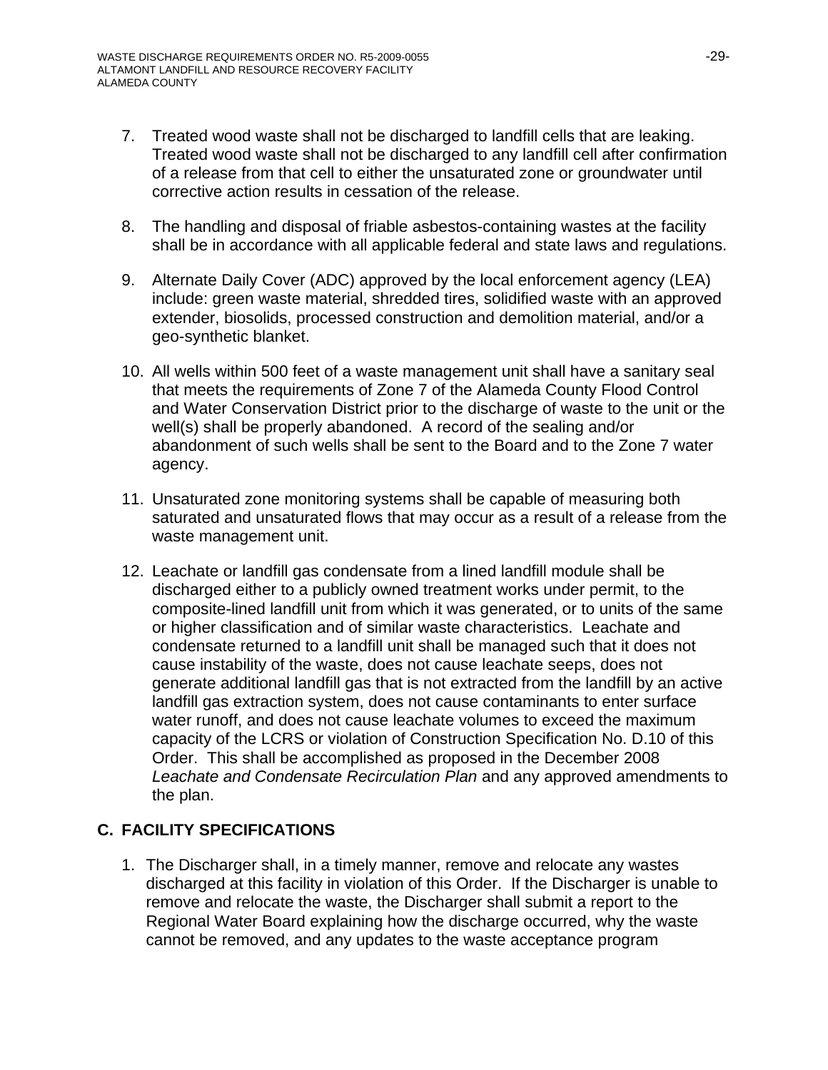7. Treated wood waste shall not be discharged to landfill cells that are leaking. Treated wood waste shall not be discharged to any landfill cell after confirmation of a release from that cell to either the unsaturated zone or groundwater until corrective action results in cessation of the release.

8. The handling and disposal of friable asbestos-containing wastes at the facility shall be in accordance with all applicable federal and state laws and regulations.

9. Alternate Daily Cover (ADC) approved by the local enforcement agency (LEA) include: green waste material, shredded tires, solidified waste with an approved extender, biosolids, processed construction and demolition material, and/or a geo-synthetic blanket.

10. All wells within 500 feet of a waste management unit shall have a sanitary seal that meets the requirements of Zone 7 of the Alameda County Flood Control and Water Conservation District prior to the discharge of waste to the unit or the well(s) shall be properly abandoned. A record of the sealing and/or abandonment of such wells shall be sent to the Board and to the Zone 7 water agency.

11. Unsaturated zone monitoring systems shall be capable of measuring both saturated and unsaturated flows that may occur as a result of a release from the waste management unit.

12. Leachate or landfill gas condensate from a lined landfill module shall be discharged either to a publicly owned treatment works under permit, to the composite-lined landfill unit from which it was generated, or to units of the same or higher classification and of similar waste characteristics. Leachate and condensate returned to a landfill unit shall be managed such that it does not cause instability of the waste, does not cause leachate seeps, does not generate additional landfill gas that is not extracted from the landfill by an active landfill gas extraction system, does not cause contaminants to enter surface water runoff, and does not cause leachate volumes to exceed the maximum capacity of the LCRS or violation of Construction Specification No. D.10 of this Order. This shall be accomplished as proposed in the December 2008 *Leachate and Condensate Recirculation Plan* and any approved amendments to the plan.

## C. FACILITY SPECIFICATIONS

1. The Discharger shall, in a timely manner, remove and relocate any wastes discharged at this facility in violation of this Order. If the Discharger is unable to remove and relocate the waste, the Discharger shall submit a report to the Regional Water Board explaining how the discharge occurred, why the waste cannot be removed, and any updates to the waste acceptance program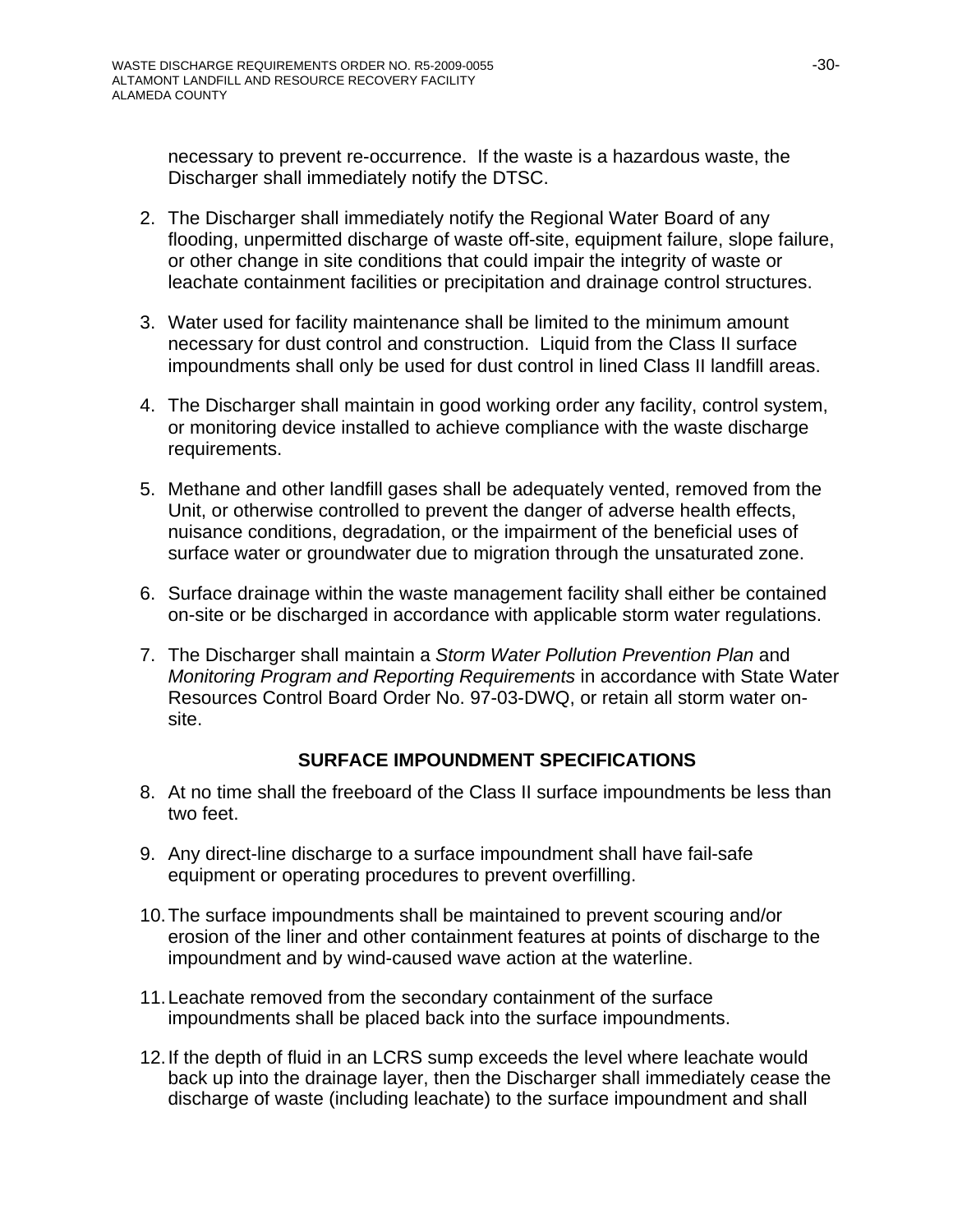necessary to prevent re-occurrence. If the waste is a hazardous waste, the Discharger shall immediately notify the DTSC.

2. The Discharger shall immediately notify the Regional Water Board of any flooding, unpermitted discharge of waste off-site, equipment failure, slope failure, or other change in site conditions that could impair the integrity of waste or leachate containment facilities or precipitation and drainage control structures.

3. Water used for facility maintenance shall be limited to the minimum amount necessary for dust control and construction. Liquid from the Class II surface impoundments shall only be used for dust control in lined Class II landfill areas.

4. The Discharger shall maintain in good working order any facility, control system, or monitoring device installed to achieve compliance with the waste discharge requirements.

5. Methane and other landfill gases shall be adequately vented, removed from the Unit, or otherwise controlled to prevent the danger of adverse health effects, nuisance conditions, degradation, or the impairment of the beneficial uses of surface water or groundwater due to migration through the unsaturated zone.

6. Surface drainage within the waste management facility shall either be contained on-site or be discharged in accordance with applicable storm water regulations.

7. The Discharger shall maintain a *Storm Water Pollution Prevention Plan* and *Monitoring Program and Reporting Requirements* in accordance with State Water Resources Control Board Order No. 97-03-DWQ, or retain all storm water on-site.

## SURFACE IMPOUNDMENT SPECIFICATIONS

8. At no time shall the freeboard of the Class II surface impoundments be less than two feet.

9. Any direct-line discharge to a surface impoundment shall have fail-safe equipment or operating procedures to prevent overfilling.

10. The surface impoundments shall be maintained to prevent scouring and/or erosion of the liner and other containment features at points of discharge to the impoundment and by wind-caused wave action at the waterline.

11. Leachate removed from the secondary containment of the surface impoundments shall be placed back into the surface impoundments.

12. If the depth of fluid in an LCRS sump exceeds the level where leachate would back up into the drainage layer, then the Discharger shall immediately cease the discharge of waste (including leachate) to the surface impoundment and shall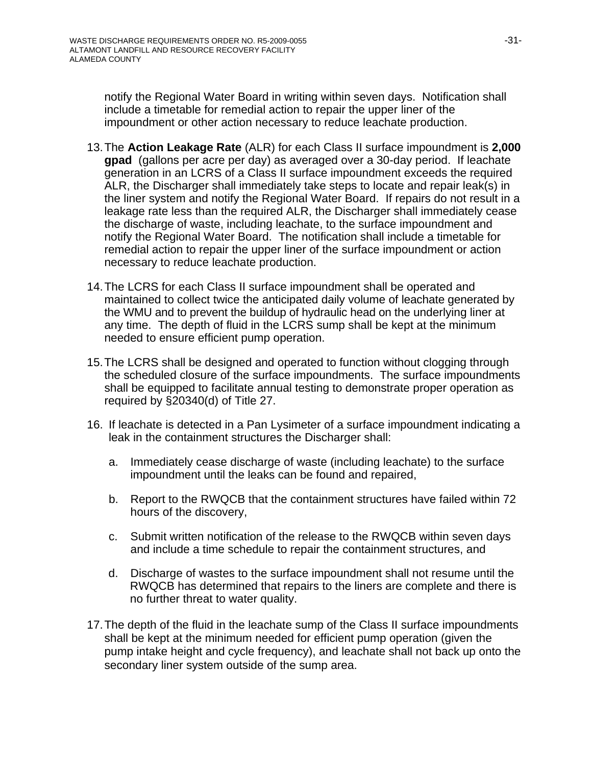notify the Regional Water Board in writing within seven days. Notification shall include a timetable for remedial action to repair the upper liner of the impoundment or other action necessary to reduce leachate production.

13. The **Action Leakage Rate** (ALR) for each Class II surface impoundment is **2,000 gpad** (gallons per acre per day) as averaged over a 30-day period. If leachate generation in an LCRS of a Class II surface impoundment exceeds the required ALR, the Discharger shall immediately take steps to locate and repair leak(s) in the liner system and notify the Regional Water Board. If repairs do not result in a leakage rate less than the required ALR, the Discharger shall immediately cease the discharge of waste, including leachate, to the surface impoundment and notify the Regional Water Board. The notification shall include a timetable for remedial action to repair the upper liner of the surface impoundment or action necessary to reduce leachate production.

14. The LCRS for each Class II surface impoundment shall be operated and maintained to collect twice the anticipated daily volume of leachate generated by the WMU and to prevent the buildup of hydraulic head on the underlying liner at any time. The depth of fluid in the LCRS sump shall be kept at the minimum needed to ensure efficient pump operation.

15. The LCRS shall be designed and operated to function without clogging through the scheduled closure of the surface impoundments. The surface impoundments shall be equipped to facilitate annual testing to demonstrate proper operation as required by §20340(d) of Title 27.

16. If leachate is detected in a Pan Lysimeter of a surface impoundment indicating a leak in the containment structures the Discharger shall:

    a. Immediately cease discharge of waste (including leachate) to the surface impoundment until the leaks can be found and repaired,

    b. Report to the RWQCB that the containment structures have failed within 72 hours of the discovery,

    c. Submit written notification of the release to the RWQCB within seven days and include a time schedule to repair the containment structures, and

    d. Discharge of wastes to the surface impoundment shall not resume until the RWQCB has determined that repairs to the liners are complete and there is no further threat to water quality.

17. The depth of the fluid in the leachate sump of the Class II surface impoundments shall be kept at the minimum needed for efficient pump operation (given the pump intake height and cycle frequency), and leachate shall not back up onto the secondary liner system outside of the sump area.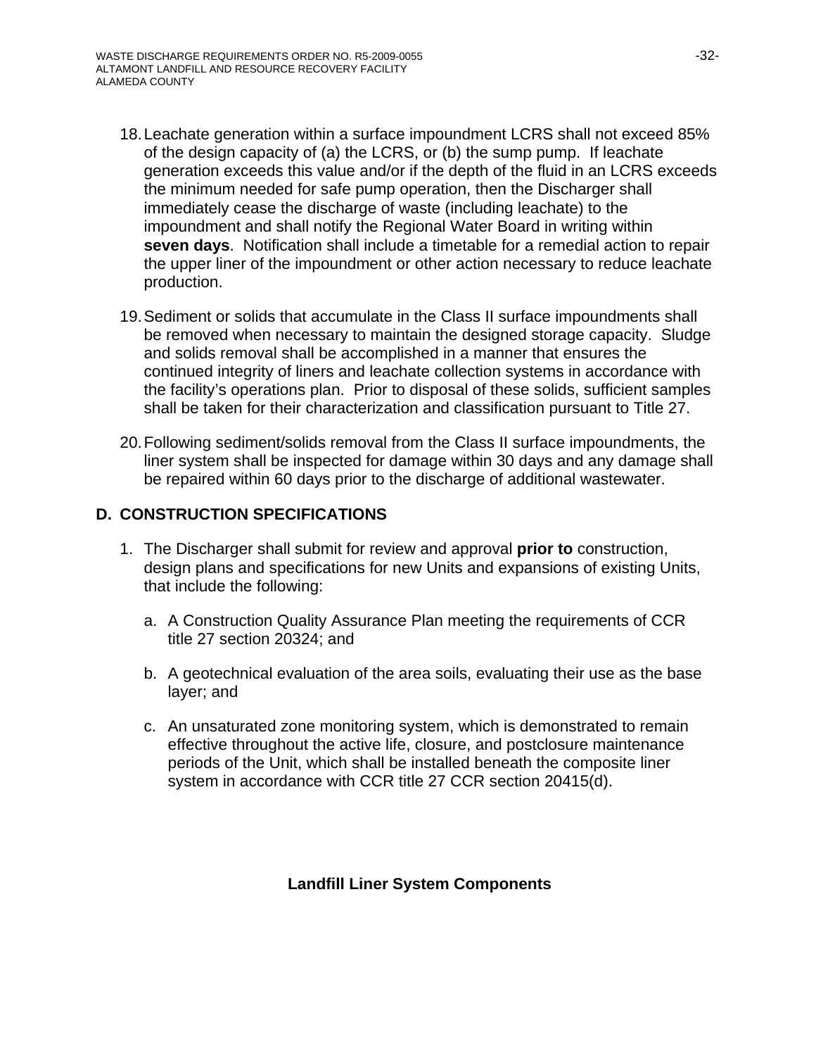18. Leachate generation within a surface impoundment LCRS shall not exceed 85% of the design capacity of (a) the LCRS, or (b) the sump pump. If leachate generation exceeds this value and/or if the depth of the fluid in an LCRS exceeds the minimum needed for safe pump operation, then the Discharger shall immediately cease the discharge of waste (including leachate) to the impoundment and shall notify the Regional Water Board in writing within **seven days**. Notification shall include a timetable for a remedial action to repair the upper liner of the impoundment or other action necessary to reduce leachate production.

19. Sediment or solids that accumulate in the Class II surface impoundments shall be removed when necessary to maintain the designed storage capacity. Sludge and solids removal shall be accomplished in a manner that ensures the continued integrity of liners and leachate collection systems in accordance with the facility's operations plan. Prior to disposal of these solids, sufficient samples shall be taken for their characterization and classification pursuant to Title 27.

20. Following sediment/solids removal from the Class II surface impoundments, the liner system shall be inspected for damage within 30 days and any damage shall be repaired within 60 days prior to the discharge of additional wastewater.

## D. CONSTRUCTION SPECIFICATIONS

1. The Discharger shall submit for review and approval **prior to** construction, design plans and specifications for new Units and expansions of existing Units, that include the following:

   a. A Construction Quality Assurance Plan meeting the requirements of CCR title 27 section 20324; and

   b. A geotechnical evaluation of the area soils, evaluating their use as the base layer; and

   c. An unsaturated zone monitoring system, which is demonstrated to remain effective throughout the active life, closure, and postclosure maintenance periods of the Unit, which shall be installed beneath the composite liner system in accordance with CCR title 27 CCR section 20415(d).

**Landfill Liner System Components**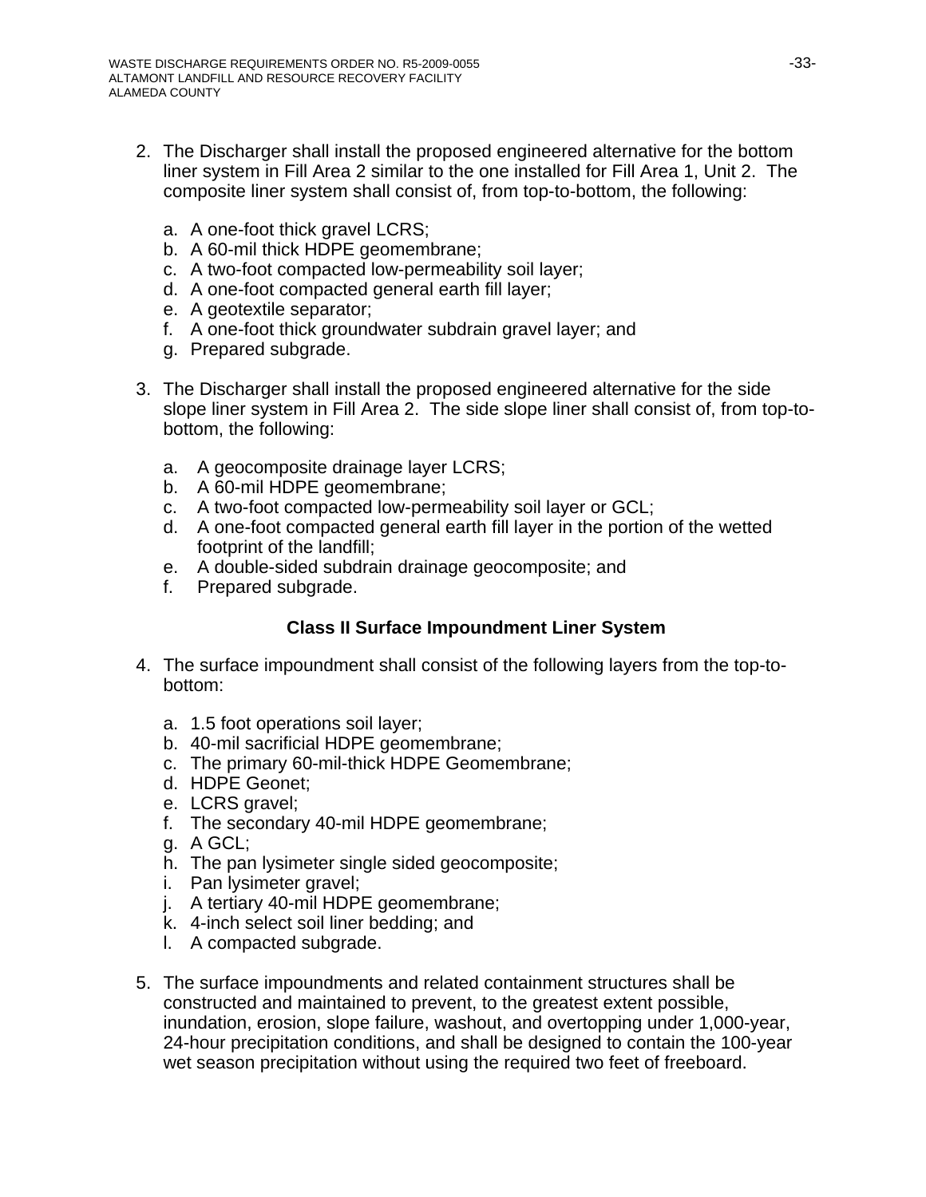2. The Discharger shall install the proposed engineered alternative for the bottom liner system in Fill Area 2 similar to the one installed for Fill Area 1, Unit 2. The composite liner system shall consist of, from top-to-bottom, the following:

   a. A one-foot thick gravel LCRS;
   b. A 60-mil thick HDPE geomembrane;
   c. A two-foot compacted low-permeability soil layer;
   d. A one-foot compacted general earth fill layer;
   e. A geotextile separator;
   f. A one-foot thick groundwater subdrain gravel layer; and
   g. Prepared subgrade.

3. The Discharger shall install the proposed engineered alternative for the side slope liner system in Fill Area 2. The side slope liner shall consist of, from top-to-bottom, the following:

   a. A geocomposite drainage layer LCRS;
   b. A 60-mil HDPE geomembrane;
   c. A two-foot compacted low-permeability soil layer or GCL;
   d. A one-foot compacted general earth fill layer in the portion of the wetted footprint of the landfill;
   e. A double-sided subdrain drainage geocomposite; and
   f. Prepared subgrade.

**Class II Surface Impoundment Liner System**

4. The surface impoundment shall consist of the following layers from the top-to-bottom:

   a. 1.5 foot operations soil layer;
   b. 40-mil sacrificial HDPE geomembrane;
   c. The primary 60-mil-thick HDPE Geomembrane;
   d. HDPE Geonet;
   e. LCRS gravel;
   f. The secondary 40-mil HDPE geomembrane;
   g. A GCL;
   h. The pan lysimeter single sided geocomposite;
   i. Pan lysimeter gravel;
   j. A tertiary 40-mil HDPE geomembrane;
   k. 4-inch select soil liner bedding; and
   l. A compacted subgrade.

5. The surface impoundments and related containment structures shall be constructed and maintained to prevent, to the greatest extent possible, inundation, erosion, slope failure, washout, and overtopping under 1,000-year, 24-hour precipitation conditions, and shall be designed to contain the 100-year wet season precipitation without using the required two feet of freeboard.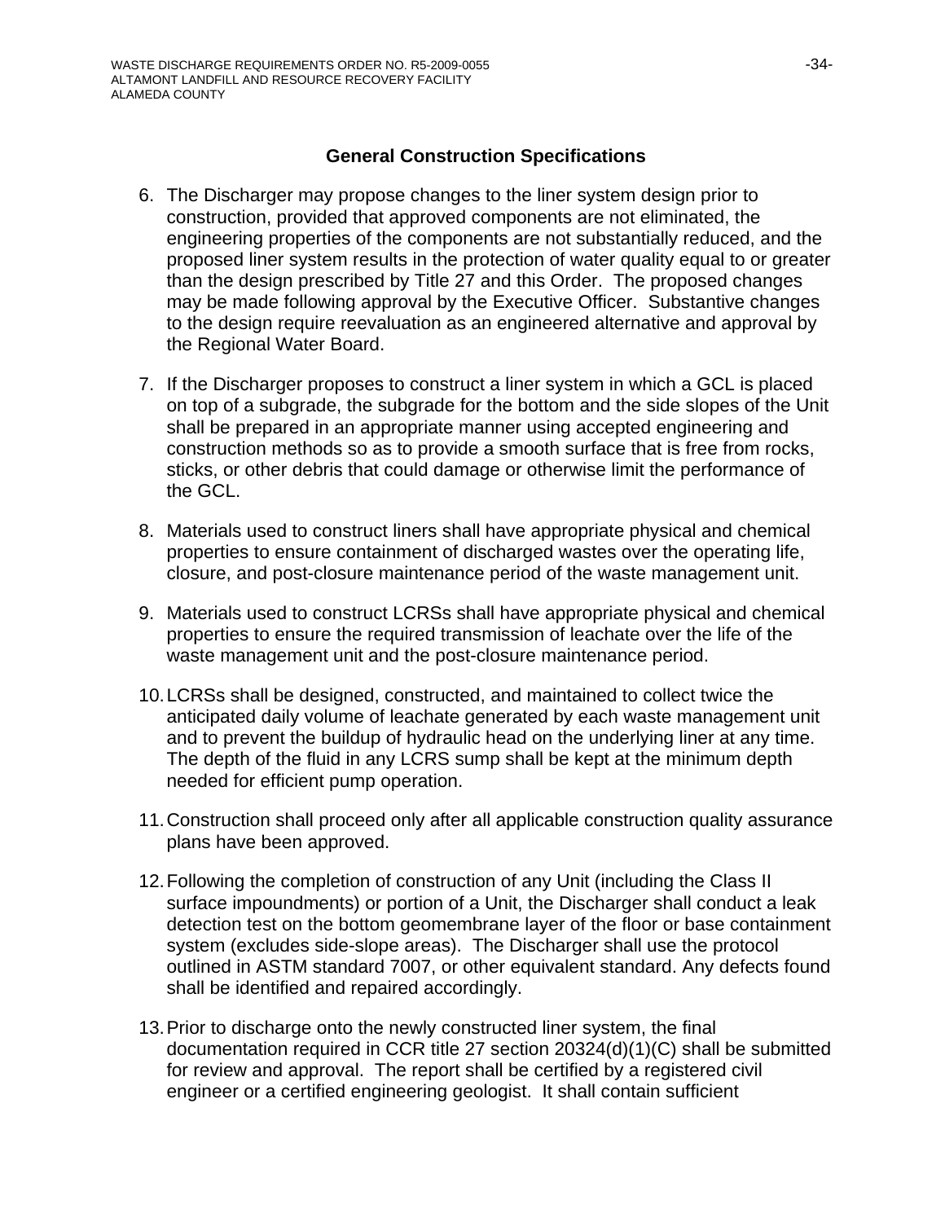### General Construction Specifications

6. The Discharger may propose changes to the liner system design prior to construction, provided that approved components are not eliminated, the engineering properties of the components are not substantially reduced, and the proposed liner system results in the protection of water quality equal to or greater than the design prescribed by Title 27 and this Order. The proposed changes may be made following approval by the Executive Officer. Substantive changes to the design require reevaluation as an engineered alternative and approval by the Regional Water Board.

7. If the Discharger proposes to construct a liner system in which a GCL is placed on top of a subgrade, the subgrade for the bottom and the side slopes of the Unit shall be prepared in an appropriate manner using accepted engineering and construction methods so as to provide a smooth surface that is free from rocks, sticks, or other debris that could damage or otherwise limit the performance of the GCL.

8. Materials used to construct liners shall have appropriate physical and chemical properties to ensure containment of discharged wastes over the operating life, closure, and post-closure maintenance period of the waste management unit.

9. Materials used to construct LCRSs shall have appropriate physical and chemical properties to ensure the required transmission of leachate over the life of the waste management unit and the post-closure maintenance period.

10. LCRSs shall be designed, constructed, and maintained to collect twice the anticipated daily volume of leachate generated by each waste management unit and to prevent the buildup of hydraulic head on the underlying liner at any time. The depth of the fluid in any LCRS sump shall be kept at the minimum depth needed for efficient pump operation.

11. Construction shall proceed only after all applicable construction quality assurance plans have been approved.

12. Following the completion of construction of any Unit (including the Class II surface impoundments) or portion of a Unit, the Discharger shall conduct a leak detection test on the bottom geomembrane layer of the floor or base containment system (excludes side-slope areas). The Discharger shall use the protocol outlined in ASTM standard 7007, or other equivalent standard. Any defects found shall be identified and repaired accordingly.

13. Prior to discharge onto the newly constructed liner system, the final documentation required in CCR title 27 section 20324(d)(1)(C) shall be submitted for review and approval. The report shall be certified by a registered civil engineer or a certified engineering geologist. It shall contain sufficient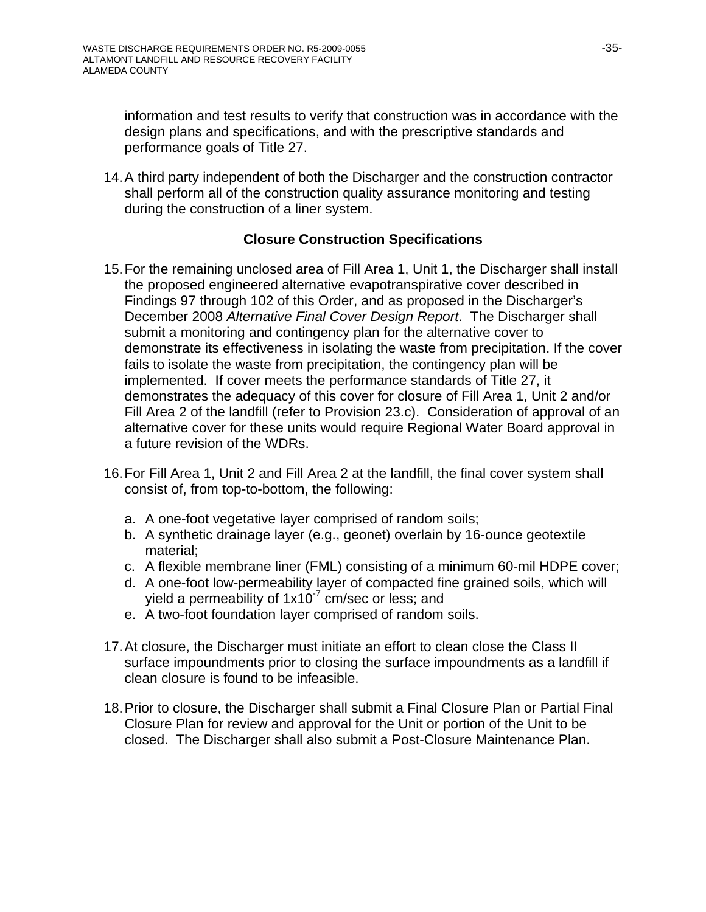information and test results to verify that construction was in accordance with the design plans and specifications, and with the prescriptive standards and performance goals of Title 27.

14. A third party independent of both the Discharger and the construction contractor shall perform all of the construction quality assurance monitoring and testing during the construction of a liner system.

### Closure Construction Specifications

15. For the remaining unclosed area of Fill Area 1, Unit 1, the Discharger shall install the proposed engineered alternative evapotranspirative cover described in Findings 97 through 102 of this Order, and as proposed in the Discharger's December 2008 *Alternative Final Cover Design Report*. The Discharger shall submit a monitoring and contingency plan for the alternative cover to demonstrate its effectiveness in isolating the waste from precipitation. If the cover fails to isolate the waste from precipitation, the contingency plan will be implemented. If cover meets the performance standards of Title 27, it demonstrates the adequacy of this cover for closure of Fill Area 1, Unit 2 and/or Fill Area 2 of the landfill (refer to Provision 23.c). Consideration of approval of an alternative cover for these units would require Regional Water Board approval in a future revision of the WDRs.

16. For Fill Area 1, Unit 2 and Fill Area 2 at the landfill, the final cover system shall consist of, from top-to-bottom, the following:

    a. A one-foot vegetative layer comprised of random soils;
    b. A synthetic drainage layer (e.g., geonet) overlain by 16-ounce geotextile material;
    c. A flexible membrane liner (FML) consisting of a minimum 60-mil HDPE cover;
    d. A one-foot low-permeability layer of compacted fine grained soils, which will yield a permeability of $1x10^{-7}$ cm/sec or less; and
    e. A two-foot foundation layer comprised of random soils.

17. At closure, the Discharger must initiate an effort to clean close the Class II surface impoundments prior to closing the surface impoundments as a landfill if clean closure is found to be infeasible.

18. Prior to closure, the Discharger shall submit a Final Closure Plan or Partial Final Closure Plan for review and approval for the Unit or portion of the Unit to be closed. The Discharger shall also submit a Post-Closure Maintenance Plan.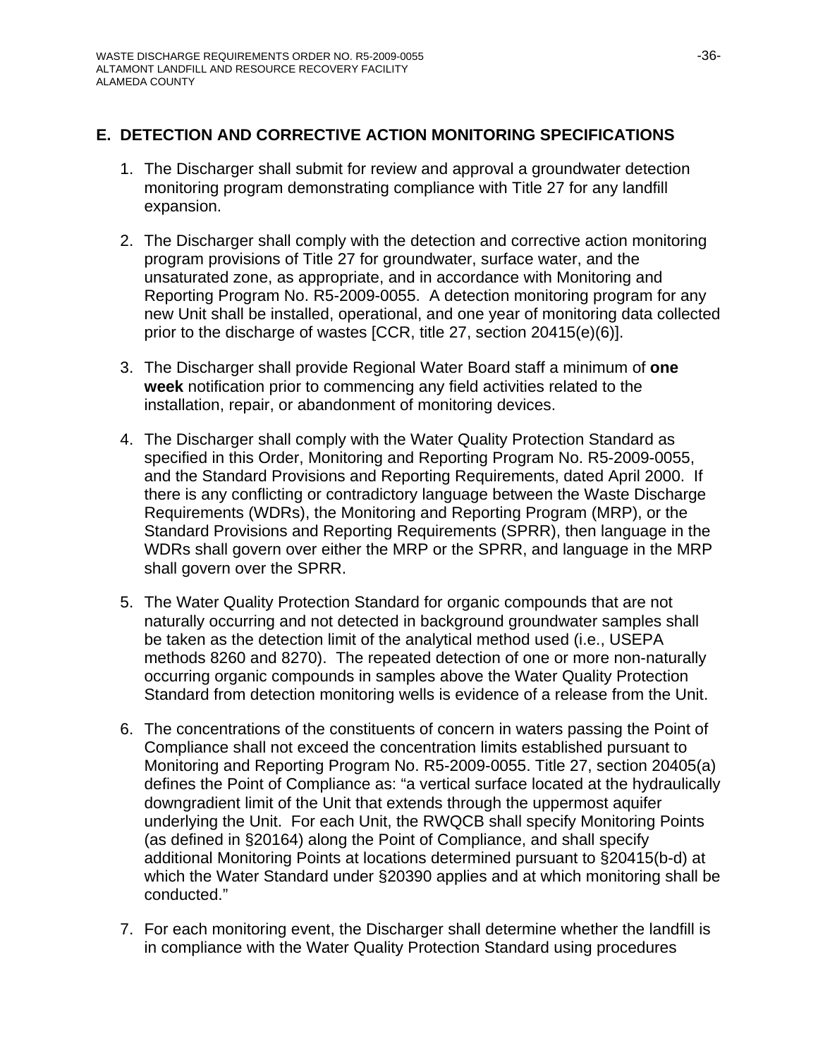## E. DETECTION AND CORRECTIVE ACTION MONITORING SPECIFICATIONS

1. The Discharger shall submit for review and approval a groundwater detection monitoring program demonstrating compliance with Title 27 for any landfill expansion.

2. The Discharger shall comply with the detection and corrective action monitoring program provisions of Title 27 for groundwater, surface water, and the unsaturated zone, as appropriate, and in accordance with Monitoring and Reporting Program No. R5-2009-0055. A detection monitoring program for any new Unit shall be installed, operational, and one year of monitoring data collected prior to the discharge of wastes [CCR, title 27, section 20415(e)(6)].

3. The Discharger shall provide Regional Water Board staff a minimum of **one week** notification prior to commencing any field activities related to the installation, repair, or abandonment of monitoring devices.

4. The Discharger shall comply with the Water Quality Protection Standard as specified in this Order, Monitoring and Reporting Program No. R5-2009-0055, and the Standard Provisions and Reporting Requirements, dated April 2000. If there is any conflicting or contradictory language between the Waste Discharge Requirements (WDRs), the Monitoring and Reporting Program (MRP), or the Standard Provisions and Reporting Requirements (SPRR), then language in the WDRs shall govern over either the MRP or the SPRR, and language in the MRP shall govern over the SPRR.

5. The Water Quality Protection Standard for organic compounds that are not naturally occurring and not detected in background groundwater samples shall be taken as the detection limit of the analytical method used (i.e., USEPA methods 8260 and 8270). The repeated detection of one or more non-naturally occurring organic compounds in samples above the Water Quality Protection Standard from detection monitoring wells is evidence of a release from the Unit.

6. The concentrations of the constituents of concern in waters passing the Point of Compliance shall not exceed the concentration limits established pursuant to Monitoring and Reporting Program No. R5-2009-0055. Title 27, section 20405(a) defines the Point of Compliance as: "a vertical surface located at the hydraulically downgradient limit of the Unit that extends through the uppermost aquifer underlying the Unit. For each Unit, the RWQCB shall specify Monitoring Points (as defined in §20164) along the Point of Compliance, and shall specify additional Monitoring Points at locations determined pursuant to §20415(b-d) at which the Water Standard under §20390 applies and at which monitoring shall be conducted."

7. For each monitoring event, the Discharger shall determine whether the landfill is in compliance with the Water Quality Protection Standard using procedures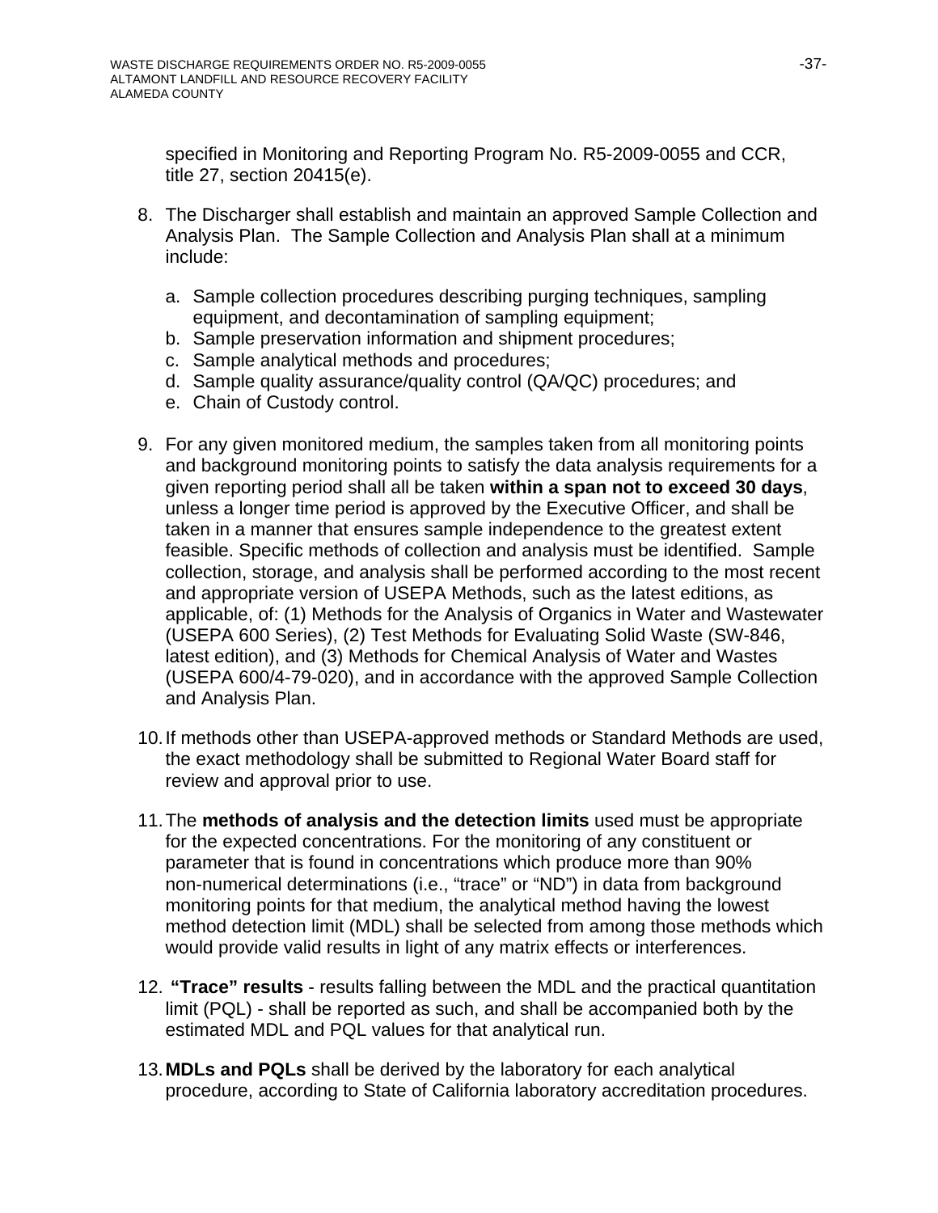specified in Monitoring and Reporting Program No. R5-2009-0055 and CCR, title 27, section 20415(e).

8. The Discharger shall establish and maintain an approved Sample Collection and Analysis Plan. The Sample Collection and Analysis Plan shall at a minimum include:

   a. Sample collection procedures describing purging techniques, sampling equipment, and decontamination of sampling equipment;
   b. Sample preservation information and shipment procedures;
   c. Sample analytical methods and procedures;
   d. Sample quality assurance/quality control (QA/QC) procedures; and
   e. Chain of Custody control.

9. For any given monitored medium, the samples taken from all monitoring points and background monitoring points to satisfy the data analysis requirements for a given reporting period shall all be taken **within a span not to exceed 30 days**, unless a longer time period is approved by the Executive Officer, and shall be taken in a manner that ensures sample independence to the greatest extent feasible. Specific methods of collection and analysis must be identified. Sample collection, storage, and analysis shall be performed according to the most recent and appropriate version of USEPA Methods, such as the latest editions, as applicable, of: (1) Methods for the Analysis of Organics in Water and Wastewater (USEPA 600 Series), (2) Test Methods for Evaluating Solid Waste (SW-846, latest edition), and (3) Methods for Chemical Analysis of Water and Wastes (USEPA 600/4-79-020), and in accordance with the approved Sample Collection and Analysis Plan.

10. If methods other than USEPA-approved methods or Standard Methods are used, the exact methodology shall be submitted to Regional Water Board staff for review and approval prior to use.

11. The **methods of analysis and the detection limits** used must be appropriate for the expected concentrations. For the monitoring of any constituent or parameter that is found in concentrations which produce more than 90% non-numerical determinations (i.e., "trace" or "ND") in data from background monitoring points for that medium, the analytical method having the lowest method detection limit (MDL) shall be selected from among those methods which would provide valid results in light of any matrix effects or interferences.

12. **"Trace" results** - results falling between the MDL and the practical quantitation limit (PQL) - shall be reported as such, and shall be accompanied both by the estimated MDL and PQL values for that analytical run.

13. **MDLs and PQLs** shall be derived by the laboratory for each analytical procedure, according to State of California laboratory accreditation procedures.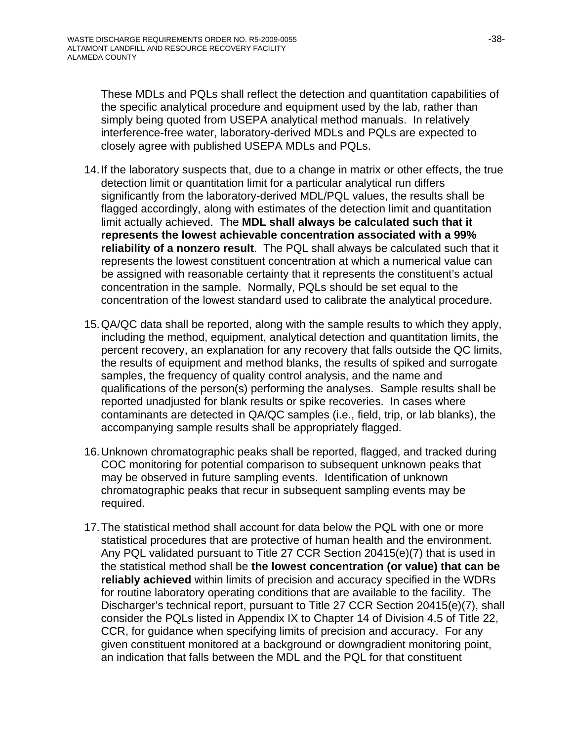These MDLs and PQLs shall reflect the detection and quantitation capabilities of the specific analytical procedure and equipment used by the lab, rather than simply being quoted from USEPA analytical method manuals. In relatively interference-free water, laboratory-derived MDLs and PQLs are expected to closely agree with published USEPA MDLs and PQLs.

14. If the laboratory suspects that, due to a change in matrix or other effects, the true detection limit or quantitation limit for a particular analytical run differs significantly from the laboratory-derived MDL/PQL values, the results shall be flagged accordingly, along with estimates of the detection limit and quantitation limit actually achieved. The **MDL shall always be calculated such that it represents the lowest achievable concentration associated with a 99% reliability of a nonzero result**. The PQL shall always be calculated such that it represents the lowest constituent concentration at which a numerical value can be assigned with reasonable certainty that it represents the constituent's actual concentration in the sample. Normally, PQLs should be set equal to the concentration of the lowest standard used to calibrate the analytical procedure.

15. QA/QC data shall be reported, along with the sample results to which they apply, including the method, equipment, analytical detection and quantitation limits, the percent recovery, an explanation for any recovery that falls outside the QC limits, the results of equipment and method blanks, the results of spiked and surrogate samples, the frequency of quality control analysis, and the name and qualifications of the person(s) performing the analyses. Sample results shall be reported unadjusted for blank results or spike recoveries. In cases where contaminants are detected in QA/QC samples (i.e., field, trip, or lab blanks), the accompanying sample results shall be appropriately flagged.

16. Unknown chromatographic peaks shall be reported, flagged, and tracked during COC monitoring for potential comparison to subsequent unknown peaks that may be observed in future sampling events. Identification of unknown chromatographic peaks that recur in subsequent sampling events may be required.

17. The statistical method shall account for data below the PQL with one or more statistical procedures that are protective of human health and the environment. Any PQL validated pursuant to Title 27 CCR Section 20415(e)(7) that is used in the statistical method shall be **the lowest concentration (or value) that can be reliably achieved** within limits of precision and accuracy specified in the WDRs for routine laboratory operating conditions that are available to the facility. The Discharger's technical report, pursuant to Title 27 CCR Section 20415(e)(7), shall consider the PQLs listed in Appendix IX to Chapter 14 of Division 4.5 of Title 22, CCR, for guidance when specifying limits of precision and accuracy. For any given constituent monitored at a background or downgradient monitoring point, an indication that falls between the MDL and the PQL for that constituent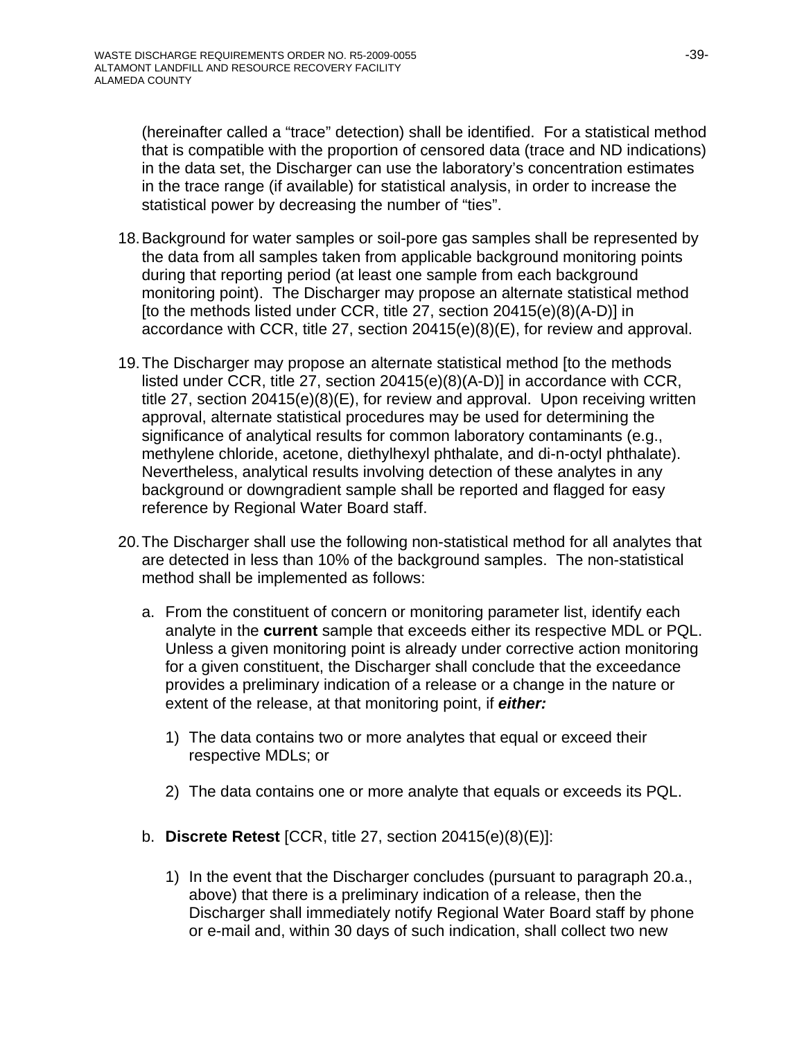(hereinafter called a "trace" detection) shall be identified. For a statistical method that is compatible with the proportion of censored data (trace and ND indications) in the data set, the Discharger can use the laboratory's concentration estimates in the trace range (if available) for statistical analysis, in order to increase the statistical power by decreasing the number of "ties".

18. Background for water samples or soil-pore gas samples shall be represented by the data from all samples taken from applicable background monitoring points during that reporting period (at least one sample from each background monitoring point). The Discharger may propose an alternate statistical method [to the methods listed under CCR, title 27, section 20415(e)(8)(A-D)] in accordance with CCR, title 27, section 20415(e)(8)(E), for review and approval.

19. The Discharger may propose an alternate statistical method [to the methods listed under CCR, title 27, section 20415(e)(8)(A-D)] in accordance with CCR, title 27, section 20415(e)(8)(E), for review and approval. Upon receiving written approval, alternate statistical procedures may be used for determining the significance of analytical results for common laboratory contaminants (e.g., methylene chloride, acetone, diethylhexyl phthalate, and di-n-octyl phthalate). Nevertheless, analytical results involving detection of these analytes in any background or downgradient sample shall be reported and flagged for easy reference by Regional Water Board staff.

20. The Discharger shall use the following non-statistical method for all analytes that are detected in less than 10% of the background samples. The non-statistical method shall be implemented as follows:

    a. From the constituent of concern or monitoring parameter list, identify each analyte in the **current** sample that exceeds either its respective MDL or PQL. Unless a given monitoring point is already under corrective action monitoring for a given constituent, the Discharger shall conclude that the exceedance provides a preliminary indication of a release or a change in the nature or extent of the release, at that monitoring point, if ***either:***

        1) The data contains two or more analytes that equal or exceed their respective MDLs; or

        2) The data contains one or more analyte that equals or exceeds its PQL.

    b. **Discrete Retest** [CCR, title 27, section 20415(e)(8)(E)]:

        1) In the event that the Discharger concludes (pursuant to paragraph 20.a., above) that there is a preliminary indication of a release, then the Discharger shall immediately notify Regional Water Board staff by phone or e-mail and, within 30 days of such indication, shall collect two new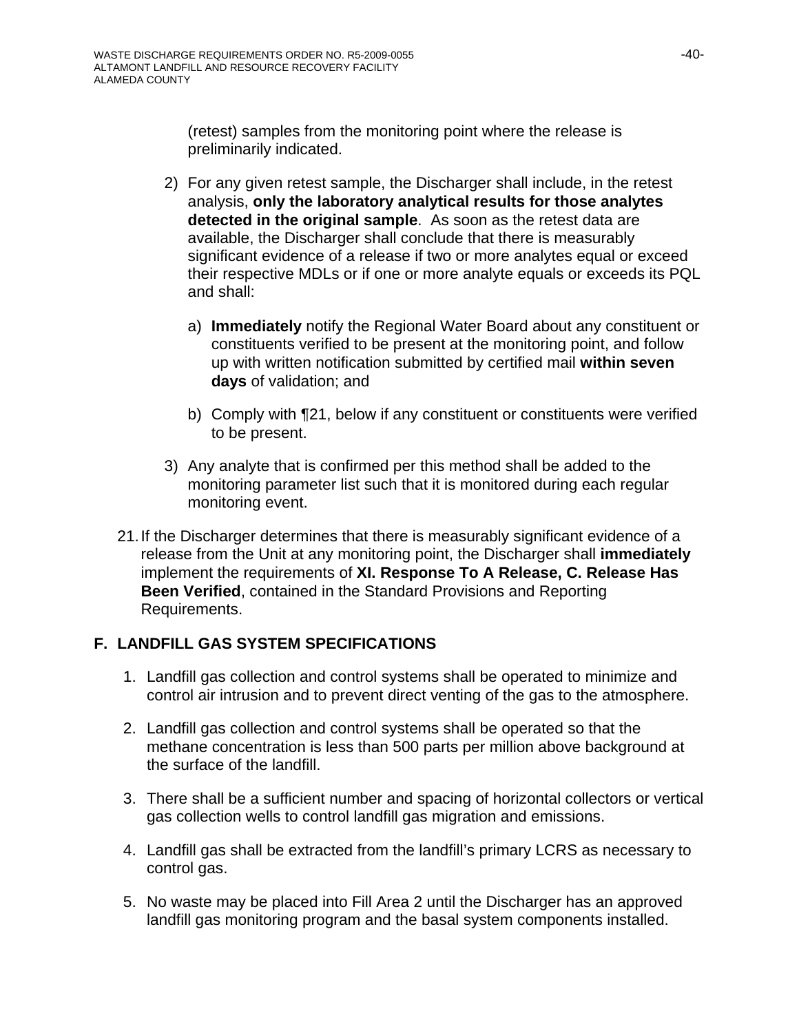(retest) samples from the monitoring point where the release is preliminarily indicated.

2) For any given retest sample, the Discharger shall include, in the retest analysis, **only the laboratory analytical results for those analytes detected in the original sample**. As soon as the retest data are available, the Discharger shall conclude that there is measurably significant evidence of a release if two or more analytes equal or exceed their respective MDLs or if one or more analyte equals or exceeds its PQL and shall:

   a) **Immediately** notify the Regional Water Board about any constituent or constituents verified to be present at the monitoring point, and follow up with written notification submitted by certified mail **within seven days** of validation; and

   b) Comply with ¶21, below if any constituent or constituents were verified to be present.

3) Any analyte that is confirmed per this method shall be added to the monitoring parameter list such that it is monitored during each regular monitoring event.

21. If the Discharger determines that there is measurably significant evidence of a release from the Unit at any monitoring point, the Discharger shall **immediately** implement the requirements of **XI. Response To A Release, C. Release Has Been Verified**, contained in the Standard Provisions and Reporting Requirements.

## F. LANDFILL GAS SYSTEM SPECIFICATIONS

1. Landfill gas collection and control systems shall be operated to minimize and control air intrusion and to prevent direct venting of the gas to the atmosphere.

2. Landfill gas collection and control systems shall be operated so that the methane concentration is less than 500 parts per million above background at the surface of the landfill.

3. There shall be a sufficient number and spacing of horizontal collectors or vertical gas collection wells to control landfill gas migration and emissions.

4. Landfill gas shall be extracted from the landfill's primary LCRS as necessary to control gas.

5. No waste may be placed into Fill Area 2 until the Discharger has an approved landfill gas monitoring program and the basal system components installed.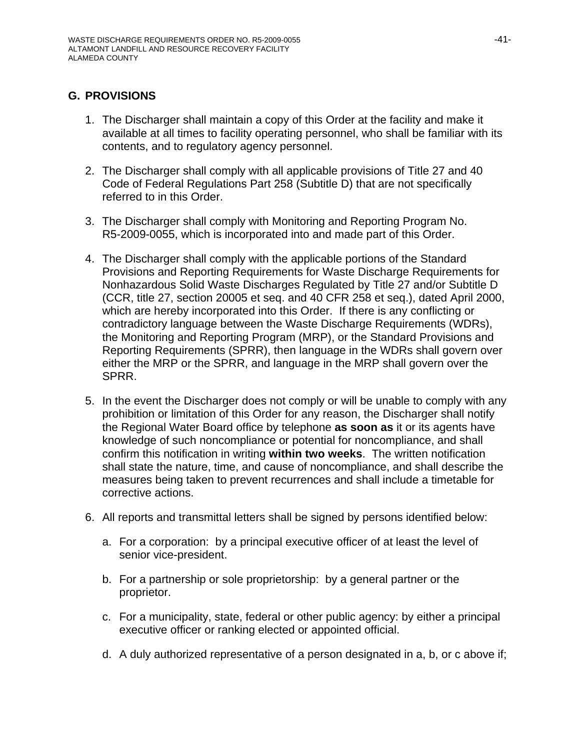## G. PROVISIONS

1. The Discharger shall maintain a copy of this Order at the facility and make it available at all times to facility operating personnel, who shall be familiar with its contents, and to regulatory agency personnel.

2. The Discharger shall comply with all applicable provisions of Title 27 and 40 Code of Federal Regulations Part 258 (Subtitle D) that are not specifically referred to in this Order.

3. The Discharger shall comply with Monitoring and Reporting Program No. R5-2009-0055, which is incorporated into and made part of this Order.

4. The Discharger shall comply with the applicable portions of the Standard Provisions and Reporting Requirements for Waste Discharge Requirements for Nonhazardous Solid Waste Discharges Regulated by Title 27 and/or Subtitle D (CCR, title 27, section 20005 et seq. and 40 CFR 258 et seq.), dated April 2000, which are hereby incorporated into this Order. If there is any conflicting or contradictory language between the Waste Discharge Requirements (WDRs), the Monitoring and Reporting Program (MRP), or the Standard Provisions and Reporting Requirements (SPRR), then language in the WDRs shall govern over either the MRP or the SPRR, and language in the MRP shall govern over the SPRR.

5. In the event the Discharger does not comply or will be unable to comply with any prohibition or limitation of this Order for any reason, the Discharger shall notify the Regional Water Board office by telephone **as soon as** it or its agents have knowledge of such noncompliance or potential for noncompliance, and shall confirm this notification in writing **within two weeks**. The written notification shall state the nature, time, and cause of noncompliance, and shall describe the measures being taken to prevent recurrences and shall include a timetable for corrective actions.

6. All reports and transmittal letters shall be signed by persons identified below:

   a. For a corporation: by a principal executive officer of at least the level of senior vice-president.

   b. For a partnership or sole proprietorship: by a general partner or the proprietor.

   c. For a municipality, state, federal or other public agency: by either a principal executive officer or ranking elected or appointed official.

   d. A duly authorized representative of a person designated in a, b, or c above if;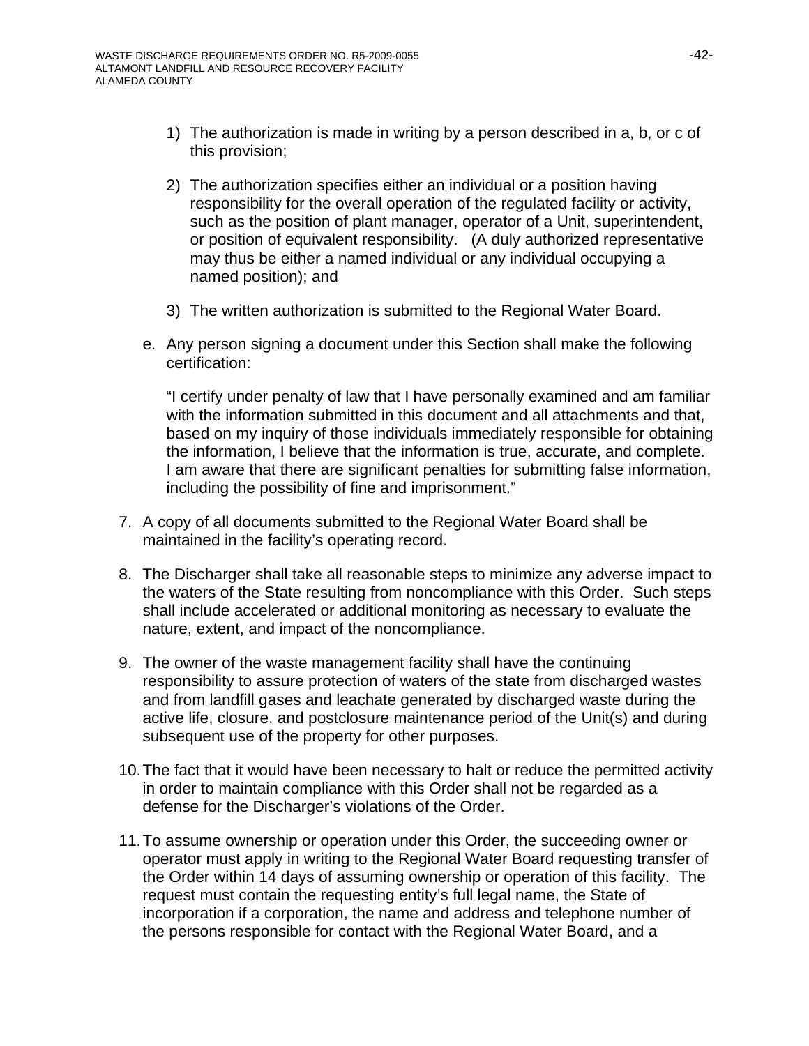1) The authorization is made in writing by a person described in a, b, or c of this provision;

2) The authorization specifies either an individual or a position having responsibility for the overall operation of the regulated facility or activity, such as the position of plant manager, operator of a Unit, superintendent, or position of equivalent responsibility. (A duly authorized representative may thus be either a named individual or any individual occupying a named position); and

3) The written authorization is submitted to the Regional Water Board.

e. Any person signing a document under this Section shall make the following certification:

"I certify under penalty of law that I have personally examined and am familiar with the information submitted in this document and all attachments and that, based on my inquiry of those individuals immediately responsible for obtaining the information, I believe that the information is true, accurate, and complete. I am aware that there are significant penalties for submitting false information, including the possibility of fine and imprisonment."

7. A copy of all documents submitted to the Regional Water Board shall be maintained in the facility's operating record.

8. The Discharger shall take all reasonable steps to minimize any adverse impact to the waters of the State resulting from noncompliance with this Order. Such steps shall include accelerated or additional monitoring as necessary to evaluate the nature, extent, and impact of the noncompliance.

9. The owner of the waste management facility shall have the continuing responsibility to assure protection of waters of the state from discharged wastes and from landfill gases and leachate generated by discharged waste during the active life, closure, and postclosure maintenance period of the Unit(s) and during subsequent use of the property for other purposes.

10. The fact that it would have been necessary to halt or reduce the permitted activity in order to maintain compliance with this Order shall not be regarded as a defense for the Discharger's violations of the Order.

11. To assume ownership or operation under this Order, the succeeding owner or operator must apply in writing to the Regional Water Board requesting transfer of the Order within 14 days of assuming ownership or operation of this facility. The request must contain the requesting entity's full legal name, the State of incorporation if a corporation, the name and address and telephone number of the persons responsible for contact with the Regional Water Board, and a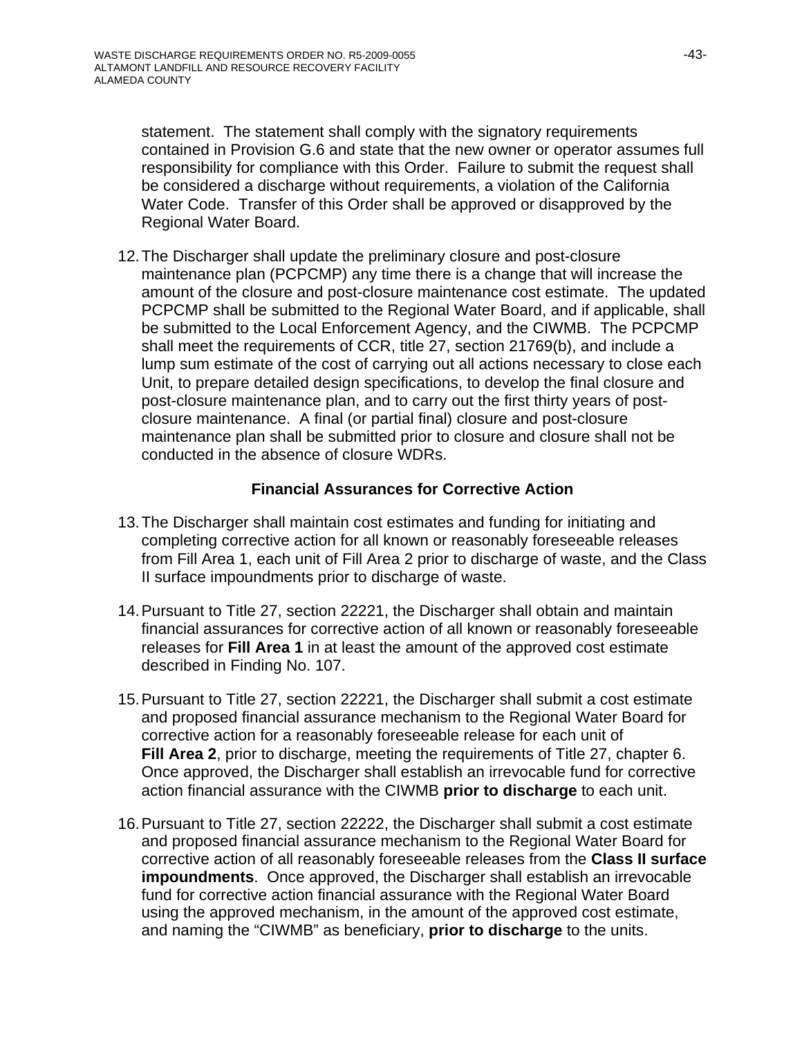statement. The statement shall comply with the signatory requirements contained in Provision G.6 and state that the new owner or operator assumes full responsibility for compliance with this Order. Failure to submit the request shall be considered a discharge without requirements, a violation of the California Water Code. Transfer of this Order shall be approved or disapproved by the Regional Water Board.

12. The Discharger shall update the preliminary closure and post-closure maintenance plan (PCPCMP) any time there is a change that will increase the amount of the closure and post-closure maintenance cost estimate. The updated PCPCMP shall be submitted to the Regional Water Board, and if applicable, shall be submitted to the Local Enforcement Agency, and the CIWMB. The PCPCMP shall meet the requirements of CCR, title 27, section 21769(b), and include a lump sum estimate of the cost of carrying out all actions necessary to close each Unit, to prepare detailed design specifications, to develop the final closure and post-closure maintenance plan, and to carry out the first thirty years of post-closure maintenance. A final (or partial final) closure and post-closure maintenance plan shall be submitted prior to closure and closure shall not be conducted in the absence of closure WDRs.

**Financial Assurances for Corrective Action**

13. The Discharger shall maintain cost estimates and funding for initiating and completing corrective action for all known or reasonably foreseeable releases from Fill Area 1, each unit of Fill Area 2 prior to discharge of waste, and the Class II surface impoundments prior to discharge of waste.

14. Pursuant to Title 27, section 22221, the Discharger shall obtain and maintain financial assurances for corrective action of all known or reasonably foreseeable releases for **Fill Area 1** in at least the amount of the approved cost estimate described in Finding No. 107.

15. Pursuant to Title 27, section 22221, the Discharger shall submit a cost estimate and proposed financial assurance mechanism to the Regional Water Board for corrective action for a reasonably foreseeable release for each unit of **Fill Area 2**, prior to discharge, meeting the requirements of Title 27, chapter 6. Once approved, the Discharger shall establish an irrevocable fund for corrective action financial assurance with the CIWMB **prior to discharge** to each unit.

16. Pursuant to Title 27, section 22222, the Discharger shall submit a cost estimate and proposed financial assurance mechanism to the Regional Water Board for corrective action of all reasonably foreseeable releases from the **Class II surface impoundments**. Once approved, the Discharger shall establish an irrevocable fund for corrective action financial assurance with the Regional Water Board using the approved mechanism, in the amount of the approved cost estimate, and naming the "CIWMB" as beneficiary, **prior to discharge** to the units.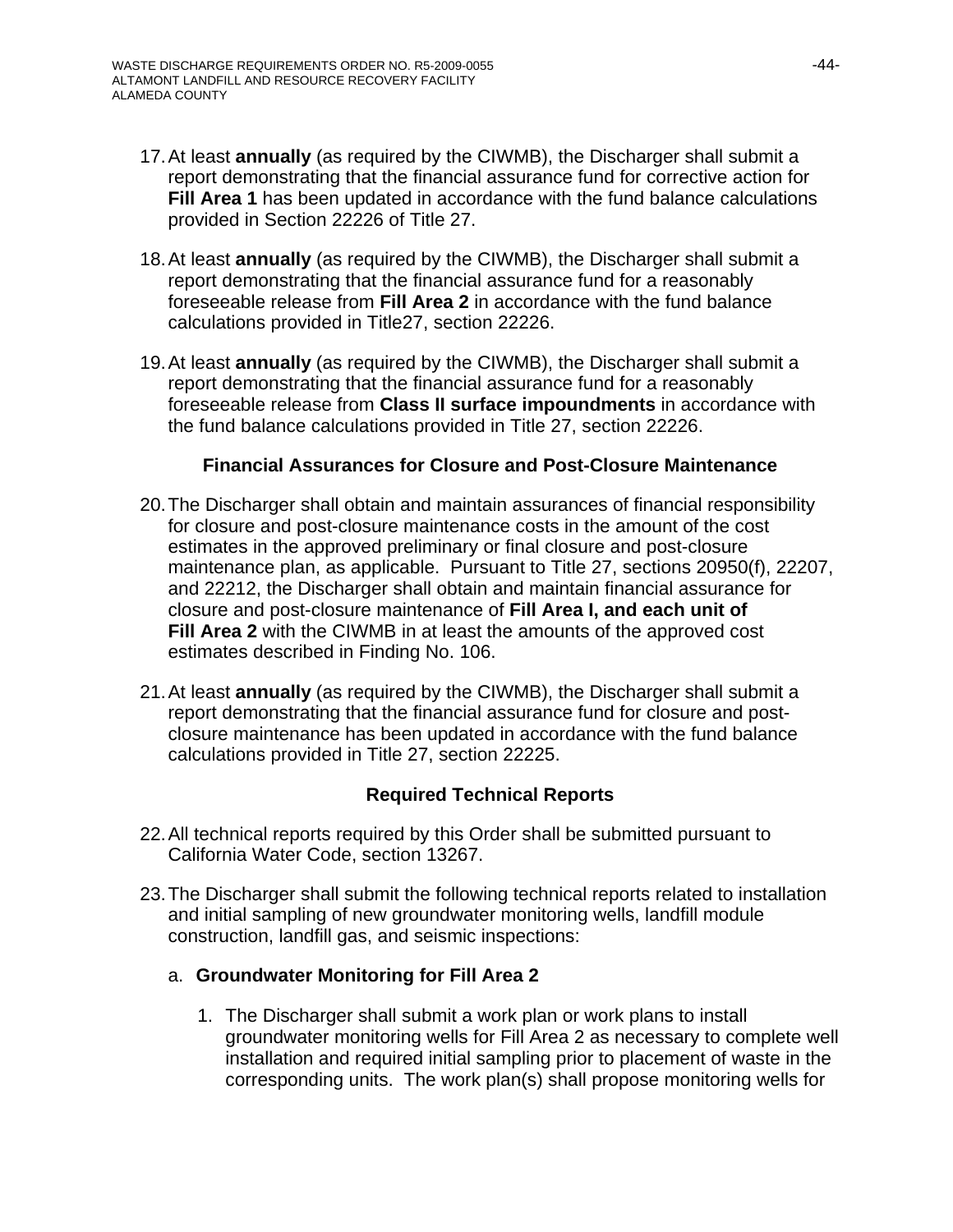17. At least **annually** (as required by the CIWMB), the Discharger shall submit a report demonstrating that the financial assurance fund for corrective action for **Fill Area 1** has been updated in accordance with the fund balance calculations provided in Section 22226 of Title 27.

18. At least **annually** (as required by the CIWMB), the Discharger shall submit a report demonstrating that the financial assurance fund for a reasonably foreseeable release from **Fill Area 2** in accordance with the fund balance calculations provided in Title27, section 22226.

19. At least **annually** (as required by the CIWMB), the Discharger shall submit a report demonstrating that the financial assurance fund for a reasonably foreseeable release from **Class II surface impoundments** in accordance with the fund balance calculations provided in Title 27, section 22226.

**Financial Assurances for Closure and Post-Closure Maintenance**

20. The Discharger shall obtain and maintain assurances of financial responsibility for closure and post-closure maintenance costs in the amount of the cost estimates in the approved preliminary or final closure and post-closure maintenance plan, as applicable. Pursuant to Title 27, sections 20950(f), 22207, and 22212, the Discharger shall obtain and maintain financial assurance for closure and post-closure maintenance of **Fill Area I, and each unit of Fill Area 2** with the CIWMB in at least the amounts of the approved cost estimates described in Finding No. 106.

21. At least **annually** (as required by the CIWMB), the Discharger shall submit a report demonstrating that the financial assurance fund for closure and post-closure maintenance has been updated in accordance with the fund balance calculations provided in Title 27, section 22225.

**Required Technical Reports**

22. All technical reports required by this Order shall be submitted pursuant to California Water Code, section 13267.

23. The Discharger shall submit the following technical reports related to installation and initial sampling of new groundwater monitoring wells, landfill module construction, landfill gas, and seismic inspections:

    a. **Groundwater Monitoring for Fill Area 2**

       1. The Discharger shall submit a work plan or work plans to install groundwater monitoring wells for Fill Area 2 as necessary to complete well installation and required initial sampling prior to placement of waste in the corresponding units. The work plan(s) shall propose monitoring wells for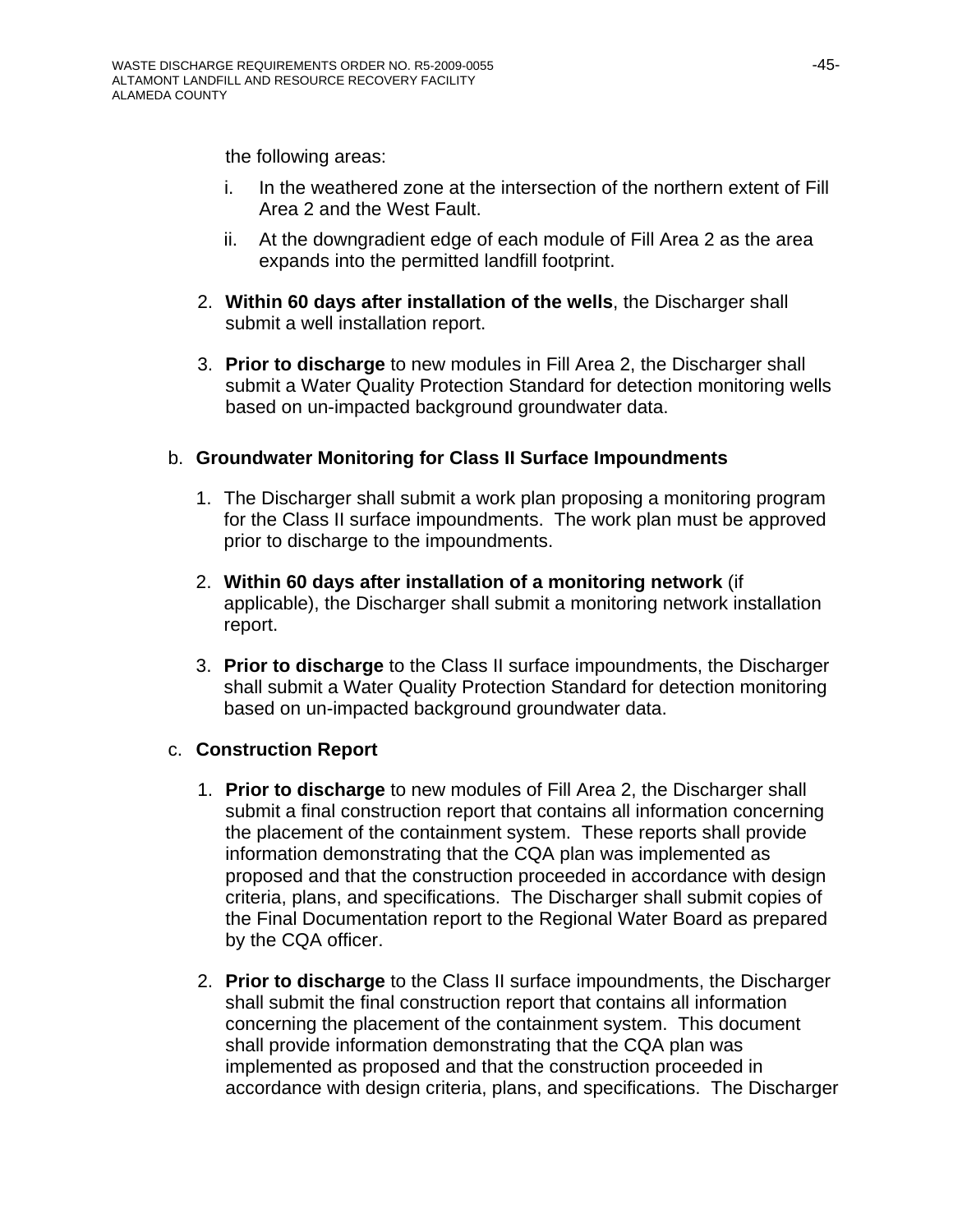the following areas:

i. In the weathered zone at the intersection of the northern extent of Fill Area 2 and the West Fault.

ii. At the downgradient edge of each module of Fill Area 2 as the area expands into the permitted landfill footprint.

2. **Within 60 days after installation of the wells**, the Discharger shall submit a well installation report.

3. **Prior to discharge** to new modules in Fill Area 2, the Discharger shall submit a Water Quality Protection Standard for detection monitoring wells based on un-impacted background groundwater data.

b. **Groundwater Monitoring for Class II Surface Impoundments**

1. The Discharger shall submit a work plan proposing a monitoring program for the Class II surface impoundments. The work plan must be approved prior to discharge to the impoundments.

2. **Within 60 days after installation of a monitoring network** (if applicable), the Discharger shall submit a monitoring network installation report.

3. **Prior to discharge** to the Class II surface impoundments, the Discharger shall submit a Water Quality Protection Standard for detection monitoring based on un-impacted background groundwater data.

c. **Construction Report**

1. **Prior to discharge** to new modules of Fill Area 2, the Discharger shall submit a final construction report that contains all information concerning the placement of the containment system. These reports shall provide information demonstrating that the CQA plan was implemented as proposed and that the construction proceeded in accordance with design criteria, plans, and specifications. The Discharger shall submit copies of the Final Documentation report to the Regional Water Board as prepared by the CQA officer.

2. **Prior to discharge** to the Class II surface impoundments, the Discharger shall submit the final construction report that contains all information concerning the placement of the containment system. This document shall provide information demonstrating that the CQA plan was implemented as proposed and that the construction proceeded in accordance with design criteria, plans, and specifications. The Discharger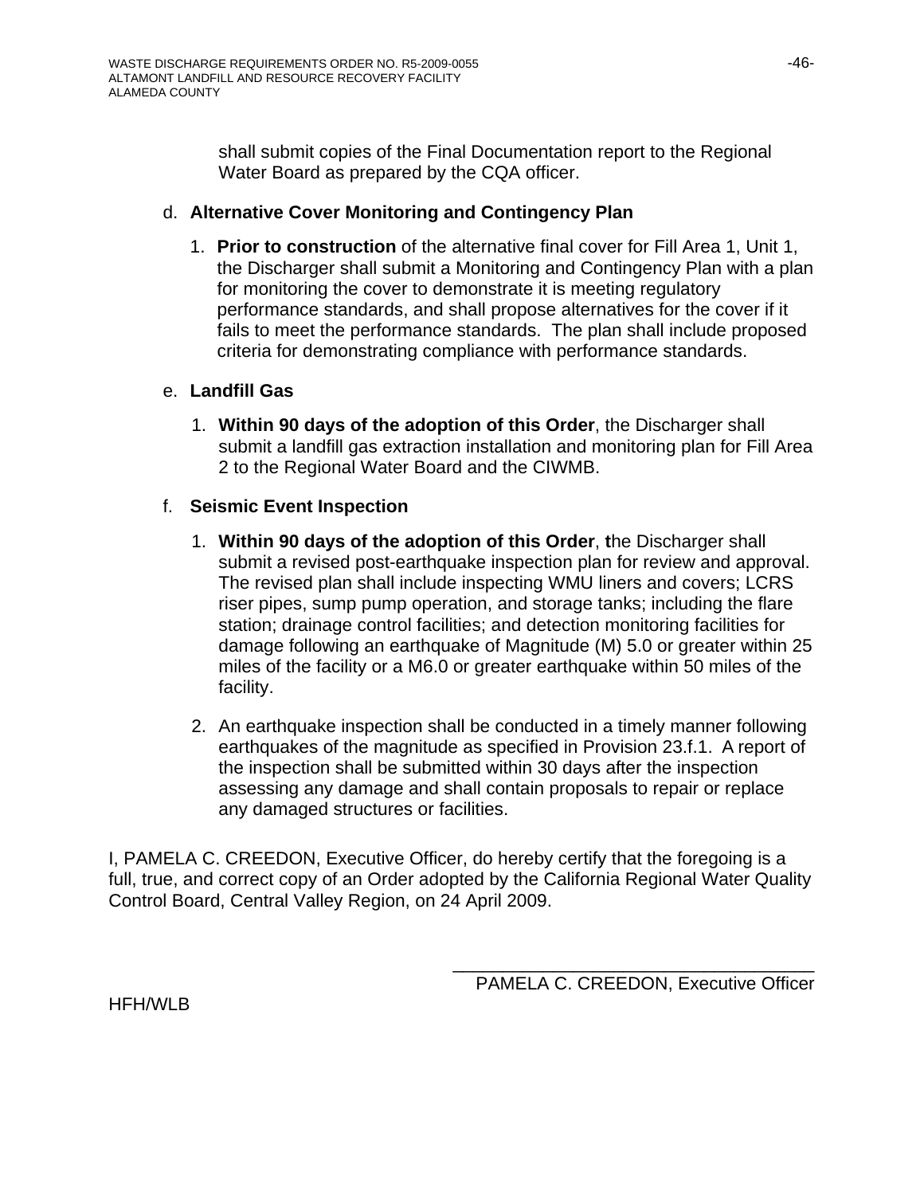shall submit copies of the Final Documentation report to the Regional Water Board as prepared by the CQA officer.

d. **Alternative Cover Monitoring and Contingency Plan**

1. **Prior to construction** of the alternative final cover for Fill Area 1, Unit 1, the Discharger shall submit a Monitoring and Contingency Plan with a plan for monitoring the cover to demonstrate it is meeting regulatory performance standards, and shall propose alternatives for the cover if it fails to meet the performance standards. The plan shall include proposed criteria for demonstrating compliance with performance standards.

e. **Landfill Gas**

1. **Within 90 days of the adoption of this Order**, the Discharger shall submit a landfill gas extraction installation and monitoring plan for Fill Area 2 to the Regional Water Board and the CIWMB.

f. **Seismic Event Inspection**

1. **Within 90 days of the adoption of this Order**, **t**he Discharger shall submit a revised post-earthquake inspection plan for review and approval. The revised plan shall include inspecting WMU liners and covers; LCRS riser pipes, sump pump operation, and storage tanks; including the flare station; drainage control facilities; and detection monitoring facilities for damage following an earthquake of Magnitude (M) 5.0 or greater within 25 miles of the facility or a M6.0 or greater earthquake within 50 miles of the facility.

2. An earthquake inspection shall be conducted in a timely manner following earthquakes of the magnitude as specified in Provision 23.f.1. A report of the inspection shall be submitted within 30 days after the inspection assessing any damage and shall contain proposals to repair or replace any damaged structures or facilities.

I, PAMELA C. CREEDON, Executive Officer, do hereby certify that the foregoing is a full, true, and correct copy of an Order adopted by the California Regional Water Quality Control Board, Central Valley Region, on 24 April 2009.

\_\_\_\_\_\_\_\_\_\_\_\_\_\_\_\_\_\_\_\_\_\_\_\_\_\_\_\_\_\_\_\_\_\_\_\_

PAMELA C. CREEDON, Executive Officer

HFH/WLB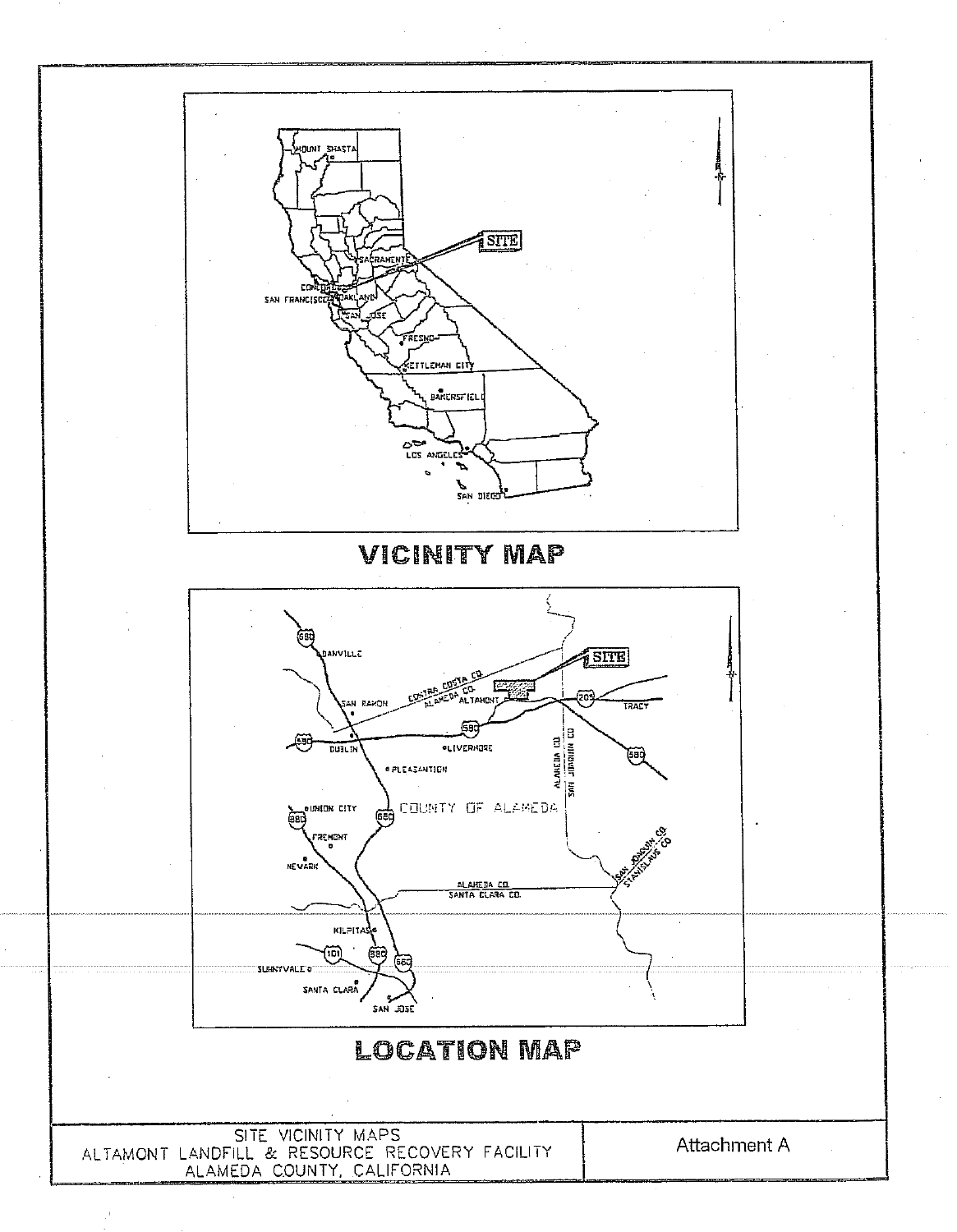## VICINITY MAP

## LOCATION MAP

| SITE VICINITY MAPS<br>ALTAMONT LANDFILL & RESOURCE RECOVERY FACILITY<br>ALAMEDA COUNTY, CALIFORNIA | Attachment A |
|---|---|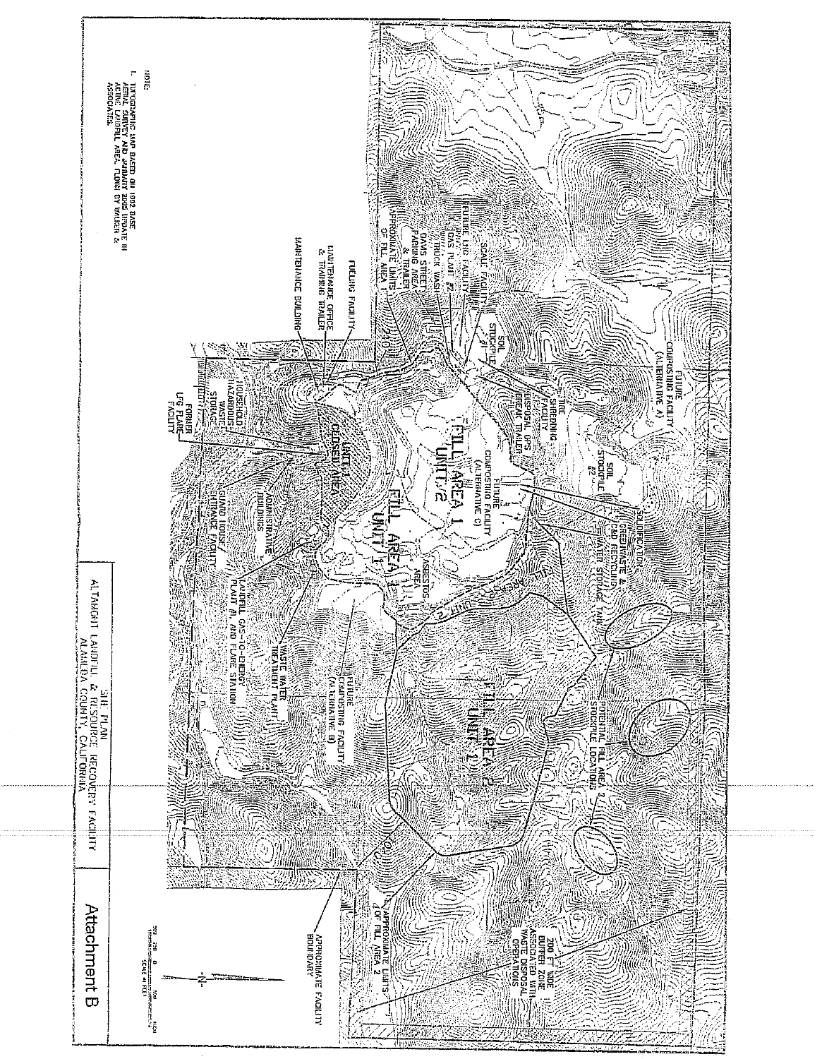NOTE:

1. TOPOGRAPHIC MAP BASED ON 1992 BASE AERIAL SURVEY AND JANUARY 2005 UPDATE IN ACTIVE LANDFILL AREA, FLOWN BY WALKER & ASSOCIATES.

FUTURE COMPOSTING FACILITY (ALTERNATIVE A)

TIRE SHREDDING FACILITY

SOIL STOCKPILE #1

SOIL STOCKPILE #2

SCALE FACILITY

FUTURE LNG FACILITY

GAS PLANT #2

TRUCK WASH

DAVIS STREET PARKING AREA & TRAILER

APPROXIMATE LIMITS OF FILL AREA 1

DISPOSAL OPS BREAK TRAILER

FUTURE COMPOSTING FACILITY (ALTERNATIVE C)

SOLIDIFICATION

GREENWASTE & C&D RECYCLING

WATER STORAGE TANK

FUELING FACILITY

MAINTENANCE OFFICE & TRAINING TRAILER

MAINTENANCE BUILDING

FILL AREA 1 UNIT 2

FILL AREA 1 UNIT 1

UNIT 1 CLOSED AREA

ASBESTOS AREA

HOUSEHOLD HAZARDOUS WASTE STORAGE

FORMER LFG FLARE FACILITY

ADMINISTRATIVE BUILDINGS

GUARD HOUSE/ ENTRANCE FACILITY

LANDFILL GAS-TO-ENERGY PLANT #1 AND FLARE STATION

WASTE WATER TREATMENT PLANT

FUTURE COMPOSTING FACILITY (ALTERNATIVE B)

FILL AREA 2 UNIT 2

POTENTIAL FILL AREA 2 STOCKPILE LOCATIONS

200 FT WIDE BUFFER ZONE ASSOCIATED WITH WASTE DISPOSAL OPERATIONS

APPROXIMATE LIMITS OF FILL AREA 2

APPROXIMATE FACILITY BOUNDARY

SCALE IN FEET

SITE PLAN
ALTAMONT LANDFILL & RESOURCE RECOVERY FACILITY
ALAMEDA COUNTY, CALIFORNIA

Attachment B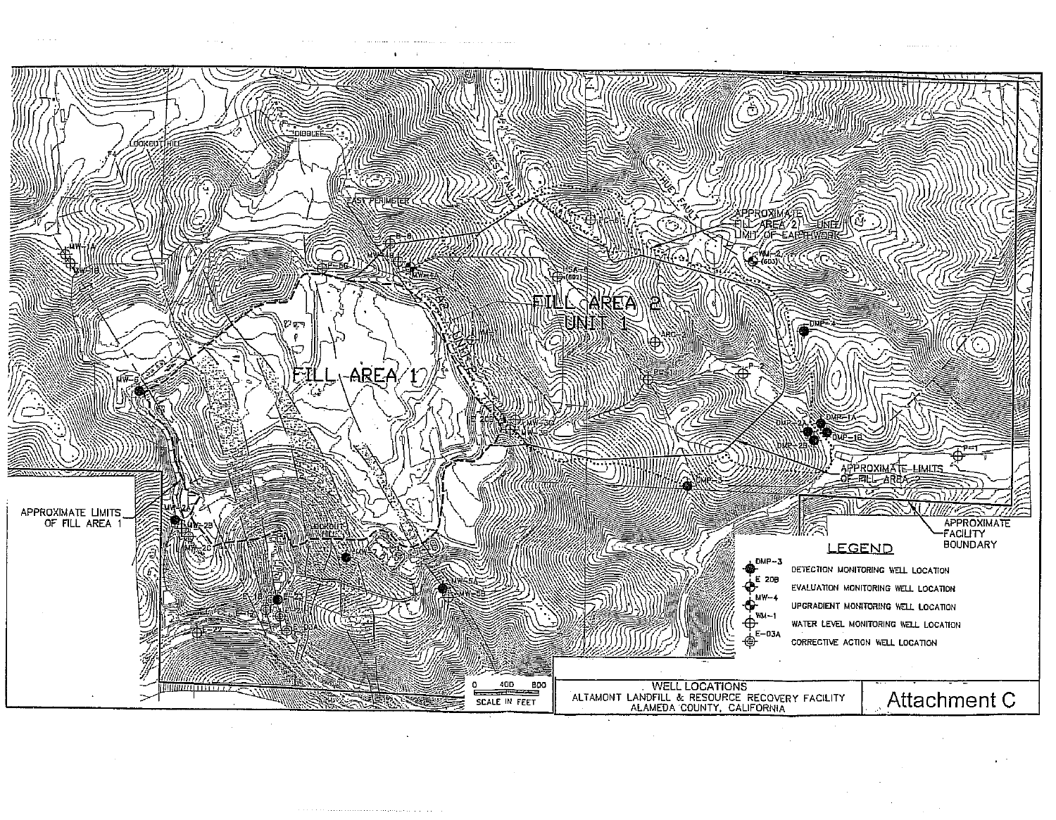**WELL LOCATIONS**
ALTAMONT LANDFILL & RESOURCE RECOVERY FACILITY
ALAMEDA COUNTY, CALIFORNIA

**Attachment C**

**LEGEND**

- DMP-3 — DETECTION MONITORING WELL LOCATION
- E 20B — EVALUATION MONITORING WELL LOCATION
- MW-4 — UPGRADIENT MONITORING WELL LOCATION
- WM-1 — WATER LEVEL MONITORING WELL LOCATION
- E-03A — CORRECTIVE ACTION WELL LOCATION

0 400 800
SCALE IN FEET

FILL AREA 1

FILL AREA 2
UNIT 1

APPROXIMATE LIMITS OF FILL AREA 1

APPROXIMATE FILL AREA 2 — UNIT 1 LIMIT OF EARTHWORK

APPROXIMATE LIMITS OF FILL AREA 2

APPROXIMATE FACILITY BOUNDARY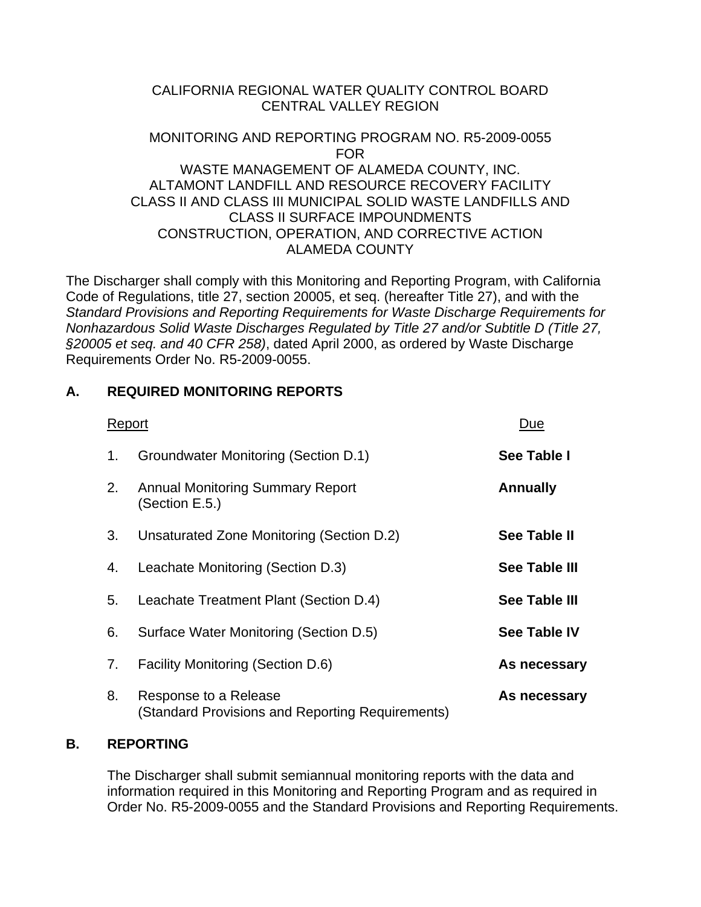CALIFORNIA REGIONAL WATER QUALITY CONTROL BOARD
CENTRAL VALLEY REGION

MONITORING AND REPORTING PROGRAM NO. R5-2009-0055
FOR
WASTE MANAGEMENT OF ALAMEDA COUNTY, INC.
ALTAMONT LANDFILL AND RESOURCE RECOVERY FACILITY
CLASS II AND CLASS III MUNICIPAL SOLID WASTE LANDFILLS AND
CLASS II SURFACE IMPOUNDMENTS
CONSTRUCTION, OPERATION, AND CORRECTIVE ACTION
ALAMEDA COUNTY

The Discharger shall comply with this Monitoring and Reporting Program, with California Code of Regulations, title 27, section 20005, et seq. (hereafter Title 27), and with the *Standard Provisions and Reporting Requirements for Waste Discharge Requirements for Nonhazardous Solid Waste Discharges Regulated by Title 27 and/or Subtitle D (Title 27, §20005 et seq. and 40 CFR 258)*, dated April 2000, as ordered by Waste Discharge Requirements Order No. R5-2009-0055.

## A. REQUIRED MONITORING REPORTS

| | Report | Due |
|---|---|---|
| 1. | Groundwater Monitoring (Section D.1) | **See Table I** |
| 2. | Annual Monitoring Summary Report (Section E.5.) | **Annually** |
| 3. | Unsaturated Zone Monitoring (Section D.2) | **See Table II** |
| 4. | Leachate Monitoring (Section D.3) | **See Table III** |
| 5. | Leachate Treatment Plant (Section D.4) | **See Table III** |
| 6. | Surface Water Monitoring (Section D.5) | **See Table IV** |
| 7. | Facility Monitoring (Section D.6) | **As necessary** |
| 8. | Response to a Release (Standard Provisions and Reporting Requirements) | **As necessary** |

## B. REPORTING

The Discharger shall submit semiannual monitoring reports with the data and information required in this Monitoring and Reporting Program and as required in Order No. R5-2009-0055 and the Standard Provisions and Reporting Requirements.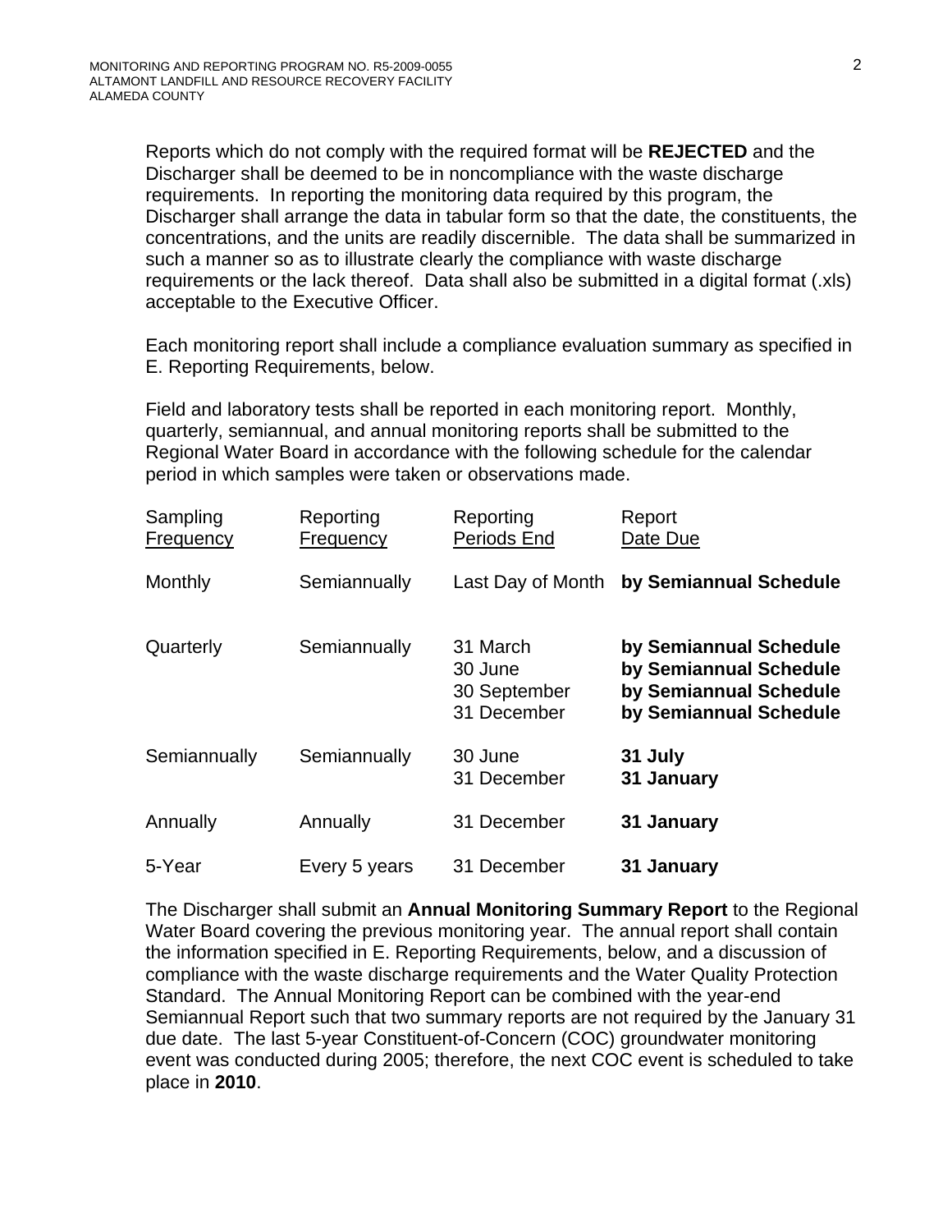Reports which do not comply with the required format will be **REJECTED** and the Discharger shall be deemed to be in noncompliance with the waste discharge requirements. In reporting the monitoring data required by this program, the Discharger shall arrange the data in tabular form so that the date, the constituents, the concentrations, and the units are readily discernible. The data shall be summarized in such a manner so as to illustrate clearly the compliance with waste discharge requirements or the lack thereof. Data shall also be submitted in a digital format (.xls) acceptable to the Executive Officer.

Each monitoring report shall include a compliance evaluation summary as specified in E. Reporting Requirements, below.

Field and laboratory tests shall be reported in each monitoring report. Monthly, quarterly, semiannual, and annual monitoring reports shall be submitted to the Regional Water Board in accordance with the following schedule for the calendar period in which samples were taken or observations made.

| Sampling Frequency | Reporting Frequency | Reporting Periods End | Report Date Due |
|---|---|---|---|
| Monthly | Semiannually | Last Day of Month | **by Semiannual Schedule** |
| Quarterly | Semiannually | 31 March<br>30 June<br>30 September<br>31 December | **by Semiannual Schedule**<br>**by Semiannual Schedule**<br>**by Semiannual Schedule**<br>**by Semiannual Schedule** |
| Semiannually | Semiannually | 30 June<br>31 December | **31 July**<br>**31 January** |
| Annually | Annually | 31 December | **31 January** |
| 5-Year | Every 5 years | 31 December | **31 January** |

The Discharger shall submit an **Annual Monitoring Summary Report** to the Regional Water Board covering the previous monitoring year. The annual report shall contain the information specified in E. Reporting Requirements, below, and a discussion of compliance with the waste discharge requirements and the Water Quality Protection Standard. The Annual Monitoring Report can be combined with the year-end Semiannual Report such that two summary reports are not required by the January 31 due date. The last 5-year Constituent-of-Concern (COC) groundwater monitoring event was conducted during 2005; therefore, the next COC event is scheduled to take place in **2010**.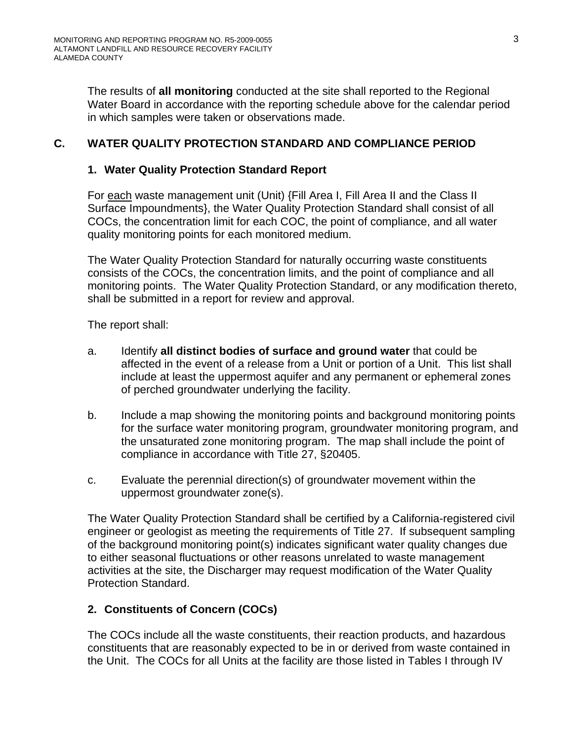The results of **all monitoring** conducted at the site shall reported to the Regional Water Board in accordance with the reporting schedule above for the calendar period in which samples were taken or observations made.

## C. WATER QUALITY PROTECTION STANDARD AND COMPLIANCE PERIOD

### 1. Water Quality Protection Standard Report

For each waste management unit (Unit) {Fill Area I, Fill Area II and the Class II Surface Impoundments}, the Water Quality Protection Standard shall consist of all COCs, the concentration limit for each COC, the point of compliance, and all water quality monitoring points for each monitored medium.

The Water Quality Protection Standard for naturally occurring waste constituents consists of the COCs, the concentration limits, and the point of compliance and all monitoring points. The Water Quality Protection Standard, or any modification thereto, shall be submitted in a report for review and approval.

The report shall:

a. Identify **all distinct bodies of surface and ground water** that could be affected in the event of a release from a Unit or portion of a Unit. This list shall include at least the uppermost aquifer and any permanent or ephemeral zones of perched groundwater underlying the facility.

b. Include a map showing the monitoring points and background monitoring points for the surface water monitoring program, groundwater monitoring program, and the unsaturated zone monitoring program. The map shall include the point of compliance in accordance with Title 27, §20405.

c. Evaluate the perennial direction(s) of groundwater movement within the uppermost groundwater zone(s).

The Water Quality Protection Standard shall be certified by a California-registered civil engineer or geologist as meeting the requirements of Title 27. If subsequent sampling of the background monitoring point(s) indicates significant water quality changes due to either seasonal fluctuations or other reasons unrelated to waste management activities at the site, the Discharger may request modification of the Water Quality Protection Standard.

### 2. Constituents of Concern (COCs)

The COCs include all the waste constituents, their reaction products, and hazardous constituents that are reasonably expected to be in or derived from waste contained in the Unit. The COCs for all Units at the facility are those listed in Tables I through IV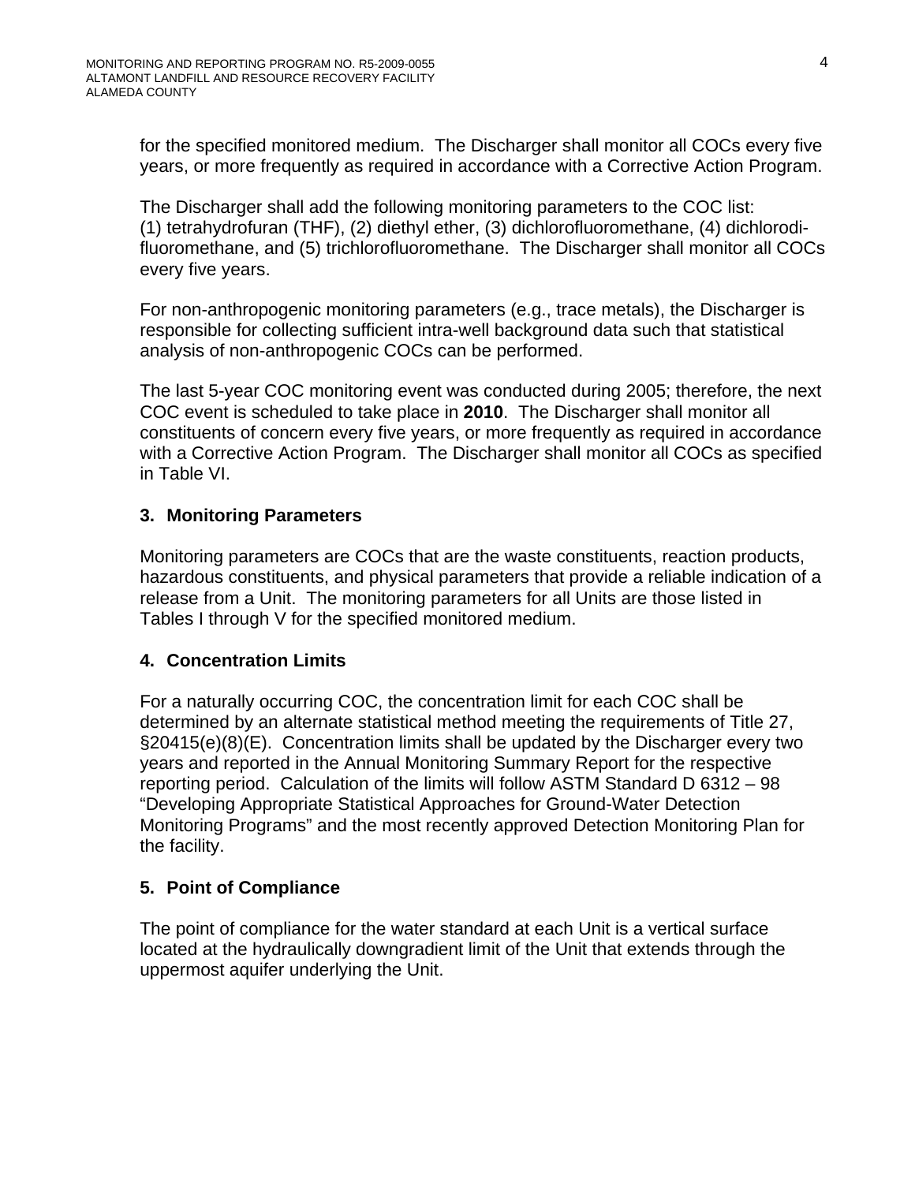for the specified monitored medium. The Discharger shall monitor all COCs every five years, or more frequently as required in accordance with a Corrective Action Program.

The Discharger shall add the following monitoring parameters to the COC list: (1) tetrahydrofuran (THF), (2) diethyl ether, (3) dichlorofluoromethane, (4) dichlorodifluoromethane, and (5) trichlorofluoromethane. The Discharger shall monitor all COCs every five years.

For non-anthropogenic monitoring parameters (e.g., trace metals), the Discharger is responsible for collecting sufficient intra-well background data such that statistical analysis of non-anthropogenic COCs can be performed.

The last 5-year COC monitoring event was conducted during 2005; therefore, the next COC event is scheduled to take place in **2010**. The Discharger shall monitor all constituents of concern every five years, or more frequently as required in accordance with a Corrective Action Program. The Discharger shall monitor all COCs as specified in Table VI.

### 3. Monitoring Parameters

Monitoring parameters are COCs that are the waste constituents, reaction products, hazardous constituents, and physical parameters that provide a reliable indication of a release from a Unit. The monitoring parameters for all Units are those listed in Tables I through V for the specified monitored medium.

### 4. Concentration Limits

For a naturally occurring COC, the concentration limit for each COC shall be determined by an alternate statistical method meeting the requirements of Title 27, §20415(e)(8)(E). Concentration limits shall be updated by the Discharger every two years and reported in the Annual Monitoring Summary Report for the respective reporting period. Calculation of the limits will follow ASTM Standard D 6312 – 98 "Developing Appropriate Statistical Approaches for Ground-Water Detection Monitoring Programs" and the most recently approved Detection Monitoring Plan for the facility.

### 5. Point of Compliance

The point of compliance for the water standard at each Unit is a vertical surface located at the hydraulically downgradient limit of the Unit that extends through the uppermost aquifer underlying the Unit.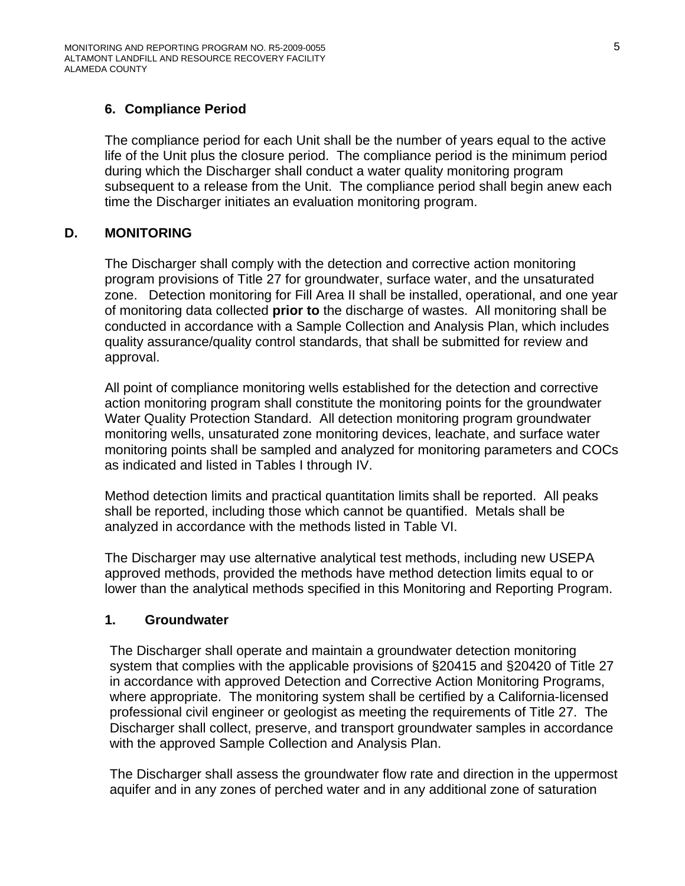### 6. Compliance Period

The compliance period for each Unit shall be the number of years equal to the active life of the Unit plus the closure period. The compliance period is the minimum period during which the Discharger shall conduct a water quality monitoring program subsequent to a release from the Unit. The compliance period shall begin anew each time the Discharger initiates an evaluation monitoring program.

## D. MONITORING

The Discharger shall comply with the detection and corrective action monitoring program provisions of Title 27 for groundwater, surface water, and the unsaturated zone. Detection monitoring for Fill Area II shall be installed, operational, and one year of monitoring data collected **prior to** the discharge of wastes. All monitoring shall be conducted in accordance with a Sample Collection and Analysis Plan, which includes quality assurance/quality control standards, that shall be submitted for review and approval.

All point of compliance monitoring wells established for the detection and corrective action monitoring program shall constitute the monitoring points for the groundwater Water Quality Protection Standard. All detection monitoring program groundwater monitoring wells, unsaturated zone monitoring devices, leachate, and surface water monitoring points shall be sampled and analyzed for monitoring parameters and COCs as indicated and listed in Tables I through IV.

Method detection limits and practical quantitation limits shall be reported. All peaks shall be reported, including those which cannot be quantified. Metals shall be analyzed in accordance with the methods listed in Table VI.

The Discharger may use alternative analytical test methods, including new USEPA approved methods, provided the methods have method detection limits equal to or lower than the analytical methods specified in this Monitoring and Reporting Program.

### 1. Groundwater

The Discharger shall operate and maintain a groundwater detection monitoring system that complies with the applicable provisions of §20415 and §20420 of Title 27 in accordance with approved Detection and Corrective Action Monitoring Programs, where appropriate. The monitoring system shall be certified by a California-licensed professional civil engineer or geologist as meeting the requirements of Title 27. The Discharger shall collect, preserve, and transport groundwater samples in accordance with the approved Sample Collection and Analysis Plan.

The Discharger shall assess the groundwater flow rate and direction in the uppermost aquifer and in any zones of perched water and in any additional zone of saturation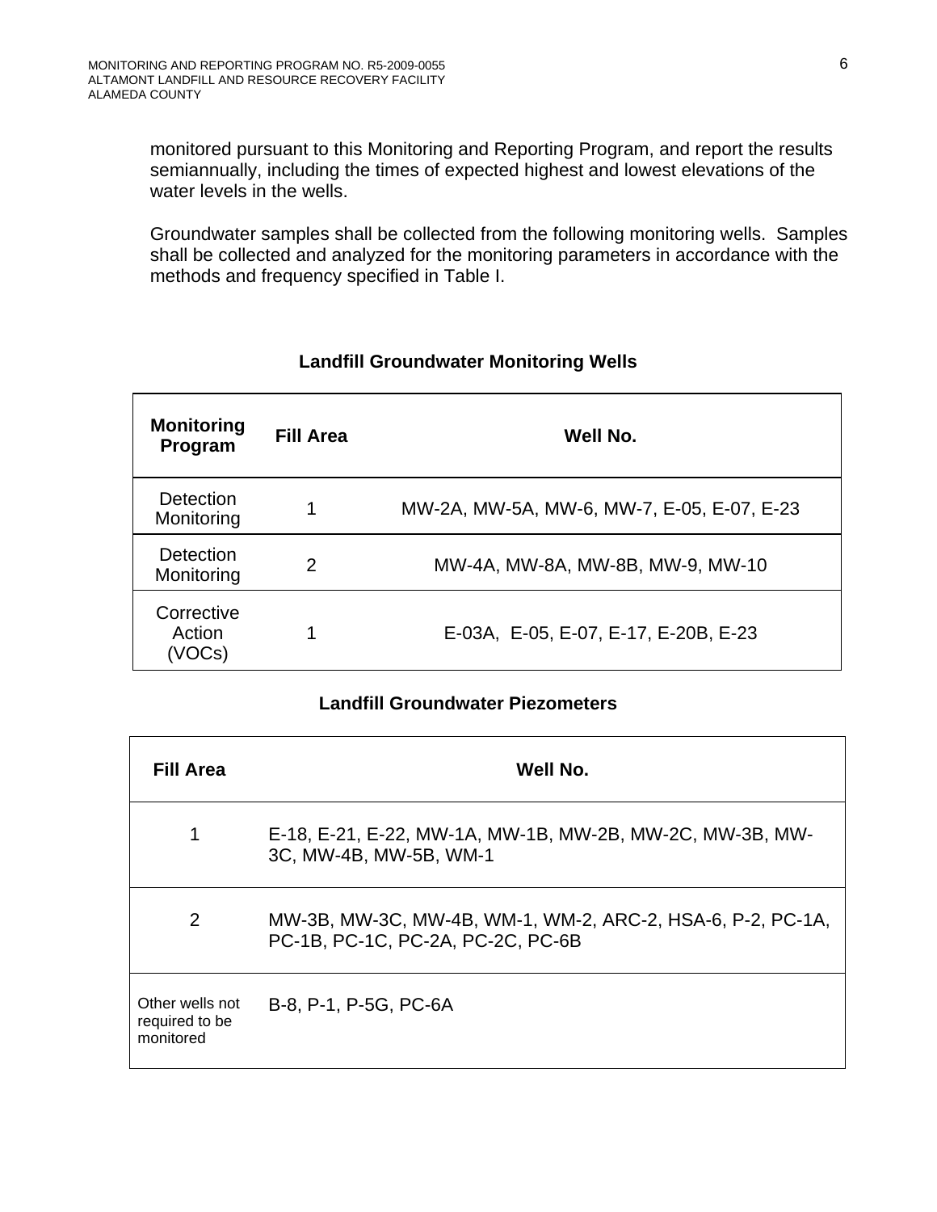monitored pursuant to this Monitoring and Reporting Program, and report the results semiannually, including the times of expected highest and lowest elevations of the water levels in the wells.

Groundwater samples shall be collected from the following monitoring wells. Samples shall be collected and analyzed for the monitoring parameters in accordance with the methods and frequency specified in Table I.

**Landfill Groundwater Monitoring Wells**

| Monitoring Program | Fill Area | Well No. |
|---|---|---|
| Detection Monitoring | 1 | MW-2A, MW-5A, MW-6, MW-7, E-05, E-07, E-23 |
| Detection Monitoring | 2 | MW-4A, MW-8A, MW-8B, MW-9, MW-10 |
| Corrective Action (VOCs) | 1 | E-03A, E-05, E-07, E-17, E-20B, E-23 |

**Landfill Groundwater Piezometers**

| Fill Area | Well No. |
|---|---|
| 1 | E-18, E-21, E-22, MW-1A, MW-1B, MW-2B, MW-2C, MW-3B, MW-3C, MW-4B, MW-5B, WM-1 |
| 2 | MW-3B, MW-3C, MW-4B, WM-1, WM-2, ARC-2, HSA-6, P-2, PC-1A, PC-1B, PC-1C, PC-2A, PC-2C, PC-6B |
| Other wells not required to be monitored | B-8, P-1, P-5G, PC-6A |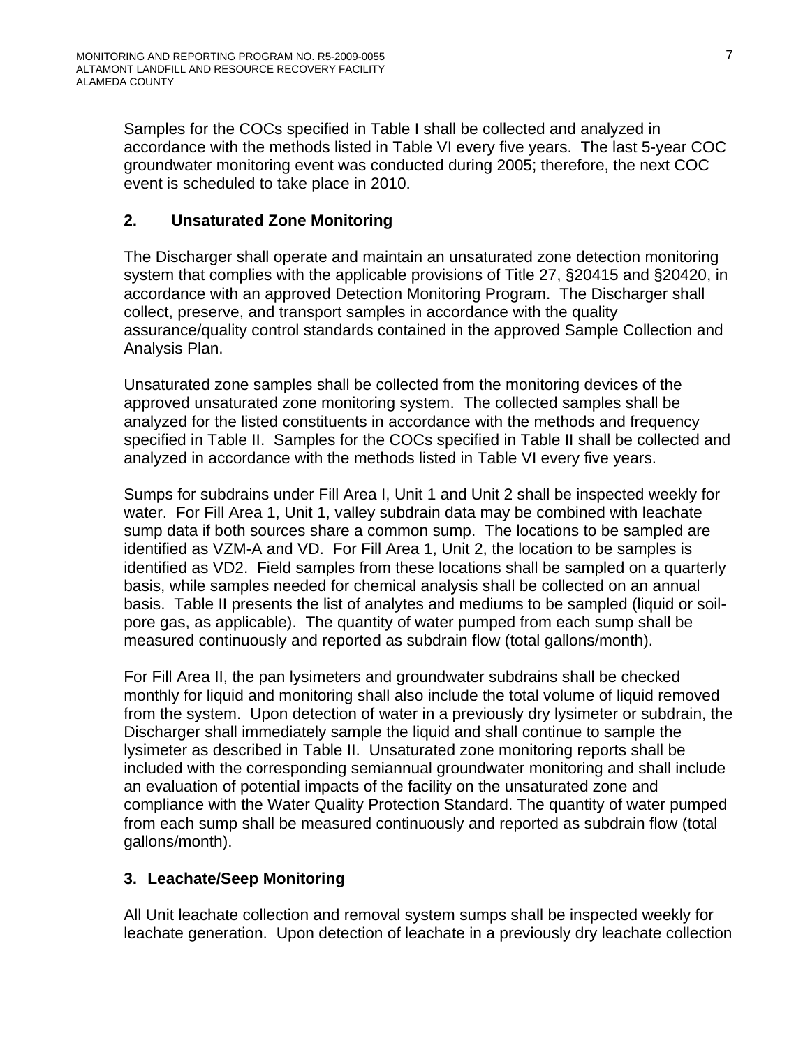Samples for the COCs specified in Table I shall be collected and analyzed in accordance with the methods listed in Table VI every five years. The last 5-year COC groundwater monitoring event was conducted during 2005; therefore, the next COC event is scheduled to take place in 2010.

## 2. Unsaturated Zone Monitoring

The Discharger shall operate and maintain an unsaturated zone detection monitoring system that complies with the applicable provisions of Title 27, §20415 and §20420, in accordance with an approved Detection Monitoring Program. The Discharger shall collect, preserve, and transport samples in accordance with the quality assurance/quality control standards contained in the approved Sample Collection and Analysis Plan.

Unsaturated zone samples shall be collected from the monitoring devices of the approved unsaturated zone monitoring system. The collected samples shall be analyzed for the listed constituents in accordance with the methods and frequency specified in Table II. Samples for the COCs specified in Table II shall be collected and analyzed in accordance with the methods listed in Table VI every five years.

Sumps for subdrains under Fill Area I, Unit 1 and Unit 2 shall be inspected weekly for water. For Fill Area 1, Unit 1, valley subdrain data may be combined with leachate sump data if both sources share a common sump. The locations to be sampled are identified as VZM-A and VD. For Fill Area 1, Unit 2, the location to be samples is identified as VD2. Field samples from these locations shall be sampled on a quarterly basis, while samples needed for chemical analysis shall be collected on an annual basis. Table II presents the list of analytes and mediums to be sampled (liquid or soil-pore gas, as applicable). The quantity of water pumped from each sump shall be measured continuously and reported as subdrain flow (total gallons/month).

For Fill Area II, the pan lysimeters and groundwater subdrains shall be checked monthly for liquid and monitoring shall also include the total volume of liquid removed from the system. Upon detection of water in a previously dry lysimeter or subdrain, the Discharger shall immediately sample the liquid and shall continue to sample the lysimeter as described in Table II. Unsaturated zone monitoring reports shall be included with the corresponding semiannual groundwater monitoring and shall include an evaluation of potential impacts of the facility on the unsaturated zone and compliance with the Water Quality Protection Standard. The quantity of water pumped from each sump shall be measured continuously and reported as subdrain flow (total gallons/month).

## 3. Leachate/Seep Monitoring

All Unit leachate collection and removal system sumps shall be inspected weekly for leachate generation. Upon detection of leachate in a previously dry leachate collection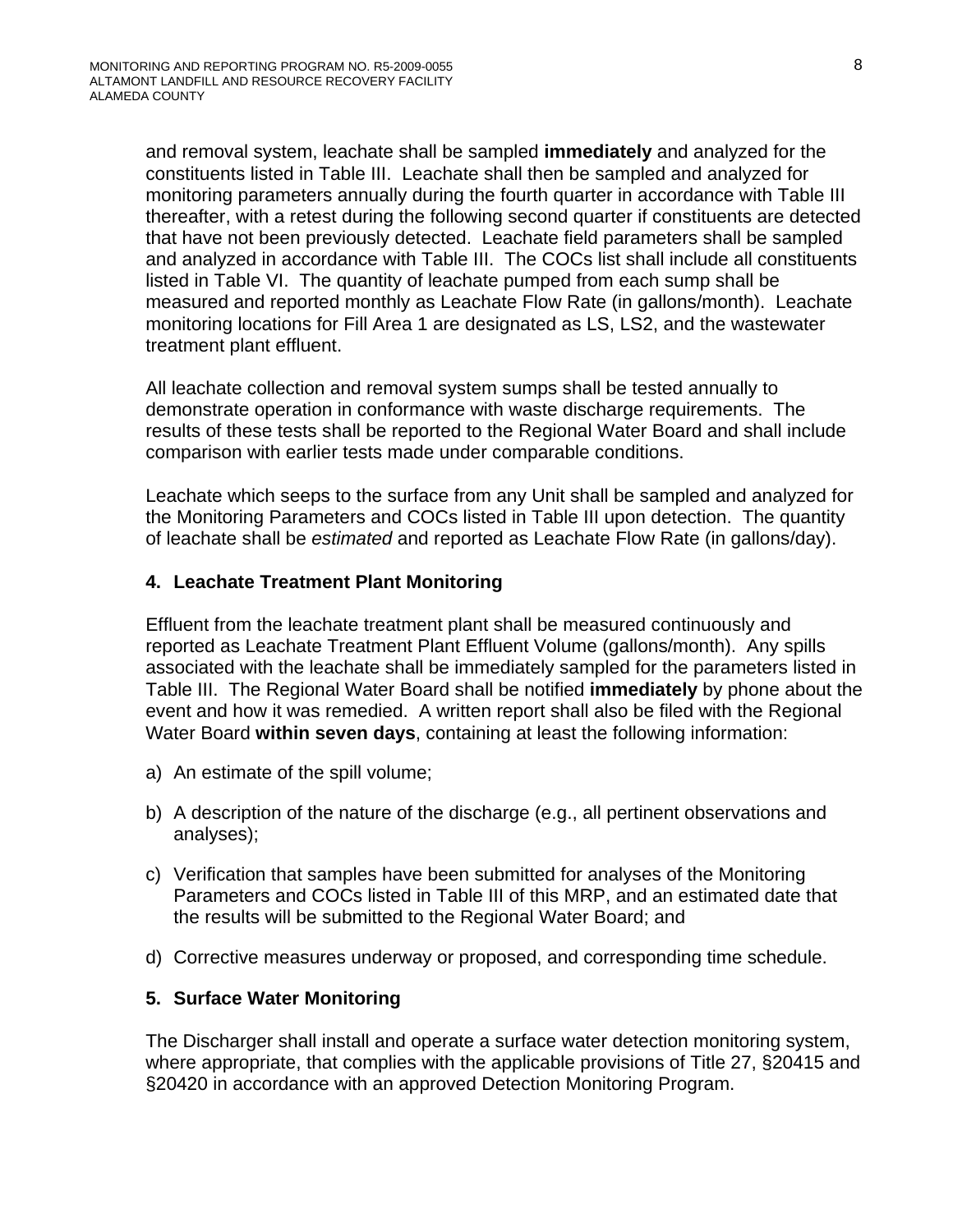and removal system, leachate shall be sampled **immediately** and analyzed for the constituents listed in Table III. Leachate shall then be sampled and analyzed for monitoring parameters annually during the fourth quarter in accordance with Table III thereafter, with a retest during the following second quarter if constituents are detected that have not been previously detected. Leachate field parameters shall be sampled and analyzed in accordance with Table III. The COCs list shall include all constituents listed in Table VI. The quantity of leachate pumped from each sump shall be measured and reported monthly as Leachate Flow Rate (in gallons/month). Leachate monitoring locations for Fill Area 1 are designated as LS, LS2, and the wastewater treatment plant effluent.

All leachate collection and removal system sumps shall be tested annually to demonstrate operation in conformance with waste discharge requirements. The results of these tests shall be reported to the Regional Water Board and shall include comparison with earlier tests made under comparable conditions.

Leachate which seeps to the surface from any Unit shall be sampled and analyzed for the Monitoring Parameters and COCs listed in Table III upon detection. The quantity of leachate shall be *estimated* and reported as Leachate Flow Rate (in gallons/day).

### 4. Leachate Treatment Plant Monitoring

Effluent from the leachate treatment plant shall be measured continuously and reported as Leachate Treatment Plant Effluent Volume (gallons/month). Any spills associated with the leachate shall be immediately sampled for the parameters listed in Table III. The Regional Water Board shall be notified **immediately** by phone about the event and how it was remedied. A written report shall also be filed with the Regional Water Board **within seven days**, containing at least the following information:

a) An estimate of the spill volume;

b) A description of the nature of the discharge (e.g., all pertinent observations and analyses);

c) Verification that samples have been submitted for analyses of the Monitoring Parameters and COCs listed in Table III of this MRP, and an estimated date that the results will be submitted to the Regional Water Board; and

d) Corrective measures underway or proposed, and corresponding time schedule.

### 5. Surface Water Monitoring

The Discharger shall install and operate a surface water detection monitoring system, where appropriate, that complies with the applicable provisions of Title 27, §20415 and §20420 in accordance with an approved Detection Monitoring Program.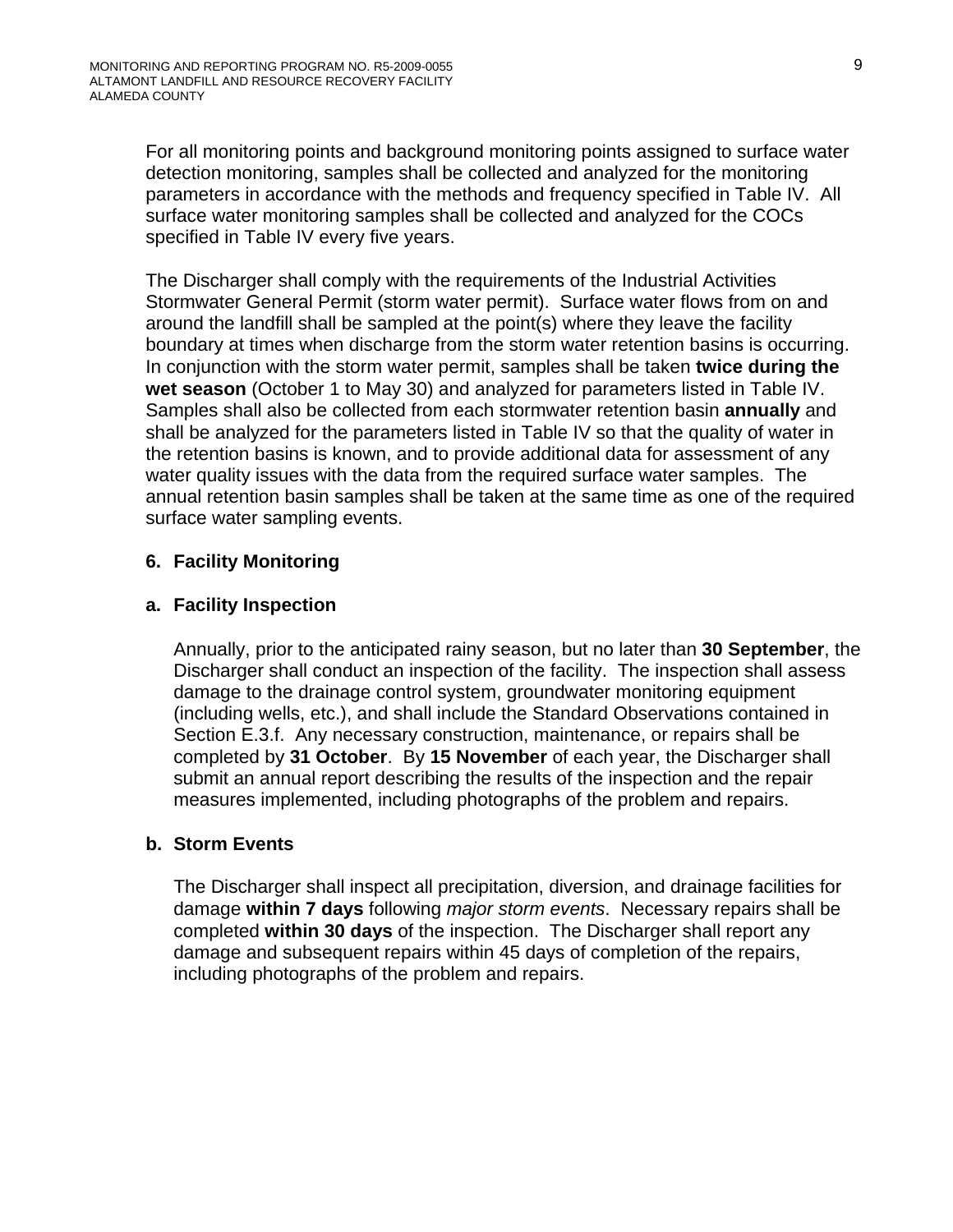For all monitoring points and background monitoring points assigned to surface water detection monitoring, samples shall be collected and analyzed for the monitoring parameters in accordance with the methods and frequency specified in Table IV. All surface water monitoring samples shall be collected and analyzed for the COCs specified in Table IV every five years.

The Discharger shall comply with the requirements of the Industrial Activities Stormwater General Permit (storm water permit). Surface water flows from on and around the landfill shall be sampled at the point(s) where they leave the facility boundary at times when discharge from the storm water retention basins is occurring. In conjunction with the storm water permit, samples shall be taken **twice during the wet season** (October 1 to May 30) and analyzed for parameters listed in Table IV. Samples shall also be collected from each stormwater retention basin **annually** and shall be analyzed for the parameters listed in Table IV so that the quality of water in the retention basins is known, and to provide additional data for assessment of any water quality issues with the data from the required surface water samples. The annual retention basin samples shall be taken at the same time as one of the required surface water sampling events.

### 6. Facility Monitoring

#### a. Facility Inspection

Annually, prior to the anticipated rainy season, but no later than **30 September**, the Discharger shall conduct an inspection of the facility. The inspection shall assess damage to the drainage control system, groundwater monitoring equipment (including wells, etc.), and shall include the Standard Observations contained in Section E.3.f. Any necessary construction, maintenance, or repairs shall be completed by **31 October**. By **15 November** of each year, the Discharger shall submit an annual report describing the results of the inspection and the repair measures implemented, including photographs of the problem and repairs.

#### b. Storm Events

The Discharger shall inspect all precipitation, diversion, and drainage facilities for damage **within 7 days** following *major storm events*. Necessary repairs shall be completed **within 30 days** of the inspection. The Discharger shall report any damage and subsequent repairs within 45 days of completion of the repairs, including photographs of the problem and repairs.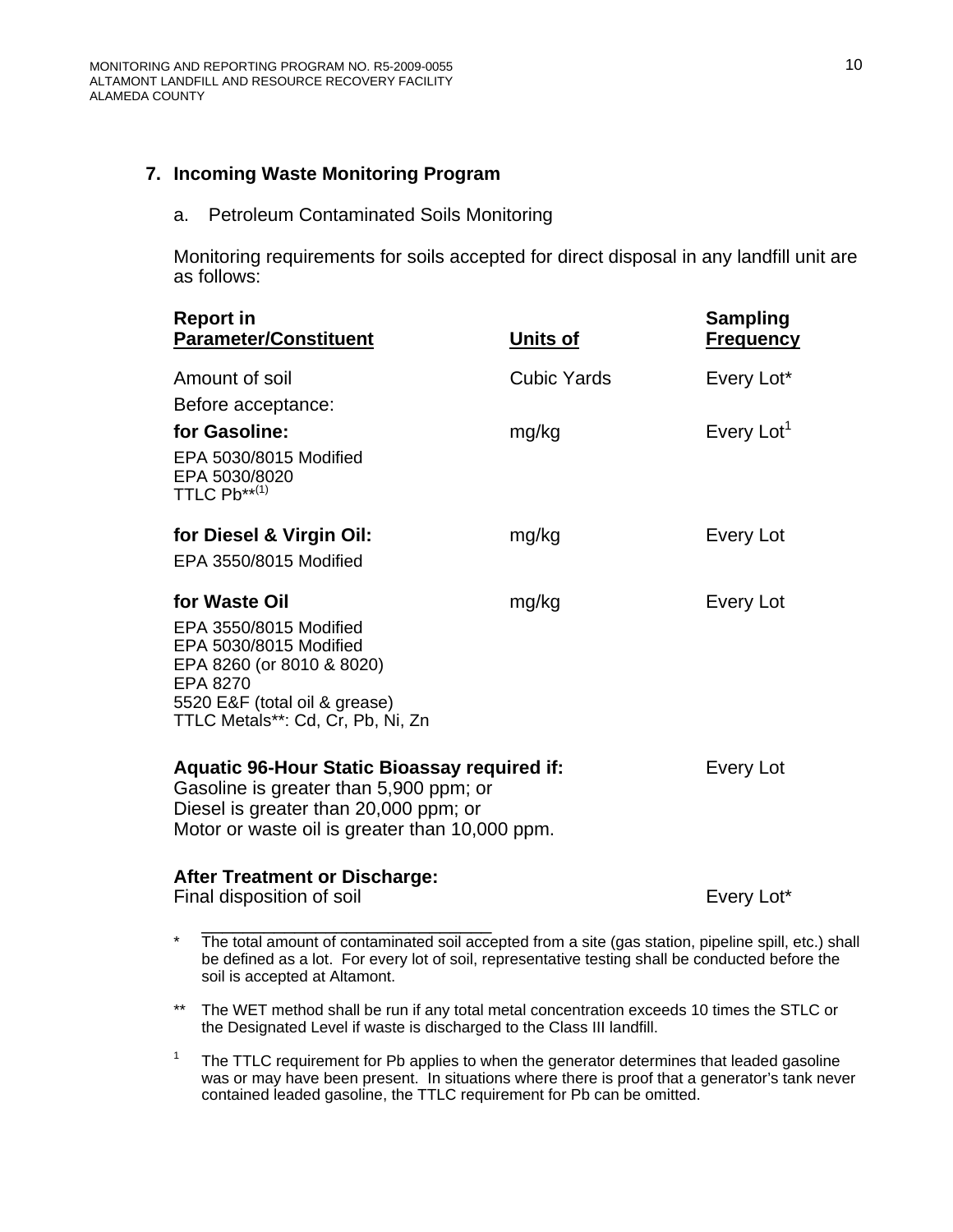## 7. Incoming Waste Monitoring Program

a. Petroleum Contaminated Soils Monitoring

Monitoring requirements for soils accepted for direct disposal in any landfill unit are as follows:

| Report in Parameter/Constituent | Units of | Sampling Frequency |
|---|---|---|
| Amount of soil | Cubic Yards | Every Lot* |
| Before acceptance: | | |
| **for Gasoline:**<br>EPA 5030/8015 Modified<br>EPA 5030/8020<br>TTLC Pb**(1) | mg/kg | Every Lot[1] |
| **for Diesel & Virgin Oil:**<br>EPA 3550/8015 Modified | mg/kg | Every Lot |
| **for Waste Oil**<br>EPA 3550/8015 Modified<br>EPA 5030/8015 Modified<br>EPA 8260 (or 8010 & 8020)<br>EPA 8270<br>5520 E&F (total oil & grease)<br>TTLC Metals**: Cd, Cr, Pb, Ni, Zn | mg/kg | Every Lot |
| **Aquatic 96-Hour Static Bioassay required if:**<br>Gasoline is greater than 5,900 ppm; or<br>Diesel is greater than 20,000 ppm; or<br>Motor or waste oil is greater than 10,000 ppm. | | Every Lot |
| **After Treatment or Discharge:**<br>Final disposition of soil | | Every Lot* |

\_\_\_\_\_\_\_\_\_\_\_\_\_\_\_\_\_\_\_\_\_\_\_\_\_\_\_\_\_\_

\* The total amount of contaminated soil accepted from a site (gas station, pipeline spill, etc.) shall be defined as a lot. For every lot of soil, representative testing shall be conducted before the soil is accepted at Altamont.

\*\* The WET method shall be run if any total metal concentration exceeds 10 times the STLC or the Designated Level if waste is discharged to the Class III landfill.

[1] The TTLC requirement for Pb applies to when the generator determines that leaded gasoline was or may have been present. In situations where there is proof that a generator's tank never contained leaded gasoline, the TTLC requirement for Pb can be omitted.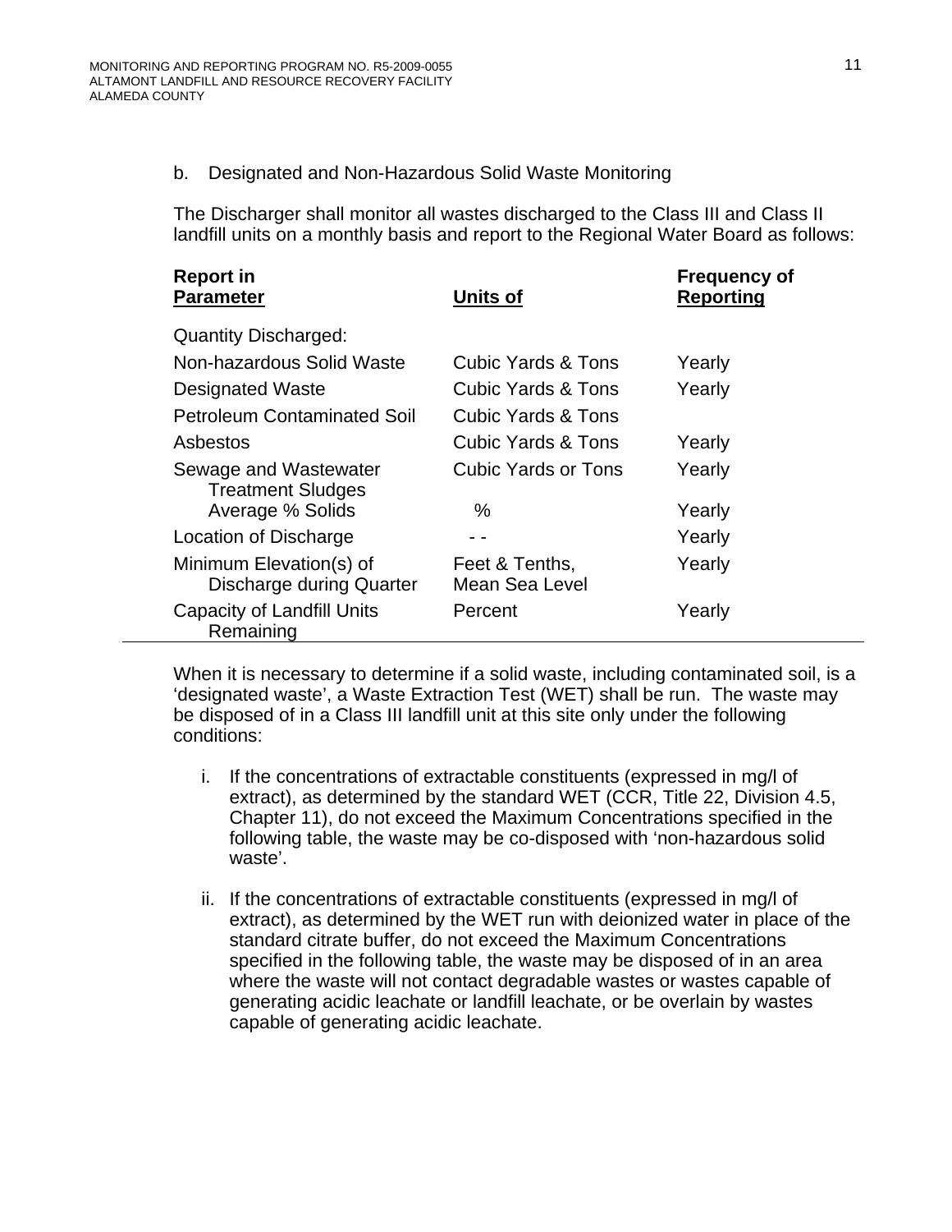b. Designated and Non-Hazardous Solid Waste Monitoring

The Discharger shall monitor all wastes discharged to the Class III and Class II landfill units on a monthly basis and report to the Regional Water Board as follows:

| Report in Parameter | Units of | Frequency of Reporting |
|---|---|---|
| Quantity Discharged: | | |
| Non-hazardous Solid Waste | Cubic Yards & Tons | Yearly |
| Designated Waste | Cubic Yards & Tons | Yearly |
| Petroleum Contaminated Soil | Cubic Yards & Tons | |
| Asbestos | Cubic Yards & Tons | Yearly |
| Sewage and Wastewater Treatment Sludges | Cubic Yards or Tons | Yearly |
| Average % Solids | % | Yearly |
| Location of Discharge | - - | Yearly |
| Minimum Elevation(s) of Discharge during Quarter | Feet & Tenths, Mean Sea Level | Yearly |
| Capacity of Landfill Units Remaining | Percent | Yearly |

When it is necessary to determine if a solid waste, including contaminated soil, is a 'designated waste', a Waste Extraction Test (WET) shall be run. The waste may be disposed of in a Class III landfill unit at this site only under the following conditions:

i. If the concentrations of extractable constituents (expressed in mg/l of extract), as determined by the standard WET (CCR, Title 22, Division 4.5, Chapter 11), do not exceed the Maximum Concentrations specified in the following table, the waste may be co-disposed with 'non-hazardous solid waste'.

ii. If the concentrations of extractable constituents (expressed in mg/l of extract), as determined by the WET run with deionized water in place of the standard citrate buffer, do not exceed the Maximum Concentrations specified in the following table, the waste may be disposed of in an area where the waste will not contact degradable wastes or wastes capable of generating acidic leachate or landfill leachate, or be overlain by wastes capable of generating acidic leachate.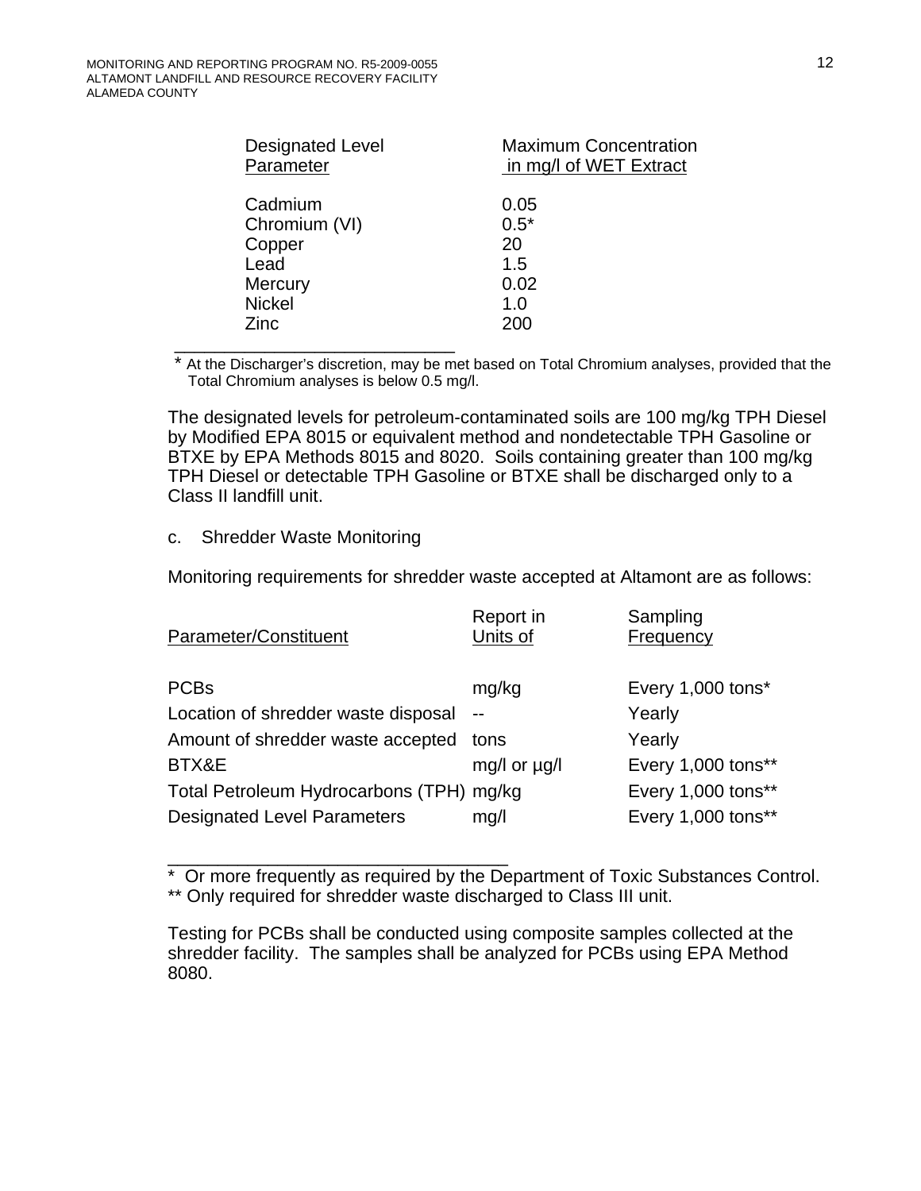| Designated Level Parameter | Maximum Concentration in mg/l of WET Extract |
|---|---|
| Cadmium | 0.05 |
| Chromium (VI) | 0.5* |
| Copper | 20 |
| Lead | 1.5 |
| Mercury | 0.02 |
| Nickel | 1.0 |
| Zinc | 200 |

\* At the Discharger's discretion, may be met based on Total Chromium analyses, provided that the Total Chromium analyses is below 0.5 mg/l.

The designated levels for petroleum-contaminated soils are 100 mg/kg TPH Diesel by Modified EPA 8015 or equivalent method and nondetectable TPH Gasoline or BTXE by EPA Methods 8015 and 8020. Soils containing greater than 100 mg/kg TPH Diesel or detectable TPH Gasoline or BTXE shall be discharged only to a Class II landfill unit.

c. Shredder Waste Monitoring

Monitoring requirements for shredder waste accepted at Altamont are as follows:

| Parameter/Constituent | Report in Units of | Sampling Frequency |
|---|---|---|
| PCBs | mg/kg | Every 1,000 tons* |
| Location of shredder waste disposal | -- | Yearly |
| Amount of shredder waste accepted | tons | Yearly |
| BTX&E | mg/l or µg/l | Every 1,000 tons** |
| Total Petroleum Hydrocarbons (TPH) | mg/kg | Every 1,000 tons** |
| Designated Level Parameters | mg/l | Every 1,000 tons** |

\* Or more frequently as required by the Department of Toxic Substances Control.
\** Only required for shredder waste discharged to Class III unit.

Testing for PCBs shall be conducted using composite samples collected at the shredder facility. The samples shall be analyzed for PCBs using EPA Method 8080.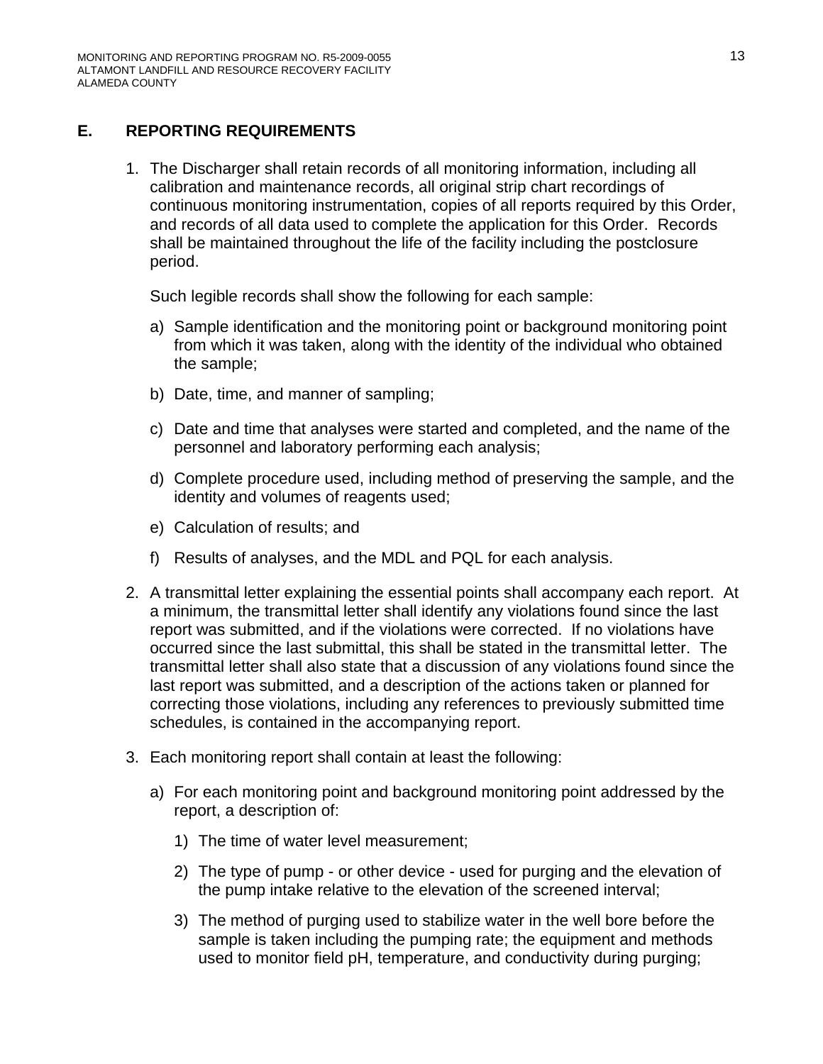## E. REPORTING REQUIREMENTS

1. The Discharger shall retain records of all monitoring information, including all calibration and maintenance records, all original strip chart recordings of continuous monitoring instrumentation, copies of all reports required by this Order, and records of all data used to complete the application for this Order. Records shall be maintained throughout the life of the facility including the postclosure period.

   Such legible records shall show the following for each sample:

   a) Sample identification and the monitoring point or background monitoring point from which it was taken, along with the identity of the individual who obtained the sample;

   b) Date, time, and manner of sampling;

   c) Date and time that analyses were started and completed, and the name of the personnel and laboratory performing each analysis;

   d) Complete procedure used, including method of preserving the sample, and the identity and volumes of reagents used;

   e) Calculation of results; and

   f) Results of analyses, and the MDL and PQL for each analysis.

2. A transmittal letter explaining the essential points shall accompany each report. At a minimum, the transmittal letter shall identify any violations found since the last report was submitted, and if the violations were corrected. If no violations have occurred since the last submittal, this shall be stated in the transmittal letter. The transmittal letter shall also state that a discussion of any violations found since the last report was submitted, and a description of the actions taken or planned for correcting those violations, including any references to previously submitted time schedules, is contained in the accompanying report.

3. Each monitoring report shall contain at least the following:

   a) For each monitoring point and background monitoring point addressed by the report, a description of:

      1) The time of water level measurement;

      2) The type of pump - or other device - used for purging and the elevation of the pump intake relative to the elevation of the screened interval;

      3) The method of purging used to stabilize water in the well bore before the sample is taken including the pumping rate; the equipment and methods used to monitor field pH, temperature, and conductivity during purging;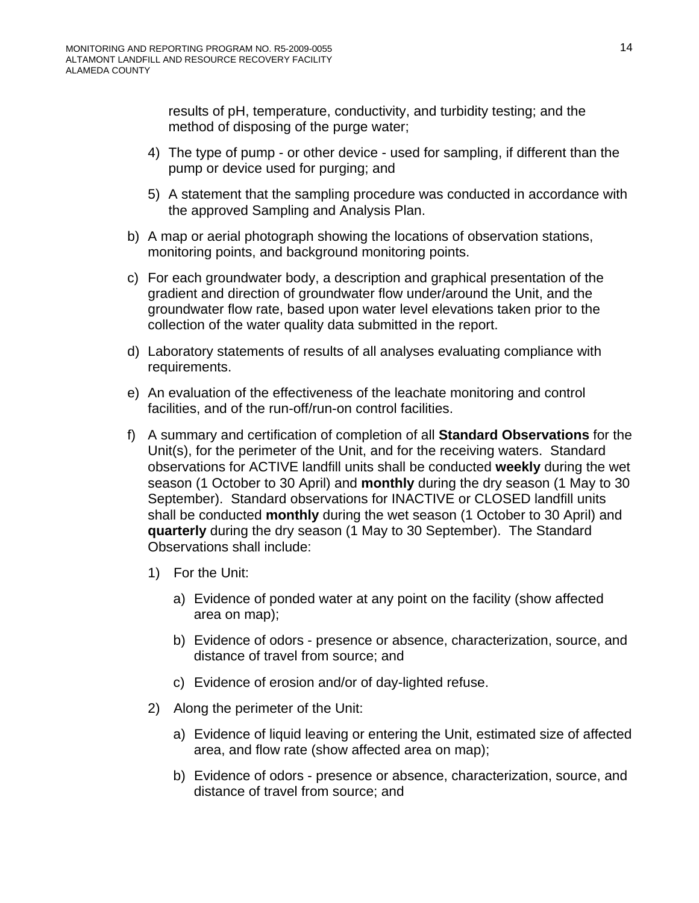results of pH, temperature, conductivity, and turbidity testing; and the method of disposing of the purge water;

4) The type of pump - or other device - used for sampling, if different than the pump or device used for purging; and

5) A statement that the sampling procedure was conducted in accordance with the approved Sampling and Analysis Plan.

b) A map or aerial photograph showing the locations of observation stations, monitoring points, and background monitoring points.

c) For each groundwater body, a description and graphical presentation of the gradient and direction of groundwater flow under/around the Unit, and the groundwater flow rate, based upon water level elevations taken prior to the collection of the water quality data submitted in the report.

d) Laboratory statements of results of all analyses evaluating compliance with requirements.

e) An evaluation of the effectiveness of the leachate monitoring and control facilities, and of the run-off/run-on control facilities.

f) A summary and certification of completion of all **Standard Observations** for the Unit(s), for the perimeter of the Unit, and for the receiving waters. Standard observations for ACTIVE landfill units shall be conducted **weekly** during the wet season (1 October to 30 April) and **monthly** during the dry season (1 May to 30 September). Standard observations for INACTIVE or CLOSED landfill units shall be conducted **monthly** during the wet season (1 October to 30 April) and **quarterly** during the dry season (1 May to 30 September). The Standard Observations shall include:

   1) For the Unit:

      a) Evidence of ponded water at any point on the facility (show affected area on map);

      b) Evidence of odors - presence or absence, characterization, source, and distance of travel from source; and

      c) Evidence of erosion and/or of day-lighted refuse.

   2) Along the perimeter of the Unit:

      a) Evidence of liquid leaving or entering the Unit, estimated size of affected area, and flow rate (show affected area on map);

      b) Evidence of odors - presence or absence, characterization, source, and distance of travel from source; and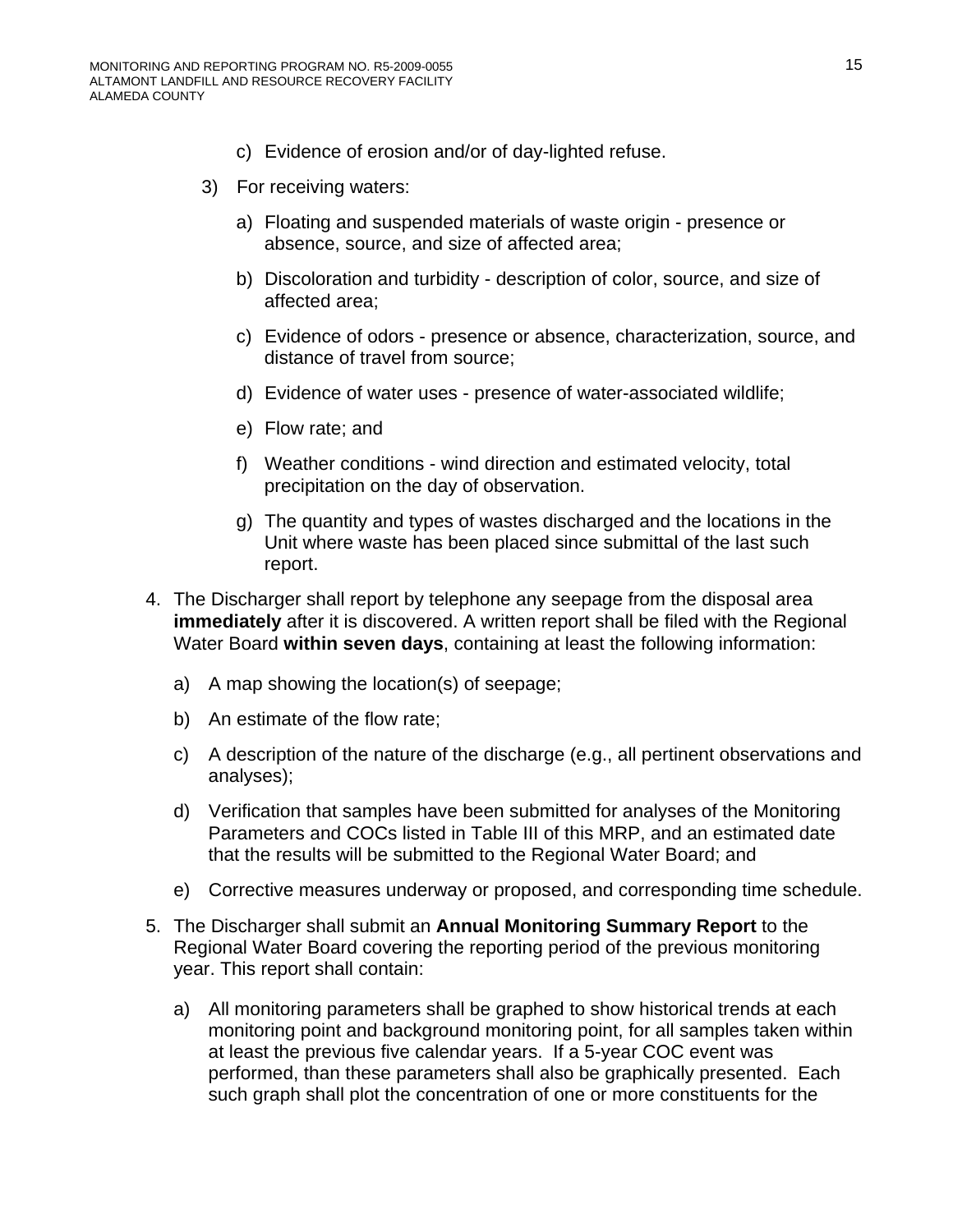c) Evidence of erosion and/or of day-lighted refuse.

3) For receiving waters:

   a) Floating and suspended materials of waste origin - presence or absence, source, and size of affected area;

   b) Discoloration and turbidity - description of color, source, and size of affected area;

   c) Evidence of odors - presence or absence, characterization, source, and distance of travel from source;

   d) Evidence of water uses - presence of water-associated wildlife;

   e) Flow rate; and

   f) Weather conditions - wind direction and estimated velocity, total precipitation on the day of observation.

   g) The quantity and types of wastes discharged and the locations in the Unit where waste has been placed since submittal of the last such report.

4. The Discharger shall report by telephone any seepage from the disposal area **immediately** after it is discovered. A written report shall be filed with the Regional Water Board **within seven days**, containing at least the following information:

   a) A map showing the location(s) of seepage;

   b) An estimate of the flow rate;

   c) A description of the nature of the discharge (e.g., all pertinent observations and analyses);

   d) Verification that samples have been submitted for analyses of the Monitoring Parameters and COCs listed in Table III of this MRP, and an estimated date that the results will be submitted to the Regional Water Board; and

   e) Corrective measures underway or proposed, and corresponding time schedule.

5. The Discharger shall submit an **Annual Monitoring Summary Report** to the Regional Water Board covering the reporting period of the previous monitoring year. This report shall contain:

   a) All monitoring parameters shall be graphed to show historical trends at each monitoring point and background monitoring point, for all samples taken within at least the previous five calendar years. If a 5-year COC event was performed, than these parameters shall also be graphically presented. Each such graph shall plot the concentration of one or more constituents for the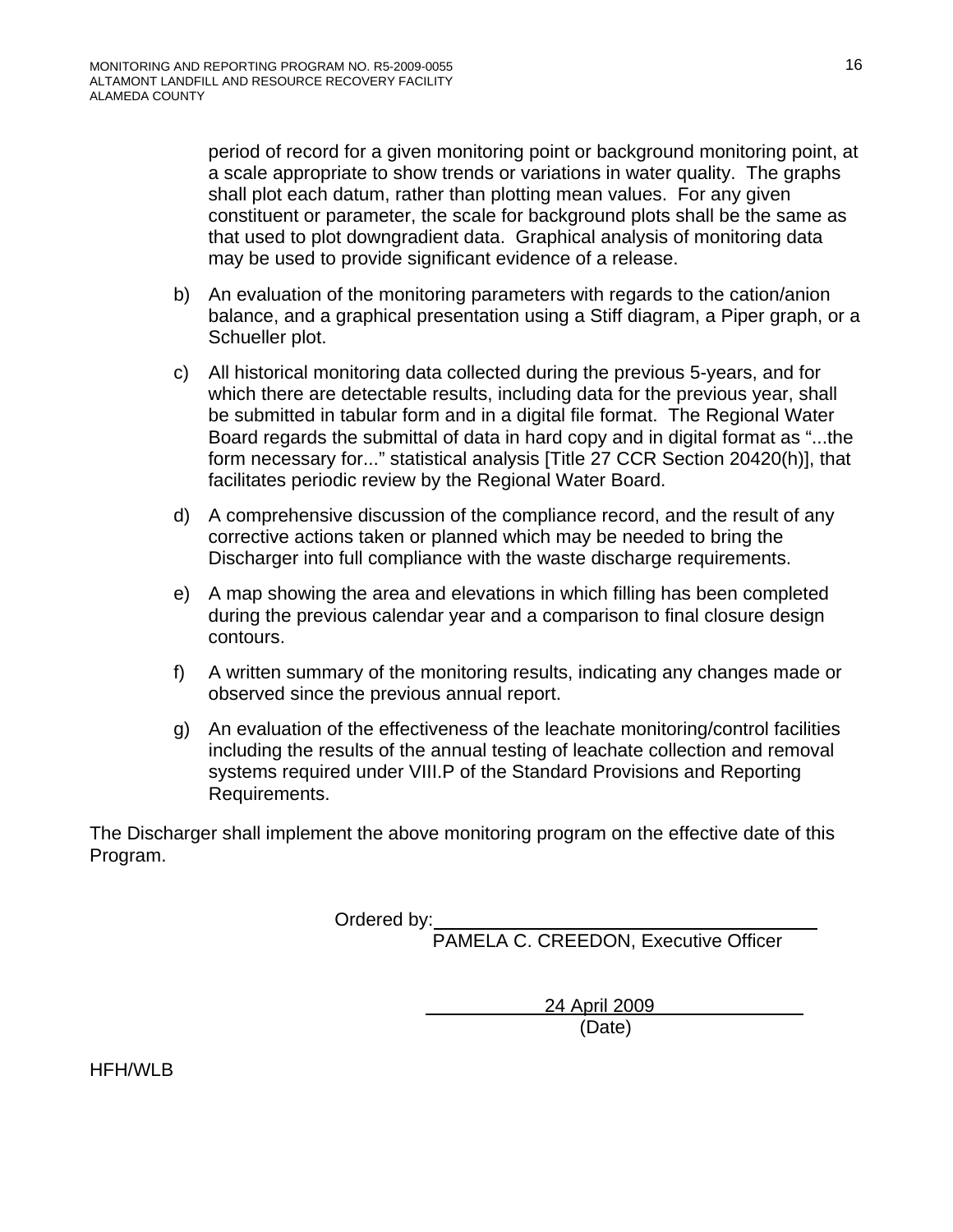period of record for a given monitoring point or background monitoring point, at a scale appropriate to show trends or variations in water quality. The graphs shall plot each datum, rather than plotting mean values. For any given constituent or parameter, the scale for background plots shall be the same as that used to plot downgradient data. Graphical analysis of monitoring data may be used to provide significant evidence of a release.

b) An evaluation of the monitoring parameters with regards to the cation/anion balance, and a graphical presentation using a Stiff diagram, a Piper graph, or a Schueller plot.

c) All historical monitoring data collected during the previous 5-years, and for which there are detectable results, including data for the previous year, shall be submitted in tabular form and in a digital file format. The Regional Water Board regards the submittal of data in hard copy and in digital format as "...the form necessary for..." statistical analysis [Title 27 CCR Section 20420(h)], that facilitates periodic review by the Regional Water Board.

d) A comprehensive discussion of the compliance record, and the result of any corrective actions taken or planned which may be needed to bring the Discharger into full compliance with the waste discharge requirements.

e) A map showing the area and elevations in which filling has been completed during the previous calendar year and a comparison to final closure design contours.

f) A written summary of the monitoring results, indicating any changes made or observed since the previous annual report.

g) An evaluation of the effectiveness of the leachate monitoring/control facilities including the results of the annual testing of leachate collection and removal systems required under VIII.P of the Standard Provisions and Reporting Requirements.

The Discharger shall implement the above monitoring program on the effective date of this Program.

Ordered by: \_\_\_\_\_\_\_\_\_\_\_\_\_\_\_\_\_\_\_\_\_\_\_\_\_\_\_\_\_\_\_\_\_\_\_\_
PAMELA C. CREEDON, Executive Officer

24 April 2009
(Date)

HFH/WLB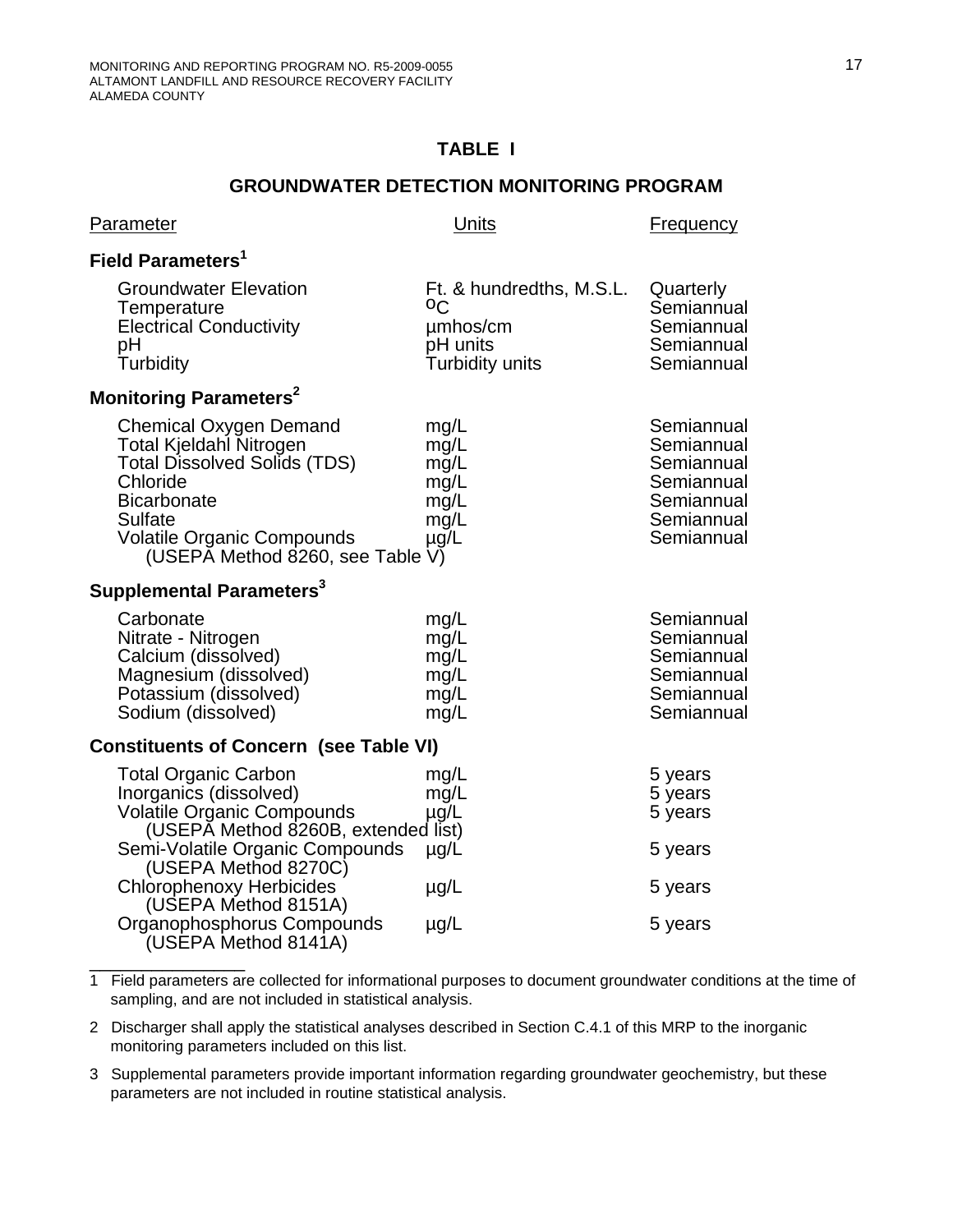# TABLE I

## GROUNDWATER DETECTION MONITORING PROGRAM

| Parameter | Units | Frequency |
|---|---|---|
| **Field Parameters[1]** | | |
| Groundwater Elevation | Ft. & hundredths, M.S.L. | Quarterly |
| Temperature | °C | Semiannual |
| Electrical Conductivity | µmhos/cm | Semiannual |
| pH | pH units | Semiannual |
| Turbidity | Turbidity units | Semiannual |
| **Monitoring Parameters[2]** | | |
| Chemical Oxygen Demand | mg/L | Semiannual |
| Total Kjeldahl Nitrogen | mg/L | Semiannual |
| Total Dissolved Solids (TDS) | mg/L | Semiannual |
| Chloride | mg/L | Semiannual |
| Bicarbonate | mg/L | Semiannual |
| Sulfate | mg/L | Semiannual |
| Volatile Organic Compounds (USEPA Method 8260, see Table V) | µg/L | Semiannual |
| **Supplemental Parameters[3]** | | |
| Carbonate | mg/L | Semiannual |
| Nitrate - Nitrogen | mg/L | Semiannual |
| Calcium (dissolved) | mg/L | Semiannual |
| Magnesium (dissolved) | mg/L | Semiannual |
| Potassium (dissolved) | mg/L | Semiannual |
| Sodium (dissolved) | mg/L | Semiannual |
| **Constituents of Concern (see Table VI)** | | |
| Total Organic Carbon | mg/L | 5 years |
| Inorganics (dissolved) | mg/L | 5 years |
| Volatile Organic Compounds (USEPA Method 8260B, extended list) | µg/L | 5 years |
| Semi-Volatile Organic Compounds (USEPA Method 8270C) | µg/L | 5 years |
| Chlorophenoxy Herbicides (USEPA Method 8151A) | µg/L | 5 years |
| Organophosphorus Compounds (USEPA Method 8141A) | µg/L | 5 years |

---

1 Field parameters are collected for informational purposes to document groundwater conditions at the time of sampling, and are not included in statistical analysis.

2 Discharger shall apply the statistical analyses described in Section C.4.1 of this MRP to the inorganic monitoring parameters included on this list.

3 Supplemental parameters provide important information regarding groundwater geochemistry, but these parameters are not included in routine statistical analysis.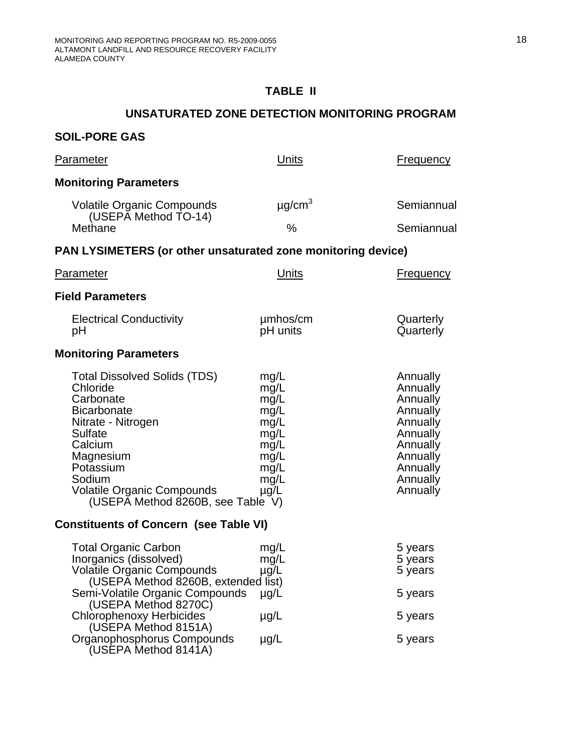# TABLE II

## UNSATURATED ZONE DETECTION MONITORING PROGRAM

### SOIL-PORE GAS

| Parameter | Units | Frequency |
|---|---|---|
| **Monitoring Parameters** | | |
| Volatile Organic Compounds (USEPA Method TO-14) | µg/cm$^3$ | Semiannual |
| Methane | % | Semiannual |

### PAN LYSIMETERS (or other unsaturated zone monitoring device)

| Parameter | Units | Frequency |
|---|---|---|
| **Field Parameters** | | |
| Electrical Conductivity | µmhos/cm | Quarterly |
| pH | pH units | Quarterly |
| **Monitoring Parameters** | | |
| Total Dissolved Solids (TDS) | mg/L | Annually |
| Chloride | mg/L | Annually |
| Carbonate | mg/L | Annually |
| Bicarbonate | mg/L | Annually |
| Nitrate - Nitrogen | mg/L | Annually |
| Sulfate | mg/L | Annually |
| Calcium | mg/L | Annually |
| Magnesium | mg/L | Annually |
| Potassium | mg/L | Annually |
| Sodium | mg/L | Annually |
| Volatile Organic Compounds (USEPA Method 8260B, see Table V) | µg/L | Annually |
| **Constituents of Concern (see Table VI)** | | |
| Total Organic Carbon | mg/L | 5 years |
| Inorganics (dissolved) | mg/L | 5 years |
| Volatile Organic Compounds (USEPA Method 8260B, extended list) | µg/L | 5 years |
| Semi-Volatile Organic Compounds (USEPA Method 8270C) | µg/L | 5 years |
| Chlorophenoxy Herbicides (USEPA Method 8151A) | µg/L | 5 years |
| Organophosphorus Compounds (USEPA Method 8141A) | µg/L | 5 years |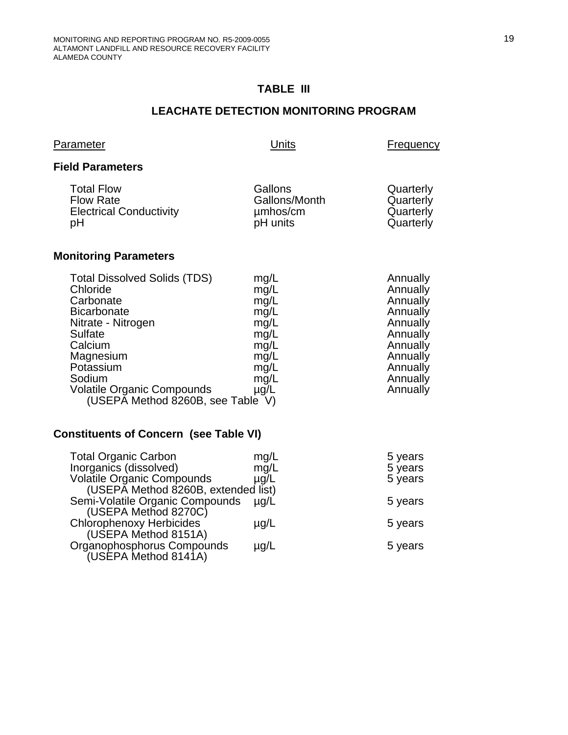## TABLE III

## LEACHATE DETECTION MONITORING PROGRAM

| Parameter | Units | Frequency |
|---|---|---|
| **Field Parameters** | | |
| Total Flow | Gallons | Quarterly |
| Flow Rate | Gallons/Month | Quarterly |
| Electrical Conductivity | µmhos/cm | Quarterly |
| pH | pH units | Quarterly |
| **Monitoring Parameters** | | |
| Total Dissolved Solids (TDS) | mg/L | Annually |
| Chloride | mg/L | Annually |
| Carbonate | mg/L | Annually |
| Bicarbonate | mg/L | Annually |
| Nitrate - Nitrogen | mg/L | Annually |
| Sulfate | mg/L | Annually |
| Calcium | mg/L | Annually |
| Magnesium | mg/L | Annually |
| Potassium | mg/L | Annually |
| Sodium | mg/L | Annually |
| Volatile Organic Compounds (USEPA Method 8260B, see Table V) | µg/L | Annually |
| **Constituents of Concern (see Table VI)** | | |
| Total Organic Carbon | mg/L | 5 years |
| Inorganics (dissolved) | mg/L | 5 years |
| Volatile Organic Compounds (USEPA Method 8260B, extended list) | µg/L | 5 years |
| Semi-Volatile Organic Compounds (USEPA Method 8270C) | µg/L | 5 years |
| Chlorophenoxy Herbicides (USEPA Method 8151A) | µg/L | 5 years |
| Organophosphorus Compounds (USEPA Method 8141A) | µg/L | 5 years |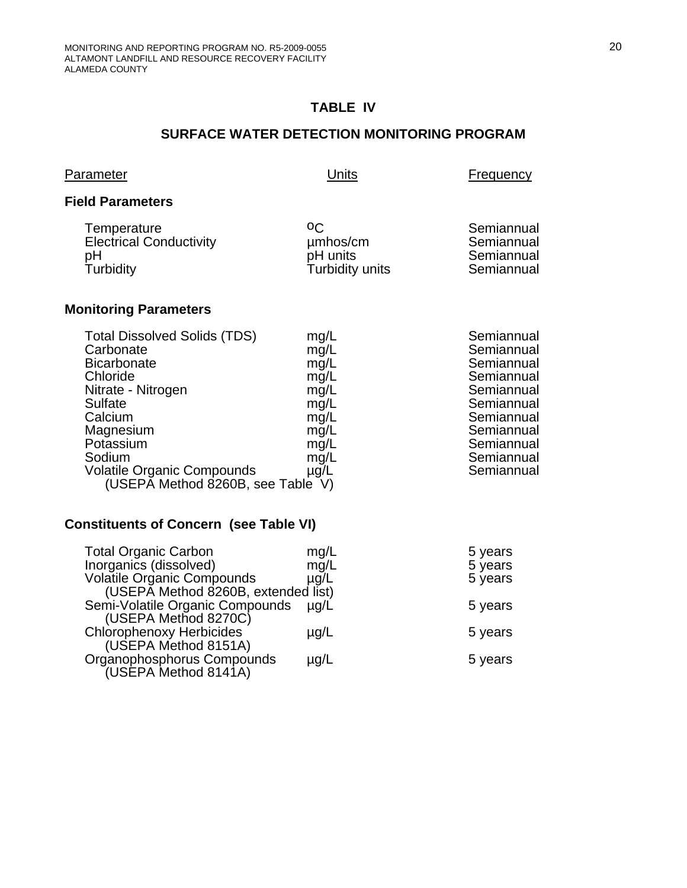## TABLE IV

## SURFACE WATER DETECTION MONITORING PROGRAM

| Parameter | Units | Frequency |
|---|---|---|
| **Field Parameters** | | |
| Temperature | $^{o}C$ | Semiannual |
| Electrical Conductivity | µmhos/cm | Semiannual |
| pH | pH units | Semiannual |
| Turbidity | Turbidity units | Semiannual |
| **Monitoring Parameters** | | |
| Total Dissolved Solids (TDS) | mg/L | Semiannual |
| Carbonate | mg/L | Semiannual |
| Bicarbonate | mg/L | Semiannual |
| Chloride | mg/L | Semiannual |
| Nitrate - Nitrogen | mg/L | Semiannual |
| Sulfate | mg/L | Semiannual |
| Calcium | mg/L | Semiannual |
| Magnesium | mg/L | Semiannual |
| Potassium | mg/L | Semiannual |
| Sodium | mg/L | Semiannual |
| Volatile Organic Compounds (USEPA Method 8260B, see Table V) | µg/L | Semiannual |
| **Constituents of Concern (see Table VI)** | | |
| Total Organic Carbon | mg/L | 5 years |
| Inorganics (dissolved) | mg/L | 5 years |
| Volatile Organic Compounds (USEPA Method 8260B, extended list) | µg/L | 5 years |
| Semi-Volatile Organic Compounds (USEPA Method 8270C) | µg/L | 5 years |
| Chlorophenoxy Herbicides (USEPA Method 8151A) | µg/L | 5 years |
| Organophosphorus Compounds (USEPA Method 8141A) | µg/L | 5 years |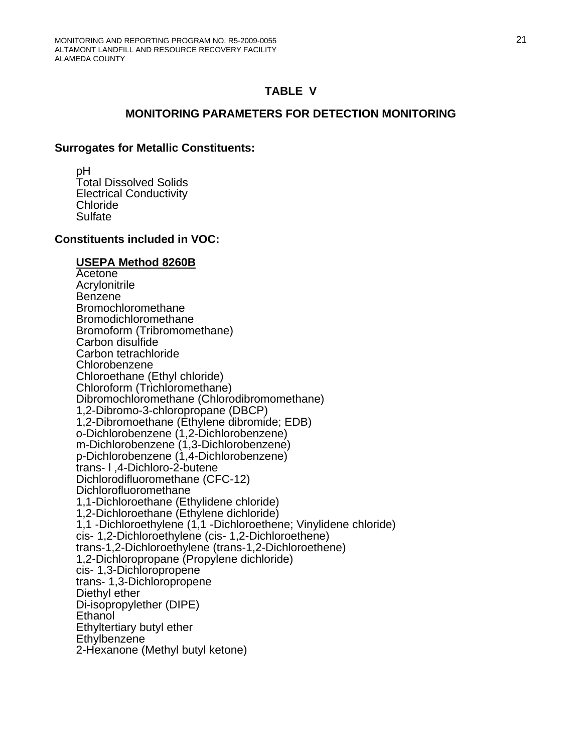# TABLE V

## MONITORING PARAMETERS FOR DETECTION MONITORING

### Surrogates for Metallic Constituents:

pH
Total Dissolved Solids
Electrical Conductivity
Chloride
Sulfate

### Constituents included in VOC:

**USEPA Method 8260B**

Acetone
Acrylonitrile
Benzene
Bromochloromethane
Bromodichloromethane
Bromoform (Tribromomethane)
Carbon disulfide
Carbon tetrachloride
Chlorobenzene
Chloroethane (Ethyl chloride)
Chloroform (Trichloromethane)
Dibromochloromethane (Chlorodibromomethane)
1,2-Dibromo-3-chloropropane (DBCP)
1,2-Dibromoethane (Ethylene dibromide; EDB)
o-Dichlorobenzene (1,2-Dichlorobenzene)
m-Dichlorobenzene (1,3-Dichlorobenzene)
p-Dichlorobenzene (1,4-Dichlorobenzene)
trans- l ,4-Dichloro-2-butene
Dichlorodifluoromethane (CFC-12)
Dichlorofluoromethane
1,1-Dichloroethane (Ethylidene chloride)
1,2-Dichloroethane (Ethylene dichloride)
1,1 -Dichloroethylene (1,1 -Dichloroethene; Vinylidene chloride)
cis- 1,2-Dichloroethylene (cis- 1,2-Dichloroethene)
trans-1,2-Dichloroethylene (trans-1,2-Dichloroethene)
1,2-Dichloropropane (Propylene dichloride)
cis- 1,3-Dichloropropene
trans- 1,3-Dichloropropene
Diethyl ether
Di-isopropylether (DIPE)
Ethanol
Ethyltertiary butyl ether
Ethylbenzene
2-Hexanone (Methyl butyl ketone)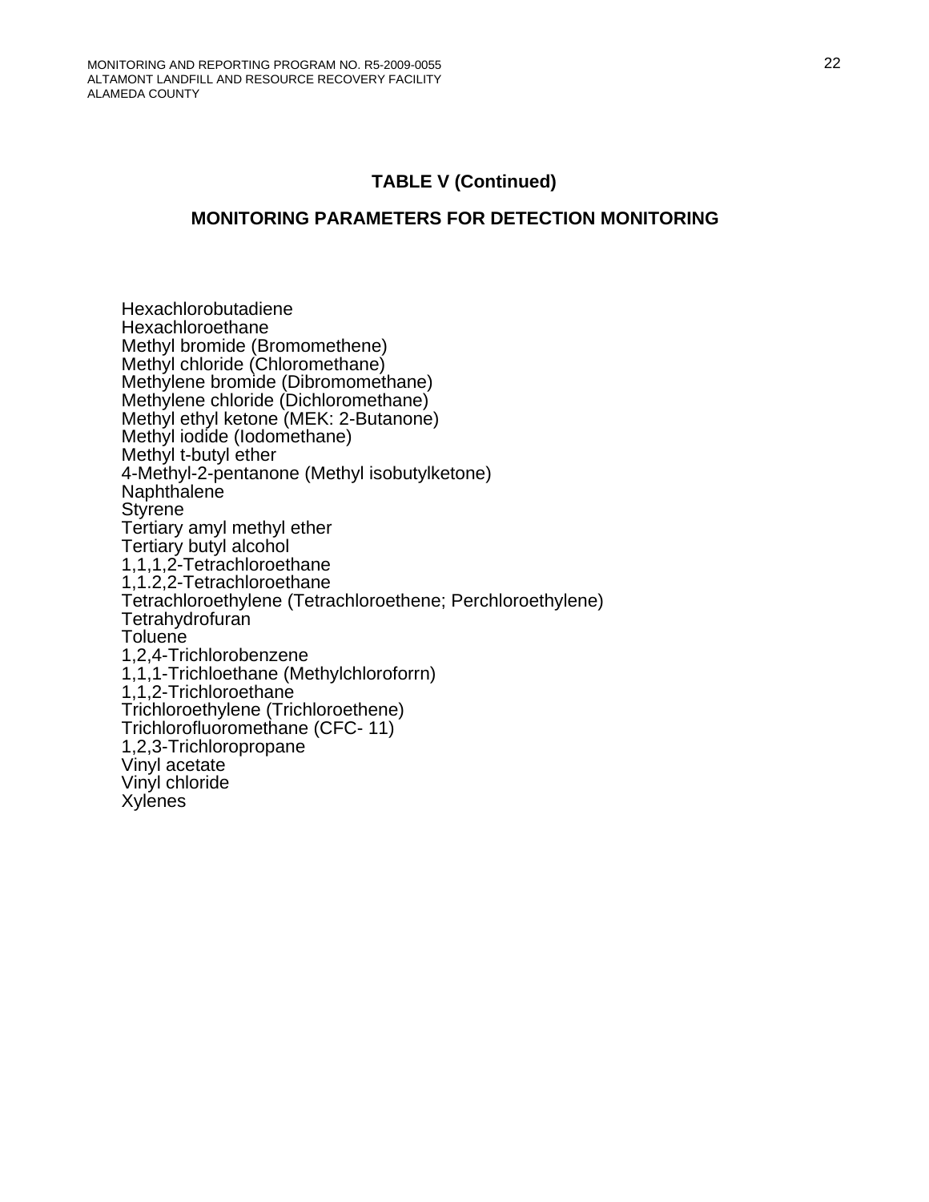## TABLE V (Continued)

## MONITORING PARAMETERS FOR DETECTION MONITORING

Hexachlorobutadiene
Hexachloroethane
Methyl bromide (Bromomethene)
Methyl chloride (Chloromethane)
Methylene bromide (Dibromomethane)
Methylene chloride (Dichloromethane)
Methyl ethyl ketone (MEK: 2-Butanone)
Methyl iodide (Iodomethane)
Methyl t-butyl ether
4-Methyl-2-pentanone (Methyl isobutylketone)
Naphthalene
Styrene
Tertiary amyl methyl ether
Tertiary butyl alcohol
1,1,1,2-Tetrachloroethane
1,1.2,2-Tetrachloroethane
Tetrachloroethylene (Tetrachloroethene; Perchloroethylene)
Tetrahydrofuran
Toluene
1,2,4-Trichlorobenzene
1,1,1-Trichloethane (Methylchloroforrn)
1,1,2-Trichloroethane
Trichloroethylene (Trichloroethene)
Trichlorofluoromethane (CFC- 11)
1,2,3-Trichloropropane
Vinyl acetate
Vinyl chloride
Xylenes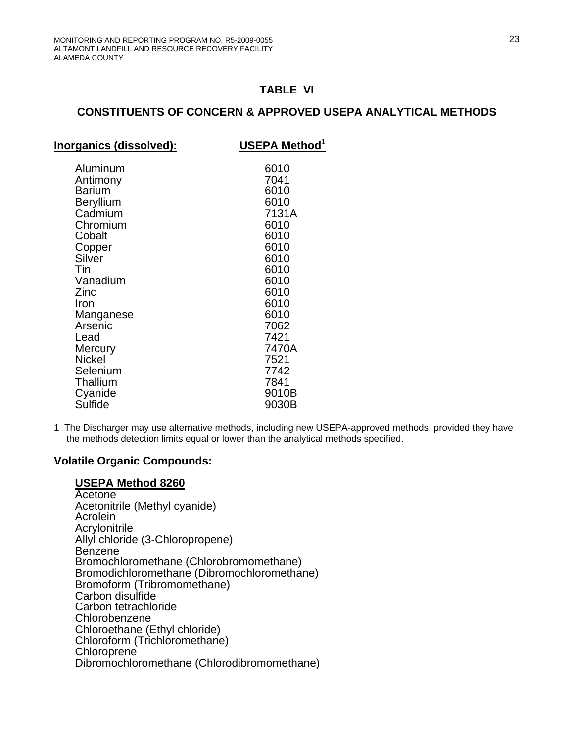## TABLE VI

## CONSTITUENTS OF CONCERN & APPROVED USEPA ANALYTICAL METHODS

| **Inorganics (dissolved):** | **USEPA Method[1]** |
|---|---|
| Aluminum | 6010 |
| Antimony | 7041 |
| Barium | 6010 |
| Beryllium | 6010 |
| Cadmium | 7131A |
| Chromium | 6010 |
| Cobalt | 6010 |
| Copper | 6010 |
| Silver | 6010 |
| Tin | 6010 |
| Vanadium | 6010 |
| Zinc | 6010 |
| Iron | 6010 |
| Manganese | 6010 |
| Arsenic | 7062 |
| Lead | 7421 |
| Mercury | 7470A |
| Nickel | 7521 |
| Selenium | 7742 |
| Thallium | 7841 |
| Cyanide | 9010B |
| Sulfide | 9030B |

1 The Discharger may use alternative methods, including new USEPA-approved methods, provided they have the methods detection limits equal or lower than the analytical methods specified.

**Volatile Organic Compounds:**

**USEPA Method 8260**

Acetone
Acetonitrile (Methyl cyanide)
Acrolein
Acrylonitrile
Allyl chloride (3-Chloropropene)
Benzene
Bromochloromethane (Chlorobromomethane)
Bromodichloromethane (Dibromochloromethane)
Bromoform (Tribromomethane)
Carbon disulfide
Carbon tetrachloride
Chlorobenzene
Chloroethane (Ethyl chloride)
Chloroform (Trichloromethane)
Chloroprene
Dibromochloromethane (Chlorodibromomethane)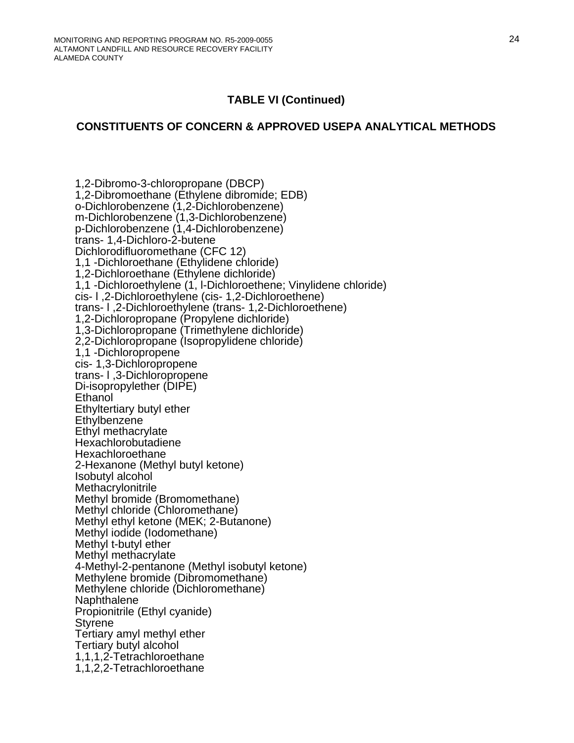## TABLE VI (Continued)

## CONSTITUENTS OF CONCERN & APPROVED USEPA ANALYTICAL METHODS

1,2-Dibromo-3-chloropropane (DBCP)
1,2-Dibromoethane (Ethylene dibromide; EDB)
o-Dichlorobenzene (1,2-Dichlorobenzene)
m-Dichlorobenzene (1,3-Dichlorobenzene)
p-Dichlorobenzene (1,4-Dichlorobenzene)
trans- 1,4-Dichloro-2-butene
Dichlorodifluoromethane (CFC 12)
1,1 -Dichloroethane (Ethylidene chloride)
1,2-Dichloroethane (Ethylene dichloride)
1,1 -Dichloroethylene (1, l-Dichloroethene; Vinylidene chloride)
cis- l ,2-Dichloroethylene (cis- 1,2-Dichloroethene)
trans- l ,2-Dichloroethylene (trans- 1,2-Dichloroethene)
1,2-Dichloropropane (Propylene dichloride)
1,3-Dichloropropane (Trimethylene dichloride)
2,2-Dichloropropane (Isopropylidene chloride)
1,1 -Dichloropropene
cis- 1,3-Dichloropropene
trans- l ,3-Dichloropropene
Di-isopropylether (DIPE)
Ethanol
Ethyltertiary butyl ether
Ethylbenzene
Ethyl methacrylate
Hexachlorobutadiene
Hexachloroethane
2-Hexanone (Methyl butyl ketone)
Isobutyl alcohol
Methacrylonitrile
Methyl bromide (Bromomethane)
Methyl chloride (Chloromethane)
Methyl ethyl ketone (MEK; 2-Butanone)
Methyl iodide (Iodomethane)
Methyl t-butyl ether
Methyl methacrylate
4-Methyl-2-pentanone (Methyl isobutyl ketone)
Methylene bromide (Dibromomethane)
Methylene chloride (Dichloromethane)
Naphthalene
Propionitrile (Ethyl cyanide)
Styrene
Tertiary amyl methyl ether
Tertiary butyl alcohol
1,1,1,2-Tetrachloroethane
1,1,2,2-Tetrachloroethane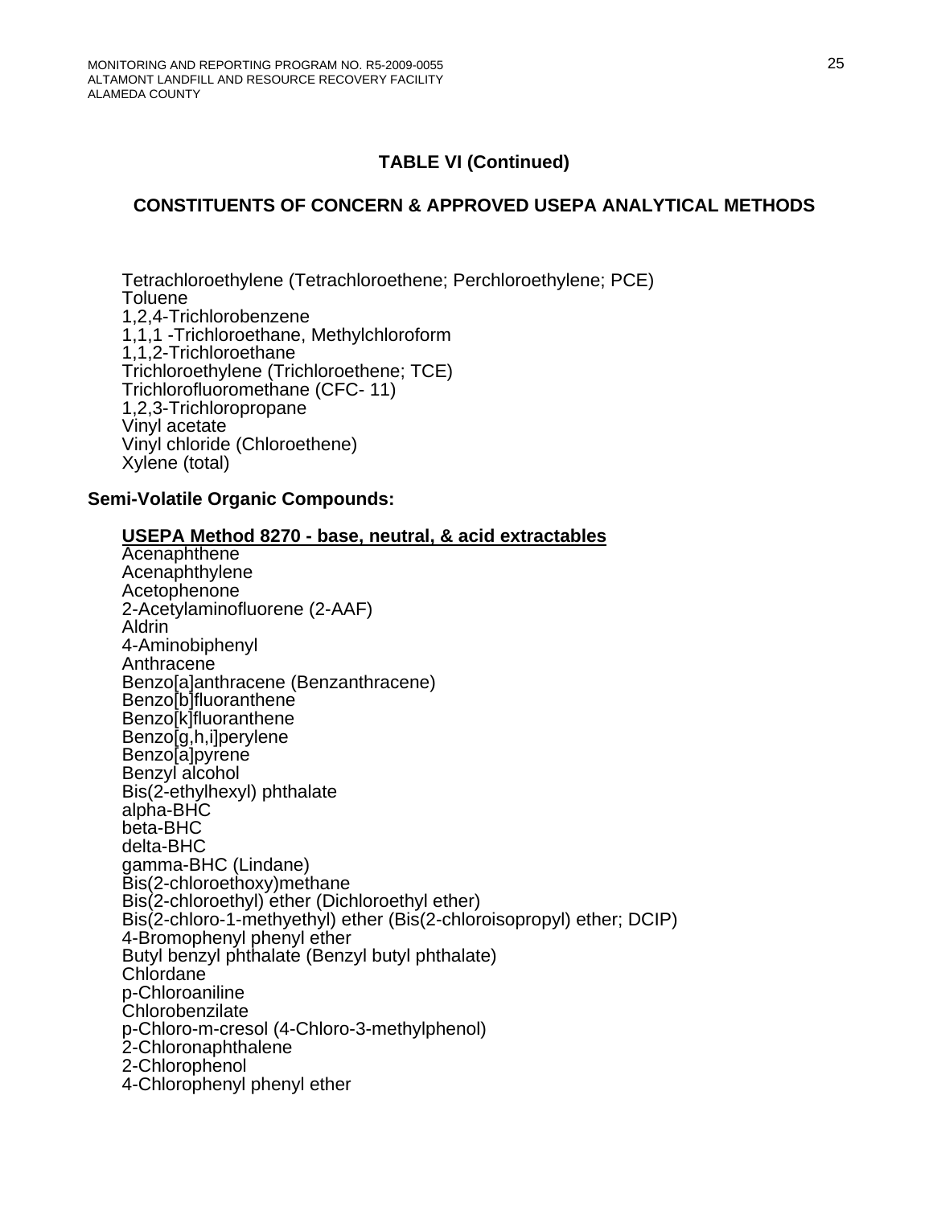## TABLE VI (Continued)

## CONSTITUENTS OF CONCERN & APPROVED USEPA ANALYTICAL METHODS

Tetrachloroethylene (Tetrachloroethene; Perchloroethylene; PCE)
Toluene
1,2,4-Trichlorobenzene
1,1,1 -Trichloroethane, Methylchloroform
1,1,2-Trichloroethane
Trichloroethylene (Trichloroethene; TCE)
Trichlorofluoromethane (CFC- 11)
1,2,3-Trichloropropane
Vinyl acetate
Vinyl chloride (Chloroethene)
Xylene (total)

**Semi-Volatile Organic Compounds:**

**USEPA Method 8270 - base, neutral, & acid extractables**

Acenaphthene
Acenaphthylene
Acetophenone
2-Acetylaminofluorene (2-AAF)
Aldrin
4-Aminobiphenyl
Anthracene
Benzo[a]anthracene (Benzanthracene)
Benzo[b]fluoranthene
Benzo[k]fluoranthene
Benzo[g,h,i]perylene
Benzo[a]pyrene
Benzyl alcohol
Bis(2-ethylhexyl) phthalate
alpha-BHC
beta-BHC
delta-BHC
gamma-BHC (Lindane)
Bis(2-chloroethoxy)methane
Bis(2-chloroethyl) ether (Dichloroethyl ether)
Bis(2-chloro-1-methyethyl) ether (Bis(2-chloroisopropyl) ether; DCIP)
4-Bromophenyl phenyl ether
Butyl benzyl phthalate (Benzyl butyl phthalate)
Chlordane
p-Chloroaniline
Chlorobenzilate
p-Chloro-m-cresol (4-Chloro-3-methylphenol)
2-Chloronaphthalene
2-Chlorophenol
4-Chlorophenyl phenyl ether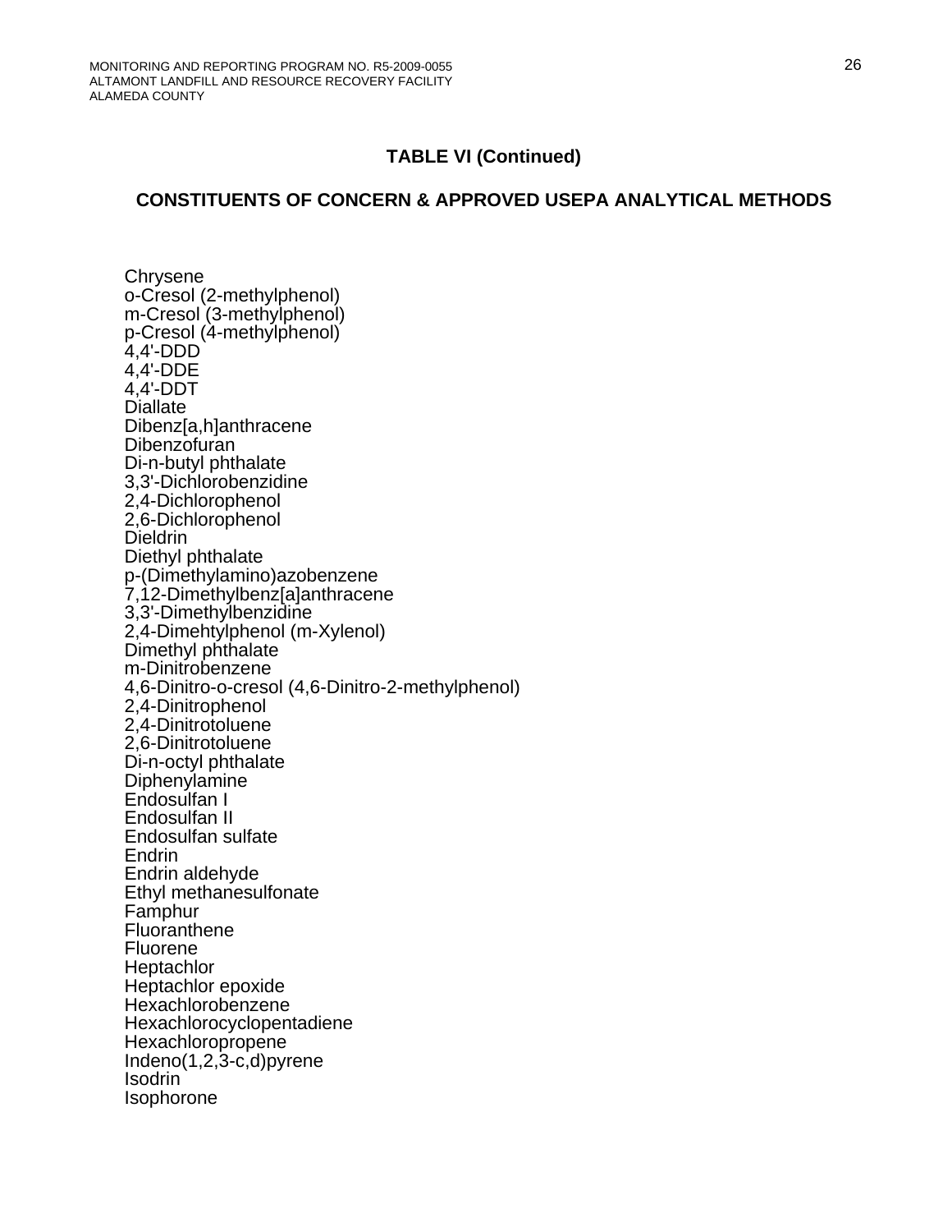## TABLE VI (Continued)

## CONSTITUENTS OF CONCERN & APPROVED USEPA ANALYTICAL METHODS

Chrysene  
o-Cresol (2-methylphenol)  
m-Cresol (3-methylphenol)  
p-Cresol (4-methylphenol)  
4,4'-DDD  
4,4'-DDE  
4,4'-DDT  
Diallate  
Dibenz[a,h]anthracene  
Dibenzofuran  
Di-n-butyl phthalate  
3,3'-Dichlorobenzidine  
2,4-Dichlorophenol  
2,6-Dichlorophenol  
Dieldrin  
Diethyl phthalate  
p-(Dimethylamino)azobenzene  
7,12-Dimethylbenz[a]anthracene  
3,3'-Dimethylbenzidine  
2,4-Dimehtylphenol (m-Xylenol)  
Dimethyl phthalate  
m-Dinitrobenzene  
4,6-Dinitro-o-cresol (4,6-Dinitro-2-methylphenol)  
2,4-Dinitrophenol  
2,4-Dinitrotoluene  
2,6-Dinitrotoluene  
Di-n-octyl phthalate  
Diphenylamine  
Endosulfan I  
Endosulfan II  
Endosulfan sulfate  
Endrin  
Endrin aldehyde  
Ethyl methanesulfonate  
Famphur  
Fluoranthene  
Fluorene  
Heptachlor  
Heptachlor epoxide  
Hexachlorobenzene  
Hexachlorocyclopentadiene  
Hexachloropropene  
Indeno(1,2,3-c,d)pyrene  
Isodrin  
Isophorone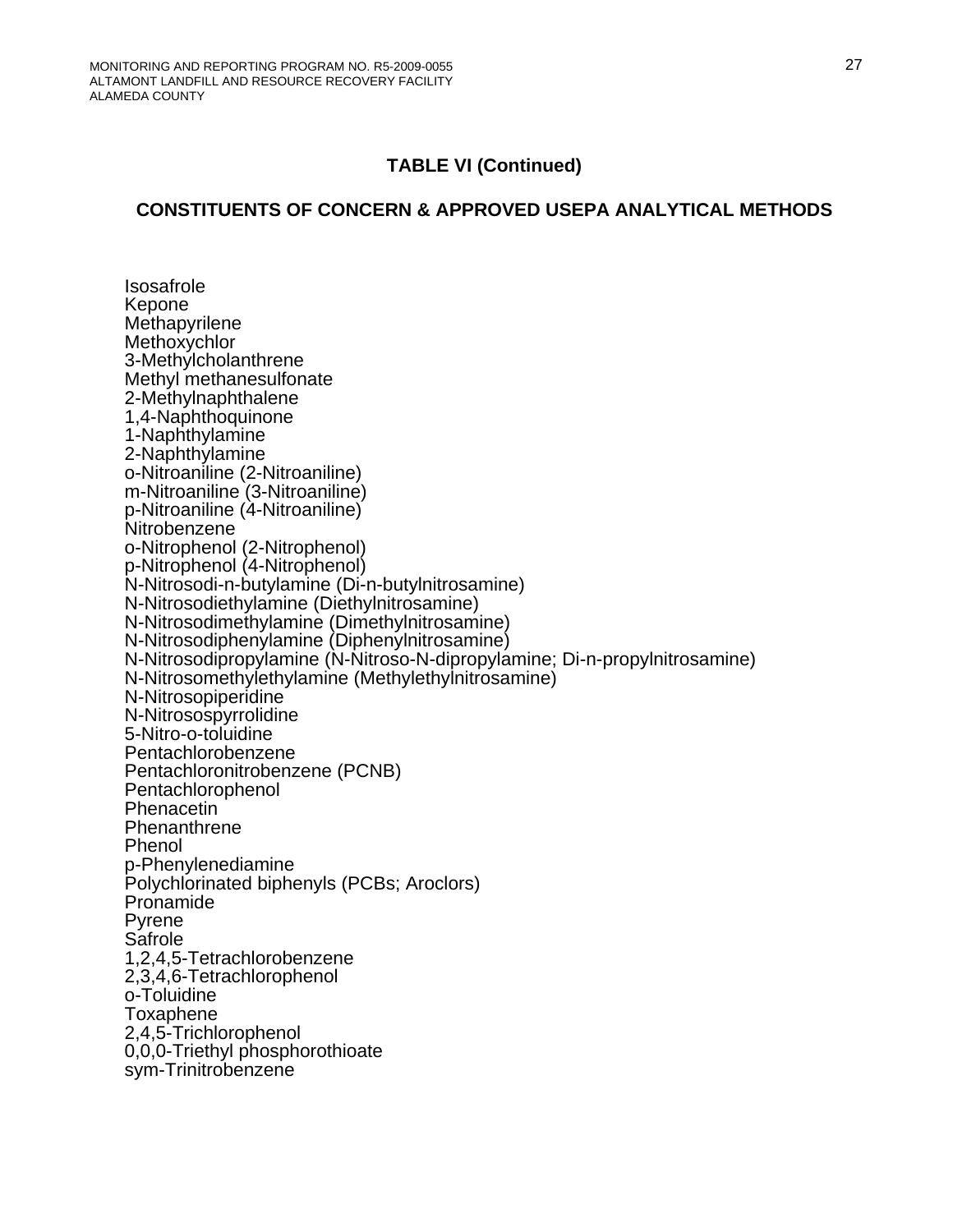## TABLE VI (Continued)

## CONSTITUENTS OF CONCERN & APPROVED USEPA ANALYTICAL METHODS

Isosafrole
Kepone
Methapyrilene
Methoxychlor
3-Methylcholanthrene
Methyl methanesulfonate
2-Methylnaphthalene
1,4-Naphthoquinone
1-Naphthylamine
2-Naphthylamine
o-Nitroaniline (2-Nitroaniline)
m-Nitroaniline (3-Nitroaniline)
p-Nitroaniline (4-Nitroaniline)
Nitrobenzene
o-Nitrophenol (2-Nitrophenol)
p-Nitrophenol (4-Nitrophenol)
N-Nitrosodi-n-butylamine (Di-n-butylnitrosamine)
N-Nitrosodiethylamine (Diethylnitrosamine)
N-Nitrosodimethylamine (Dimethylnitrosamine)
N-Nitrosodiphenylamine (Diphenylnitrosamine)
N-Nitrosodipropylamine (N-Nitroso-N-dipropylamine; Di-n-propylnitrosamine)
N-Nitrosomethylethylamine (Methylethylnitrosamine)
N-Nitrosopiperidine
N-Nitrosospyrrolidine
5-Nitro-o-toluidine
Pentachlorobenzene
Pentachloronitrobenzene (PCNB)
Pentachlorophenol
Phenacetin
Phenanthrene
Phenol
p-Phenylenediamine
Polychlorinated biphenyls (PCBs; Aroclors)
Pronamide
Pyrene
Safrole
1,2,4,5-Tetrachlorobenzene
2,3,4,6-Tetrachlorophenol
o-Toluidine
Toxaphene
2,4,5-Trichlorophenol
0,0,0-Triethyl phosphorothioate
sym-Trinitrobenzene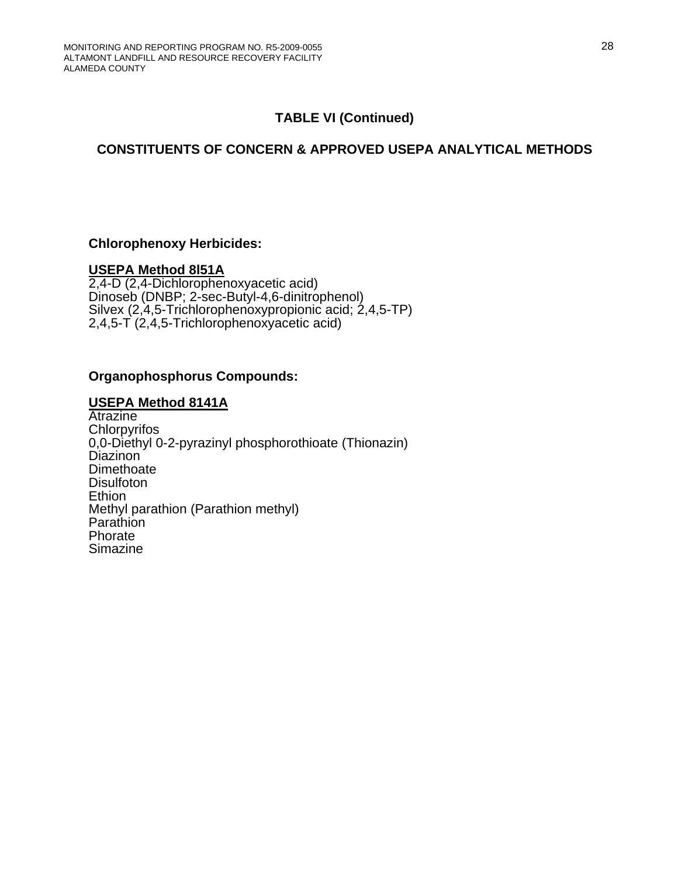## TABLE VI (Continued)

## CONSTITUENTS OF CONCERN & APPROVED USEPA ANALYTICAL METHODS

**Chlorophenoxy Herbicides:**

**USEPA Method 8l51A**
2,4-D (2,4-Dichlorophenoxyacetic acid)
Dinoseb (DNBP; 2-sec-Butyl-4,6-dinitrophenol)
Silvex (2,4,5-Trichlorophenoxypropionic acid; 2,4,5-TP)
2,4,5-T (2,4,5-Trichlorophenoxyacetic acid)

**Organophosphorus Compounds:**

**USEPA Method 8141A**
Atrazine
Chlorpyrifos
0,0-Diethyl 0-2-pyrazinyl phosphorothioate (Thionazin)
Diazinon
Dimethoate
Disulfoton
Ethion
Methyl parathion (Parathion methyl)
Parathion
Phorate
Simazine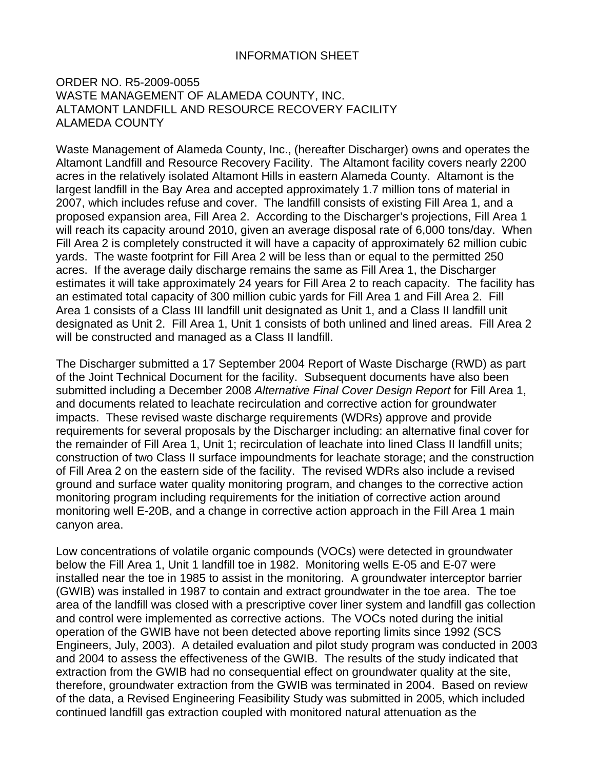# INFORMATION SHEET

ORDER NO. R5-2009-0055
WASTE MANAGEMENT OF ALAMEDA COUNTY, INC.
ALTAMONT LANDFILL AND RESOURCE RECOVERY FACILITY
ALAMEDA COUNTY

Waste Management of Alameda County, Inc., (hereafter Discharger) owns and operates the Altamont Landfill and Resource Recovery Facility. The Altamont facility covers nearly 2200 acres in the relatively isolated Altamont Hills in eastern Alameda County. Altamont is the largest landfill in the Bay Area and accepted approximately 1.7 million tons of material in 2007, which includes refuse and cover. The landfill consists of existing Fill Area 1, and a proposed expansion area, Fill Area 2. According to the Discharger's projections, Fill Area 1 will reach its capacity around 2010, given an average disposal rate of 6,000 tons/day. When Fill Area 2 is completely constructed it will have a capacity of approximately 62 million cubic yards. The waste footprint for Fill Area 2 will be less than or equal to the permitted 250 acres. If the average daily discharge remains the same as Fill Area 1, the Discharger estimates it will take approximately 24 years for Fill Area 2 to reach capacity. The facility has an estimated total capacity of 300 million cubic yards for Fill Area 1 and Fill Area 2. Fill Area 1 consists of a Class III landfill unit designated as Unit 1, and a Class II landfill unit designated as Unit 2. Fill Area 1, Unit 1 consists of both unlined and lined areas. Fill Area 2 will be constructed and managed as a Class II landfill.

The Discharger submitted a 17 September 2004 Report of Waste Discharge (RWD) as part of the Joint Technical Document for the facility. Subsequent documents have also been submitted including a December 2008 *Alternative Final Cover Design Report* for Fill Area 1, and documents related to leachate recirculation and corrective action for groundwater impacts. These revised waste discharge requirements (WDRs) approve and provide requirements for several proposals by the Discharger including: an alternative final cover for the remainder of Fill Area 1, Unit 1; recirculation of leachate into lined Class II landfill units; construction of two Class II surface impoundments for leachate storage; and the construction of Fill Area 2 on the eastern side of the facility. The revised WDRs also include a revised ground and surface water quality monitoring program, and changes to the corrective action monitoring program including requirements for the initiation of corrective action around monitoring well E-20B, and a change in corrective action approach in the Fill Area 1 main canyon area.

Low concentrations of volatile organic compounds (VOCs) were detected in groundwater below the Fill Area 1, Unit 1 landfill toe in 1982. Monitoring wells E-05 and E-07 were installed near the toe in 1985 to assist in the monitoring. A groundwater interceptor barrier (GWIB) was installed in 1987 to contain and extract groundwater in the toe area. The toe area of the landfill was closed with a prescriptive cover liner system and landfill gas collection and control were implemented as corrective actions. The VOCs noted during the initial operation of the GWIB have not been detected above reporting limits since 1992 (SCS Engineers, July, 2003). A detailed evaluation and pilot study program was conducted in 2003 and 2004 to assess the effectiveness of the GWIB. The results of the study indicated that extraction from the GWIB had no consequential effect on groundwater quality at the site, therefore, groundwater extraction from the GWIB was terminated in 2004. Based on review of the data, a Revised Engineering Feasibility Study was submitted in 2005, which included continued landfill gas extraction coupled with monitored natural attenuation as the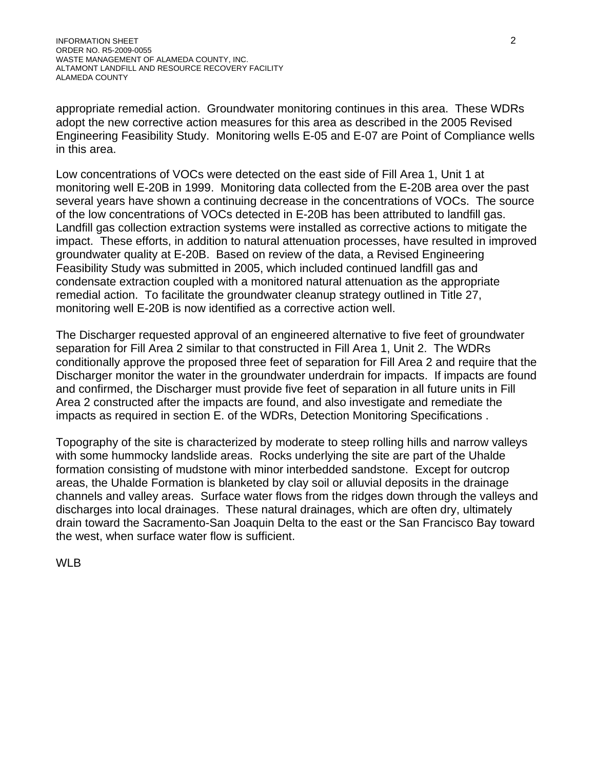appropriate remedial action. Groundwater monitoring continues in this area. These WDRs adopt the new corrective action measures for this area as described in the 2005 Revised Engineering Feasibility Study. Monitoring wells E-05 and E-07 are Point of Compliance wells in this area.

Low concentrations of VOCs were detected on the east side of Fill Area 1, Unit 1 at monitoring well E-20B in 1999. Monitoring data collected from the E-20B area over the past several years have shown a continuing decrease in the concentrations of VOCs. The source of the low concentrations of VOCs detected in E-20B has been attributed to landfill gas. Landfill gas collection extraction systems were installed as corrective actions to mitigate the impact. These efforts, in addition to natural attenuation processes, have resulted in improved groundwater quality at E-20B. Based on review of the data, a Revised Engineering Feasibility Study was submitted in 2005, which included continued landfill gas and condensate extraction coupled with a monitored natural attenuation as the appropriate remedial action. To facilitate the groundwater cleanup strategy outlined in Title 27, monitoring well E-20B is now identified as a corrective action well.

The Discharger requested approval of an engineered alternative to five feet of groundwater separation for Fill Area 2 similar to that constructed in Fill Area 1, Unit 2. The WDRs conditionally approve the proposed three feet of separation for Fill Area 2 and require that the Discharger monitor the water in the groundwater underdrain for impacts. If impacts are found and confirmed, the Discharger must provide five feet of separation in all future units in Fill Area 2 constructed after the impacts are found, and also investigate and remediate the impacts as required in section E. of the WDRs, Detection Monitoring Specifications .

Topography of the site is characterized by moderate to steep rolling hills and narrow valleys with some hummocky landslide areas. Rocks underlying the site are part of the Uhalde formation consisting of mudstone with minor interbedded sandstone. Except for outcrop areas, the Uhalde Formation is blanketed by clay soil or alluvial deposits in the drainage channels and valley areas. Surface water flows from the ridges down through the valleys and discharges into local drainages. These natural drainages, which are often dry, ultimately drain toward the Sacramento-San Joaquin Delta to the east or the San Francisco Bay toward the west, when surface water flow is sufficient.

WLB